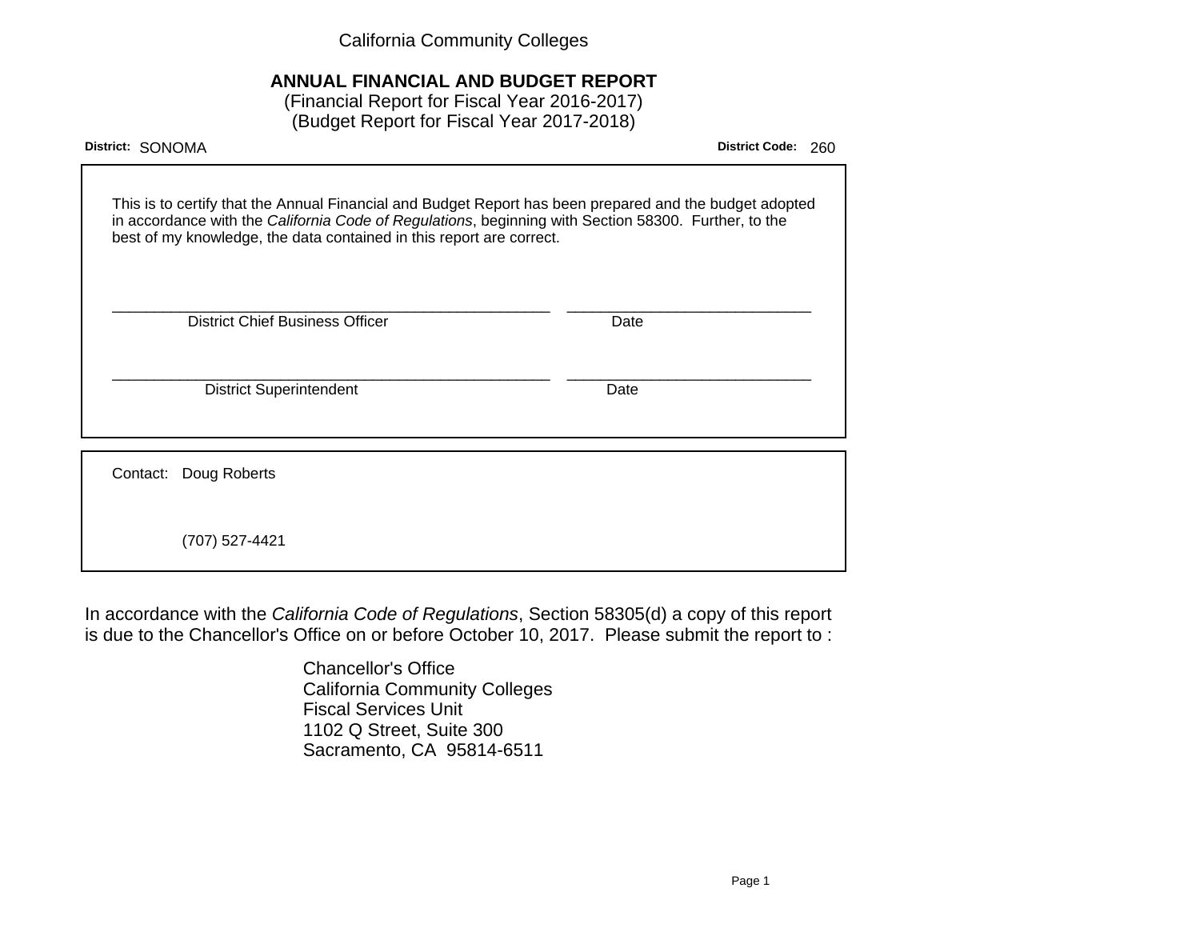California Community Colleges

# ANNUAL FINANCIAL AND BUDGET REPORT

(Financial Report for Fiscal Year 2016-2017)
(Budget Report for Fiscal Year 2017-2018)

**District:** SONOMA **District Code:** 260

This is to certify that the Annual Financial and Budget Report has been prepared and the budget adopted in accordance with the *California Code of Regulations*, beginning with Section 58300. Further, to the best of my knowledge, the data contained in this report are correct.

\_\_\_\_\_\_\_\_\_\_\_\_\_\_\_\_\_\_\_\_\_\_\_\_\_\_\_\_\_\_\_\_\_\_\_\_\_\_\_\_\_\_ \_\_\_\_\_\_\_\_\_\_\_\_\_\_\_\_\_\_\_\_\_\_\_\_\_
District Chief Business Officer Date

\_\_\_\_\_\_\_\_\_\_\_\_\_\_\_\_\_\_\_\_\_\_\_\_\_\_\_\_\_\_\_\_\_\_\_\_\_\_\_\_\_\_ \_\_\_\_\_\_\_\_\_\_\_\_\_\_\_\_\_\_\_\_\_\_\_\_\_
District Superintendent Date

Contact: Doug Roberts

(707) 527-4421

In accordance with the *California Code of Regulations*, Section 58305(d) a copy of this report is due to the Chancellor's Office on or before October 10, 2017. Please submit the report to :

Chancellor's Office
California Community Colleges
Fiscal Services Unit
1102 Q Street, Suite 300
Sacramento, CA 95814-6511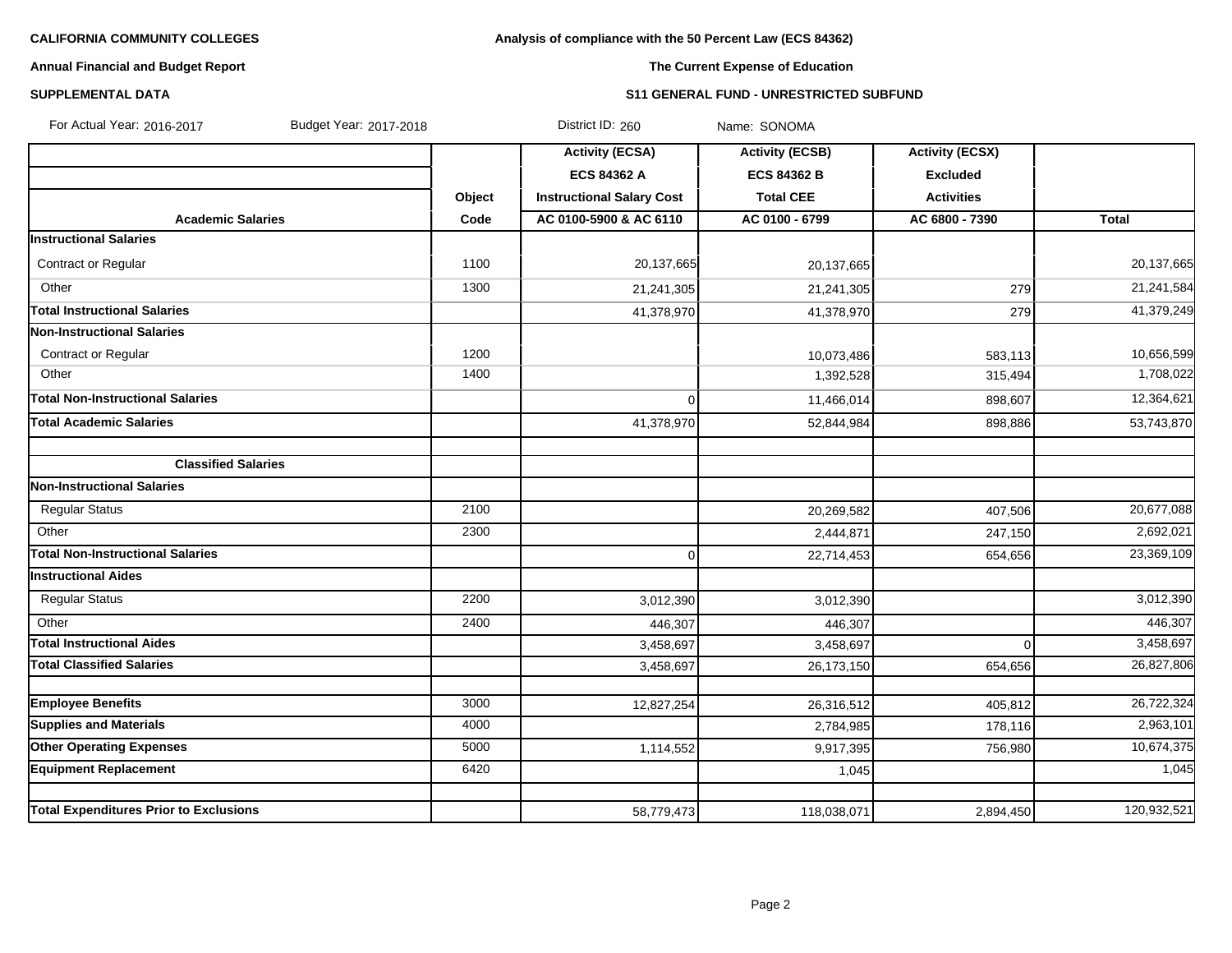**CALIFORNIA COMMUNITY COLLEGES**

**Analysis of compliance with the 50 Percent Law (ECS 84362)**

**Annual Financial and Budget Report**

**The Current Expense of Education**

**SUPPLEMENTAL DATA**

**S11 GENERAL FUND - UNRESTRICTED SUBFUND**

For Actual Year: 2016-2017 Budget Year: 2017-2018 District ID: 260 Name: SONOMA

| | | Activity (ECSA) | Activity (ECSB) | Activity (ECSX) | |
|---|---|---|---|---|---|
| | | ECS 84362 A | ECS 84362 B | Excluded | |
| | Object | Instructional Salary Cost | Total CEE | Activities | |
| **Academic Salaries** | Code | AC 0100-5900 & AC 6110 | AC 0100 - 6799 | AC 6800 - 7390 | Total |
| **Instructional Salaries** | | | | | |
| Contract or Regular | 1100 | 20,137,665 | 20,137,665 | | 20,137,665 |
| Other | 1300 | 21,241,305 | 21,241,305 | 279 | 21,241,584 |
| **Total Instructional Salaries** | | 41,378,970 | 41,378,970 | 279 | 41,379,249 |
| **Non-Instructional Salaries** | | | | | |
| Contract or Regular | 1200 | | 10,073,486 | 583,113 | 10,656,599 |
| Other | 1400 | | 1,392,528 | 315,494 | 1,708,022 |
| **Total Non-Instructional Salaries** | | 0 | 11,466,014 | 898,607 | 12,364,621 |
| **Total Academic Salaries** | | 41,378,970 | 52,844,984 | 898,886 | 53,743,870 |
| | | | | | |
| **Classified Salaries** | | | | | |
| **Non-Instructional Salaries** | | | | | |
| Regular Status | 2100 | | 20,269,582 | 407,506 | 20,677,088 |
| Other | 2300 | | 2,444,871 | 247,150 | 2,692,021 |
| **Total Non-Instructional Salaries** | | 0 | 22,714,453 | 654,656 | 23,369,109 |
| **Instructional Aides** | | | | | |
| Regular Status | 2200 | 3,012,390 | 3,012,390 | | 3,012,390 |
| Other | 2400 | 446,307 | 446,307 | | 446,307 |
| **Total Instructional Aides** | | 3,458,697 | 3,458,697 | 0 | 3,458,697 |
| **Total Classified Salaries** | | 3,458,697 | 26,173,150 | 654,656 | 26,827,806 |
| | | | | | |
| **Employee Benefits** | 3000 | 12,827,254 | 26,316,512 | 405,812 | 26,722,324 |
| **Supplies and Materials** | 4000 | | 2,784,985 | 178,116 | 2,963,101 |
| **Other Operating Expenses** | 5000 | 1,114,552 | 9,917,395 | 756,980 | 10,674,375 |
| **Equipment Replacement** | 6420 | | 1,045 | | 1,045 |
| | | | | | |
| **Total Expenditures Prior to Exclusions** | | 58,779,473 | 118,038,071 | 2,894,450 | 120,932,521 |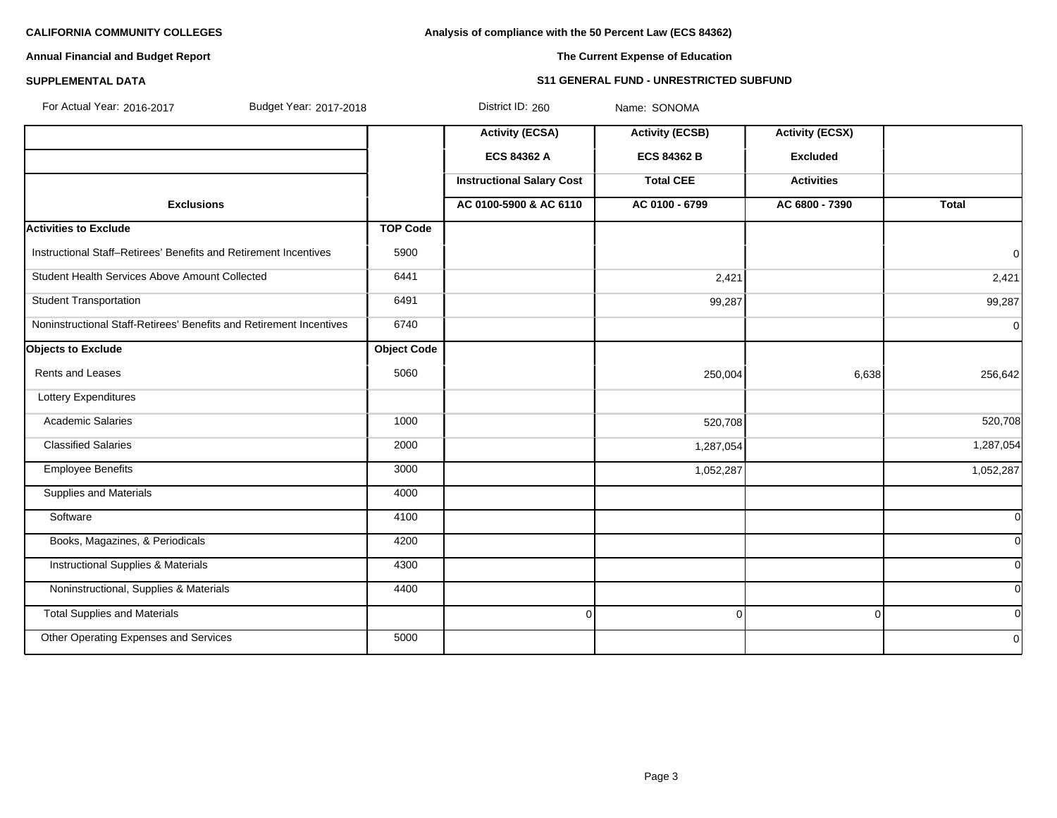**CALIFORNIA COMMUNITY COLLEGES**

**Annual Financial and Budget Report**

**SUPPLEMENTAL DATA**

**Analysis of compliance with the 50 Percent Law (ECS 84362)**

**The Current Expense of Education**

**S11 GENERAL FUND - UNRESTRICTED SUBFUND**

For Actual Year: 2016-2017 Budget Year: 2017-2018 District ID: 260 Name: SONOMA

| | | Activity (ECSA) | Activity (ECSB) | Activity (ECSX) | |
|---|---|---|---|---|---|
| | | ECS 84362 A | ECS 84362 B | Excluded | |
| | | Instructional Salary Cost | Total CEE | Activities | |
| **Exclusions** | | AC 0100-5900 & AC 6110 | AC 0100 - 6799 | AC 6800 - 7390 | **Total** |
| **Activities to Exclude** | **TOP Code** | | | | |
| Instructional Staff–Retirees' Benefits and Retirement Incentives | 5900 | | | | 0 |
| Student Health Services Above Amount Collected | 6441 | | 2,421 | | 2,421 |
| Student Transportation | 6491 | | 99,287 | | 99,287 |
| Noninstructional Staff-Retirees' Benefits and Retirement Incentives | 6740 | | | | 0 |
| **Objects to Exclude** | **Object Code** | | | | |
| Rents and Leases | 5060 | | 250,004 | 6,638 | 256,642 |
| Lottery Expenditures | | | | | |
| Academic Salaries | 1000 | | 520,708 | | 520,708 |
| Classified Salaries | 2000 | | 1,287,054 | | 1,287,054 |
| Employee Benefits | 3000 | | 1,052,287 | | 1,052,287 |
| Supplies and Materials | 4000 | | | | |
| Software | 4100 | | | | 0 |
| Books, Magazines, & Periodicals | 4200 | | | | 0 |
| Instructional Supplies & Materials | 4300 | | | | 0 |
| Noninstructional, Supplies & Materials | 4400 | | | | 0 |
| Total Supplies and Materials | | 0 | 0 | 0 | 0 |
| Other Operating Expenses and Services | 5000 | | | | 0 |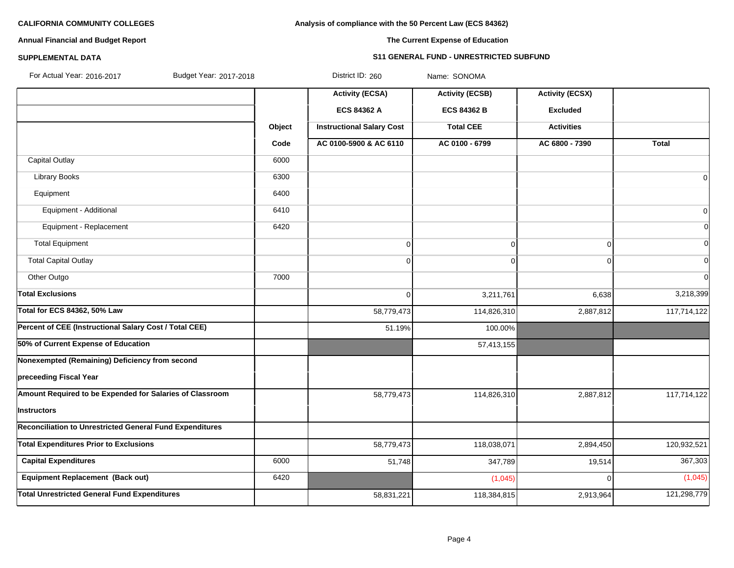**CALIFORNIA COMMUNITY COLLEGES**

**Annual Financial and Budget Report**

**SUPPLEMENTAL DATA**

**Analysis of compliance with the 50 Percent Law (ECS 84362)**

**The Current Expense of Education**

**S11 GENERAL FUND - UNRESTRICTED SUBFUND**

For Actual Year: 2016-2017 Budget Year: 2017-2018 District ID: 260 Name: SONOMA

| | Object Code | Activity (ECSA) ECS 84362 A Instructional Salary Cost AC 0100-5900 & AC 6110 | Activity (ECSB) ECS 84362 B Total CEE AC 0100 - 6799 | Activity (ECSX) Excluded Activities AC 6800 - 7390 | Total |
|---|---|---|---|---|---|
| Capital Outlay | 6000 | | | | |
| Library Books | 6300 | | | | 0 |
| Equipment | 6400 | | | | |
| Equipment - Additional | 6410 | | | | 0 |
| Equipment - Replacement | 6420 | | | | 0 |
| Total Equipment | | 0 | 0 | 0 | 0 |
| Total Capital Outlay | | 0 | 0 | 0 | 0 |
| Other Outgo | 7000 | | | | 0 |
| **Total Exclusions** | | 0 | 3,211,761 | 6,638 | 3,218,399 |
| **Total for ECS 84362, 50% Law** | | 58,779,473 | 114,826,310 | 2,887,812 | 117,714,122 |
| **Percent of CEE (Instructional Salary Cost / Total CEE)** | | 51.19% | 100.00% | | |
| **50% of Current Expense of Education** | | | 57,413,155 | | |
| **Nonexempted (Remaining) Deficiency from second preceeding Fiscal Year** | | | | | |
| **Amount Required to be Expended for Salaries of Classroom Instructors** | | 58,779,473 | 114,826,310 | 2,887,812 | 117,714,122 |
| **Reconciliation to Unrestricted General Fund Expenditures** | | | | | |
| **Total Expenditures Prior to Exclusions** | | 58,779,473 | 118,038,071 | 2,894,450 | 120,932,521 |
| **Capital Expenditures** | 6000 | 51,748 | 347,789 | 19,514 | 367,303 |
| **Equipment Replacement (Back out)** | 6420 | | (1,045) | 0 | (1,045) |
| **Total Unrestricted General Fund Expenditures** | | 58,831,221 | 118,384,815 | 2,913,964 | 121,298,779 |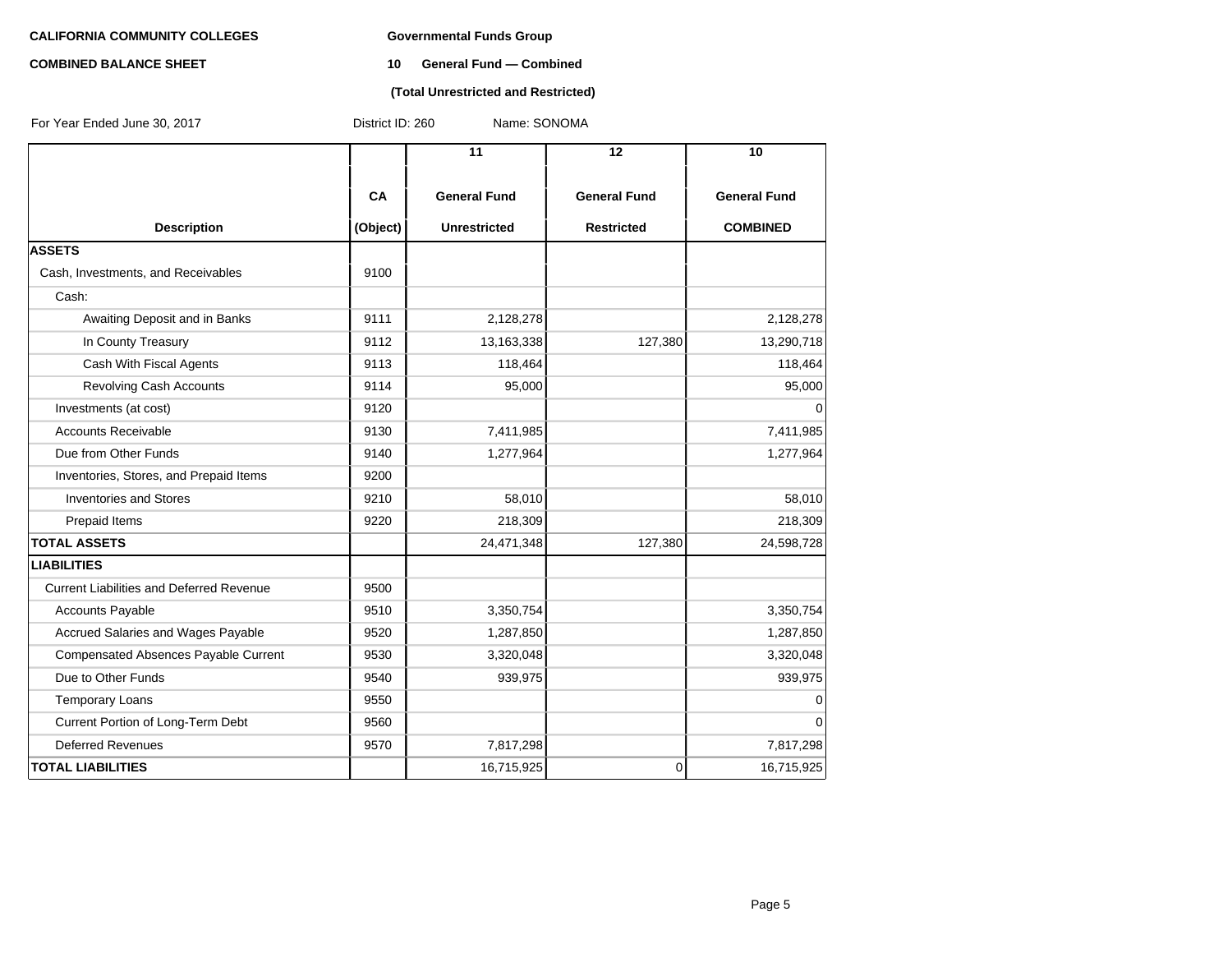**CALIFORNIA COMMUNITY COLLEGES**

**COMBINED BALANCE SHEET**

**Governmental Funds Group**

**10 General Fund — Combined**

**(Total Unrestricted and Restricted)**

For Year Ended June 30, 2017 District ID: 260 Name: SONOMA

| Description | CA (Object) | 11 General Fund Unrestricted | 12 General Fund Restricted | 10 General Fund COMBINED |
|---|---|---|---|---|
| **ASSETS** | | | | |
| Cash, Investments, and Receivables | 9100 | | | |
| Cash: | | | | |
| Awaiting Deposit and in Banks | 9111 | 2,128,278 | | 2,128,278 |
| In County Treasury | 9112 | 13,163,338 | 127,380 | 13,290,718 |
| Cash With Fiscal Agents | 9113 | 118,464 | | 118,464 |
| Revolving Cash Accounts | 9114 | 95,000 | | 95,000 |
| Investments (at cost) | 9120 | | | 0 |
| Accounts Receivable | 9130 | 7,411,985 | | 7,411,985 |
| Due from Other Funds | 9140 | 1,277,964 | | 1,277,964 |
| Inventories, Stores, and Prepaid Items | 9200 | | | |
| Inventories and Stores | 9210 | 58,010 | | 58,010 |
| Prepaid Items | 9220 | 218,309 | | 218,309 |
| **TOTAL ASSETS** | | 24,471,348 | 127,380 | 24,598,728 |
| **LIABILITIES** | | | | |
| Current Liabilities and Deferred Revenue | 9500 | | | |
| Accounts Payable | 9510 | 3,350,754 | | 3,350,754 |
| Accrued Salaries and Wages Payable | 9520 | 1,287,850 | | 1,287,850 |
| Compensated Absences Payable Current | 9530 | 3,320,048 | | 3,320,048 |
| Due to Other Funds | 9540 | 939,975 | | 939,975 |
| Temporary Loans | 9550 | | | 0 |
| Current Portion of Long-Term Debt | 9560 | | | 0 |
| Deferred Revenues | 9570 | 7,817,298 | | 7,817,298 |
| **TOTAL LIABILITIES** | | 16,715,925 | 0 | 16,715,925 |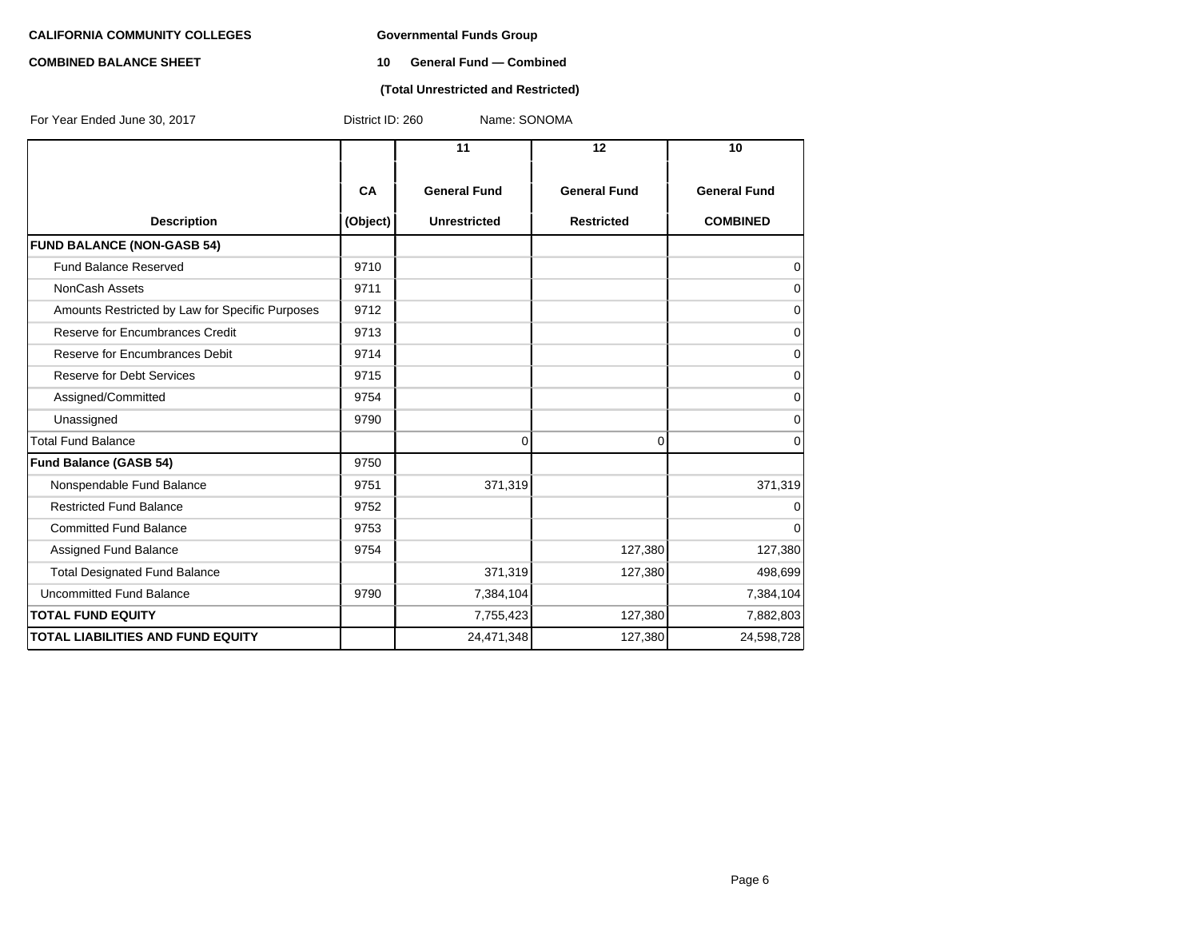**CALIFORNIA COMMUNITY COLLEGES** **Governmental Funds Group**

**COMBINED BALANCE SHEET** **10 General Fund — Combined**

**(Total Unrestricted and Restricted)**

For Year Ended June 30, 2017 District ID: 260 Name: SONOMA

| Description | CA (Object) | 11 General Fund Unrestricted | 12 General Fund Restricted | 10 General Fund COMBINED |
|---|---|---|---|---|
| **FUND BALANCE (NON-GASB 54)** | | | | |
| Fund Balance Reserved | 9710 | | | 0 |
| NonCash Assets | 9711 | | | 0 |
| Amounts Restricted by Law for Specific Purposes | 9712 | | | 0 |
| Reserve for Encumbrances Credit | 9713 | | | 0 |
| Reserve for Encumbrances Debit | 9714 | | | 0 |
| Reserve for Debt Services | 9715 | | | 0 |
| Assigned/Committed | 9754 | | | 0 |
| Unassigned | 9790 | | | 0 |
| Total Fund Balance | | 0 | 0 | 0 |
| **Fund Balance (GASB 54)** | 9750 | | | |
| Nonspendable Fund Balance | 9751 | 371,319 | | 371,319 |
| Restricted Fund Balance | 9752 | | | 0 |
| Committed Fund Balance | 9753 | | | 0 |
| Assigned Fund Balance | 9754 | | 127,380 | 127,380 |
| Total Designated Fund Balance | | 371,319 | 127,380 | 498,699 |
| Uncommitted Fund Balance | 9790 | 7,384,104 | | 7,384,104 |
| **TOTAL FUND EQUITY** | | 7,755,423 | 127,380 | 7,882,803 |
| **TOTAL LIABILITIES AND FUND EQUITY** | | 24,471,348 | 127,380 | 24,598,728 |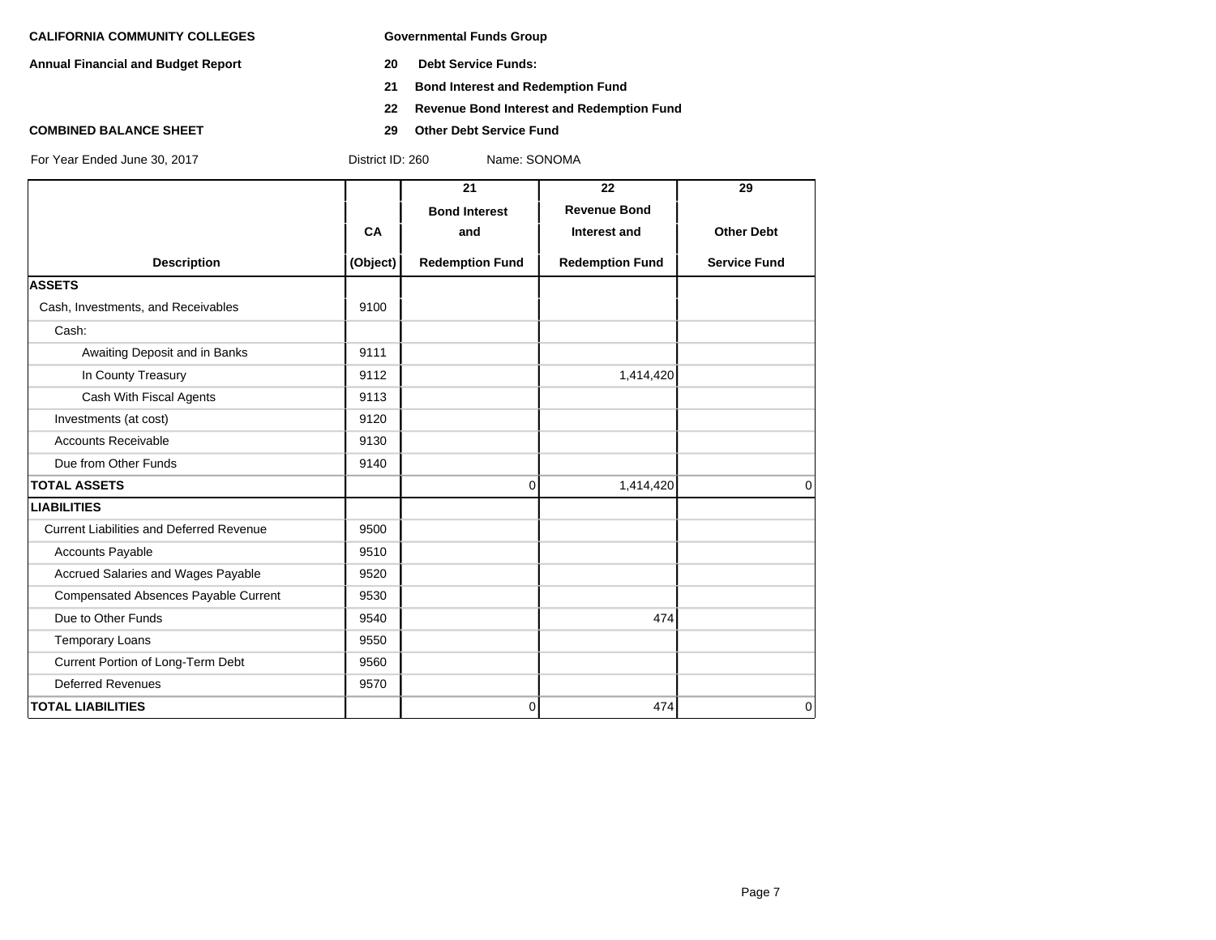**CALIFORNIA COMMUNITY COLLEGES**

**Annual Financial and Budget Report**

**COMBINED BALANCE SHEET**

**Governmental Funds Group**

**20 Debt Service Funds:**

**21 Bond Interest and Redemption Fund**

**22 Revenue Bond Interest and Redemption Fund**

**29 Other Debt Service Fund**

For Year Ended June 30, 2017 District ID: 260 Name: SONOMA

| Description | CA (Object) | 21 Bond Interest and Redemption Fund | 22 Revenue Bond Interest and Redemption Fund | 29 Other Debt Service Fund |
|---|---|---|---|---|
| **ASSETS** | | | | |
| Cash, Investments, and Receivables | 9100 | | | |
| Cash: | | | | |
| Awaiting Deposit and in Banks | 9111 | | | |
| In County Treasury | 9112 | | 1,414,420 | |
| Cash With Fiscal Agents | 9113 | | | |
| Investments (at cost) | 9120 | | | |
| Accounts Receivable | 9130 | | | |
| Due from Other Funds | 9140 | | | |
| **TOTAL ASSETS** | | 0 | 1,414,420 | 0 |
| **LIABILITIES** | | | | |
| Current Liabilities and Deferred Revenue | 9500 | | | |
| Accounts Payable | 9510 | | | |
| Accrued Salaries and Wages Payable | 9520 | | | |
| Compensated Absences Payable Current | 9530 | | | |
| Due to Other Funds | 9540 | | 474 | |
| Temporary Loans | 9550 | | | |
| Current Portion of Long-Term Debt | 9560 | | | |
| Deferred Revenues | 9570 | | | |
| **TOTAL LIABILITIES** | | 0 | 474 | 0 |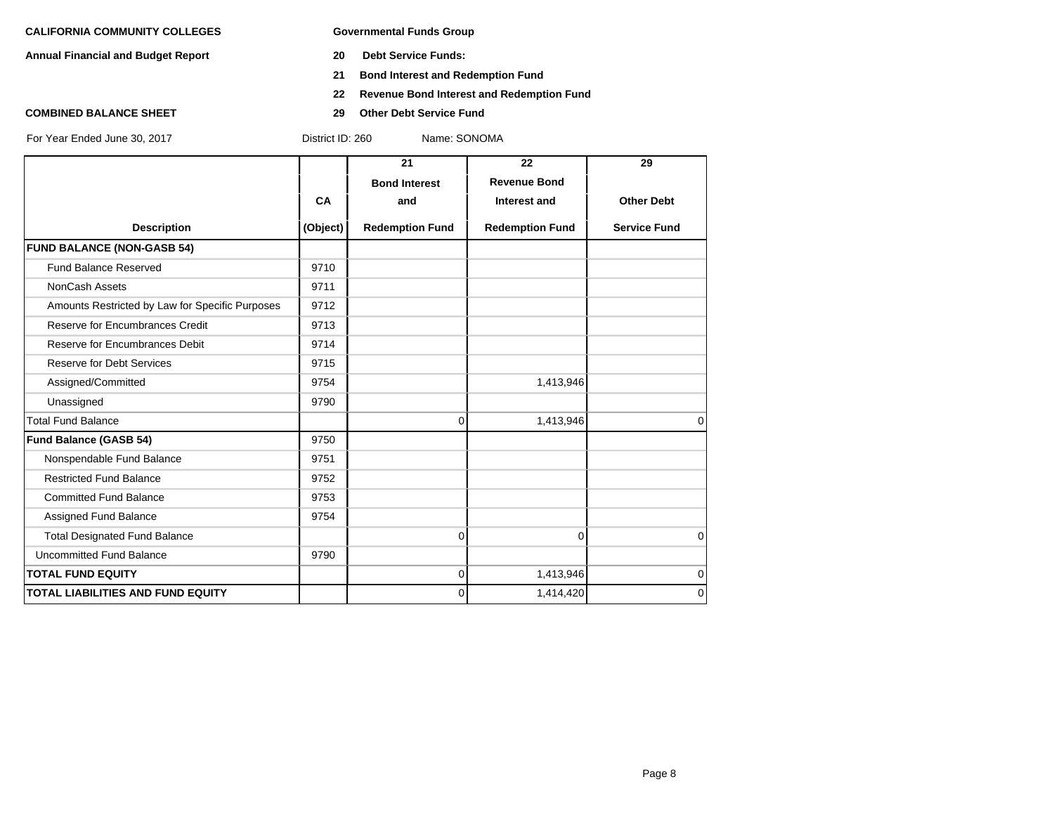**CALIFORNIA COMMUNITY COLLEGES**

**Annual Financial and Budget Report**

**COMBINED BALANCE SHEET**

**Governmental Funds Group**

**20 Debt Service Funds:**

**21 Bond Interest and Redemption Fund**

**22 Revenue Bond Interest and Redemption Fund**

**29 Other Debt Service Fund**

For Year Ended June 30, 2017 District ID: 260 Name: SONOMA

| Description | CA (Object) | 21 Bond Interest and Redemption Fund | 22 Revenue Bond Interest and Redemption Fund | 29 Other Debt Service Fund |
|---|---|---|---|---|
| **FUND BALANCE (NON-GASB 54)** | | | | |
| Fund Balance Reserved | 9710 | | | |
| NonCash Assets | 9711 | | | |
| Amounts Restricted by Law for Specific Purposes | 9712 | | | |
| Reserve for Encumbrances Credit | 9713 | | | |
| Reserve for Encumbrances Debit | 9714 | | | |
| Reserve for Debt Services | 9715 | | | |
| Assigned/Committed | 9754 | | 1,413,946 | |
| Unassigned | 9790 | | | |
| Total Fund Balance | | 0 | 1,413,946 | 0 |
| **Fund Balance (GASB 54)** | 9750 | | | |
| Nonspendable Fund Balance | 9751 | | | |
| Restricted Fund Balance | 9752 | | | |
| Committed Fund Balance | 9753 | | | |
| Assigned Fund Balance | 9754 | | | |
| Total Designated Fund Balance | | 0 | 0 | 0 |
| Uncommitted Fund Balance | 9790 | | | |
| **TOTAL FUND EQUITY** | | 0 | 1,413,946 | 0 |
| **TOTAL LIABILITIES AND FUND EQUITY** | | 0 | 1,414,420 | 0 |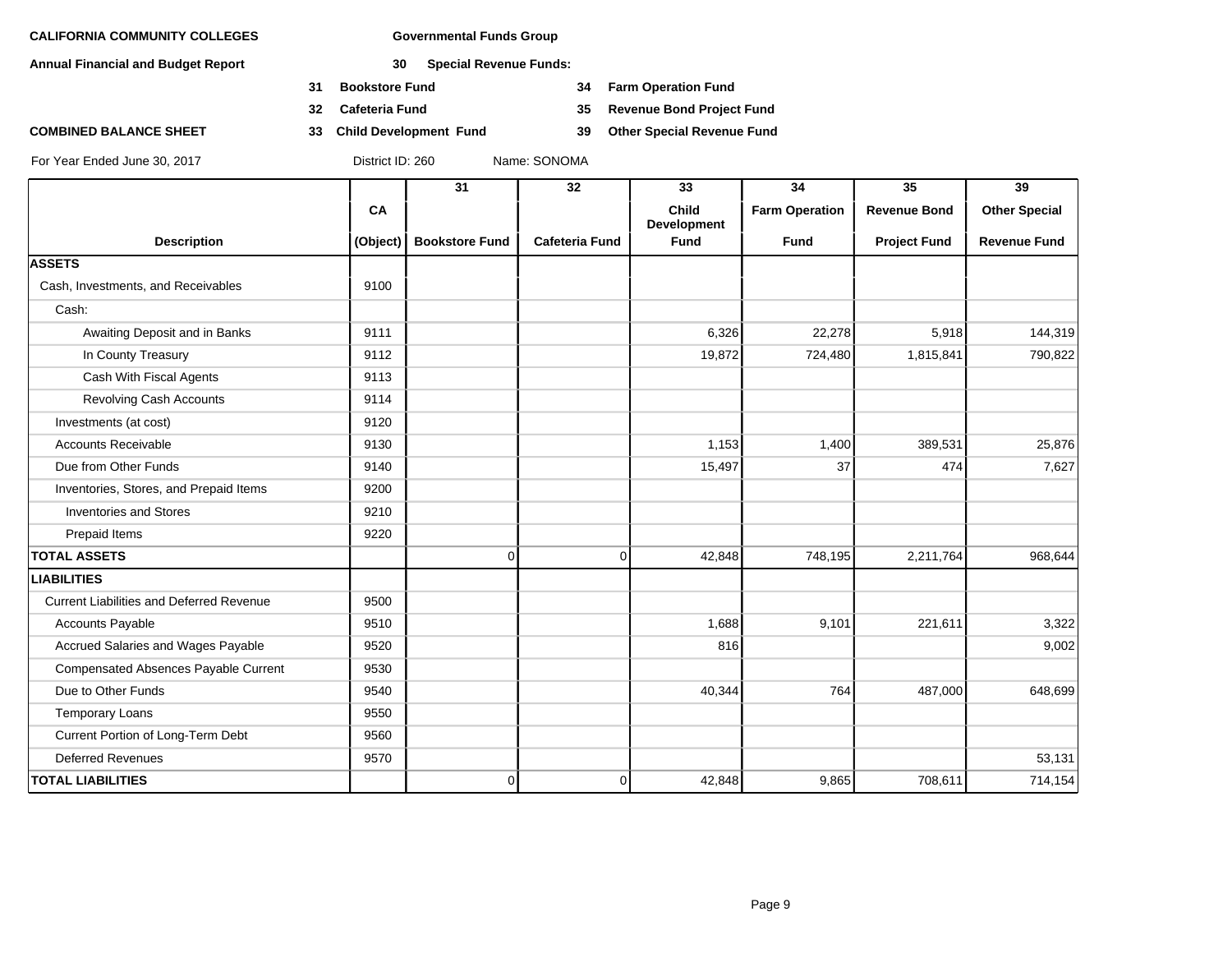**CALIFORNIA COMMUNITY COLLEGES** **Governmental Funds Group**

**Annual Financial and Budget Report** **30 Special Revenue Funds:**

- **31 Bookstore Fund**
- **32 Cafeteria Fund**
- **33 Child Development Fund**
- **34 Farm Operation Fund**
- **35 Revenue Bond Project Fund**
- **39 Other Special Revenue Fund**

**COMBINED BALANCE SHEET**

For Year Ended June 30, 2017 District ID: 260 Name: SONOMA

| Description | CA (Object) | 31 Bookstore Fund | 32 Cafeteria Fund | 33 Child Development Fund | 34 Farm Operation Fund | 35 Revenue Bond Project Fund | 39 Other Special Revenue Fund |
|---|---|---|---|---|---|---|---|
| **ASSETS** | | | | | | | |
| Cash, Investments, and Receivables | 9100 | | | | | | |
| Cash: | | | | | | | |
| Awaiting Deposit and in Banks | 9111 | | | 6,326 | 22,278 | 5,918 | 144,319 |
| In County Treasury | 9112 | | | 19,872 | 724,480 | 1,815,841 | 790,822 |
| Cash With Fiscal Agents | 9113 | | | | | | |
| Revolving Cash Accounts | 9114 | | | | | | |
| Investments (at cost) | 9120 | | | | | | |
| Accounts Receivable | 9130 | | | 1,153 | 1,400 | 389,531 | 25,876 |
| Due from Other Funds | 9140 | | | 15,497 | 37 | 474 | 7,627 |
| Inventories, Stores, and Prepaid Items | 9200 | | | | | | |
| Inventories and Stores | 9210 | | | | | | |
| Prepaid Items | 9220 | | | | | | |
| **TOTAL ASSETS** | | 0 | 0 | 42,848 | 748,195 | 2,211,764 | 968,644 |
| **LIABILITIES** | | | | | | | |
| Current Liabilities and Deferred Revenue | 9500 | | | | | | |
| Accounts Payable | 9510 | | | 1,688 | 9,101 | 221,611 | 3,322 |
| Accrued Salaries and Wages Payable | 9520 | | | 816 | | | 9,002 |
| Compensated Absences Payable Current | 9530 | | | | | | |
| Due to Other Funds | 9540 | | | 40,344 | 764 | 487,000 | 648,699 |
| Temporary Loans | 9550 | | | | | | |
| Current Portion of Long-Term Debt | 9560 | | | | | | |
| Deferred Revenues | 9570 | | | | | | 53,131 |
| **TOTAL LIABILITIES** | | 0 | 0 | 42,848 | 9,865 | 708,611 | 714,154 |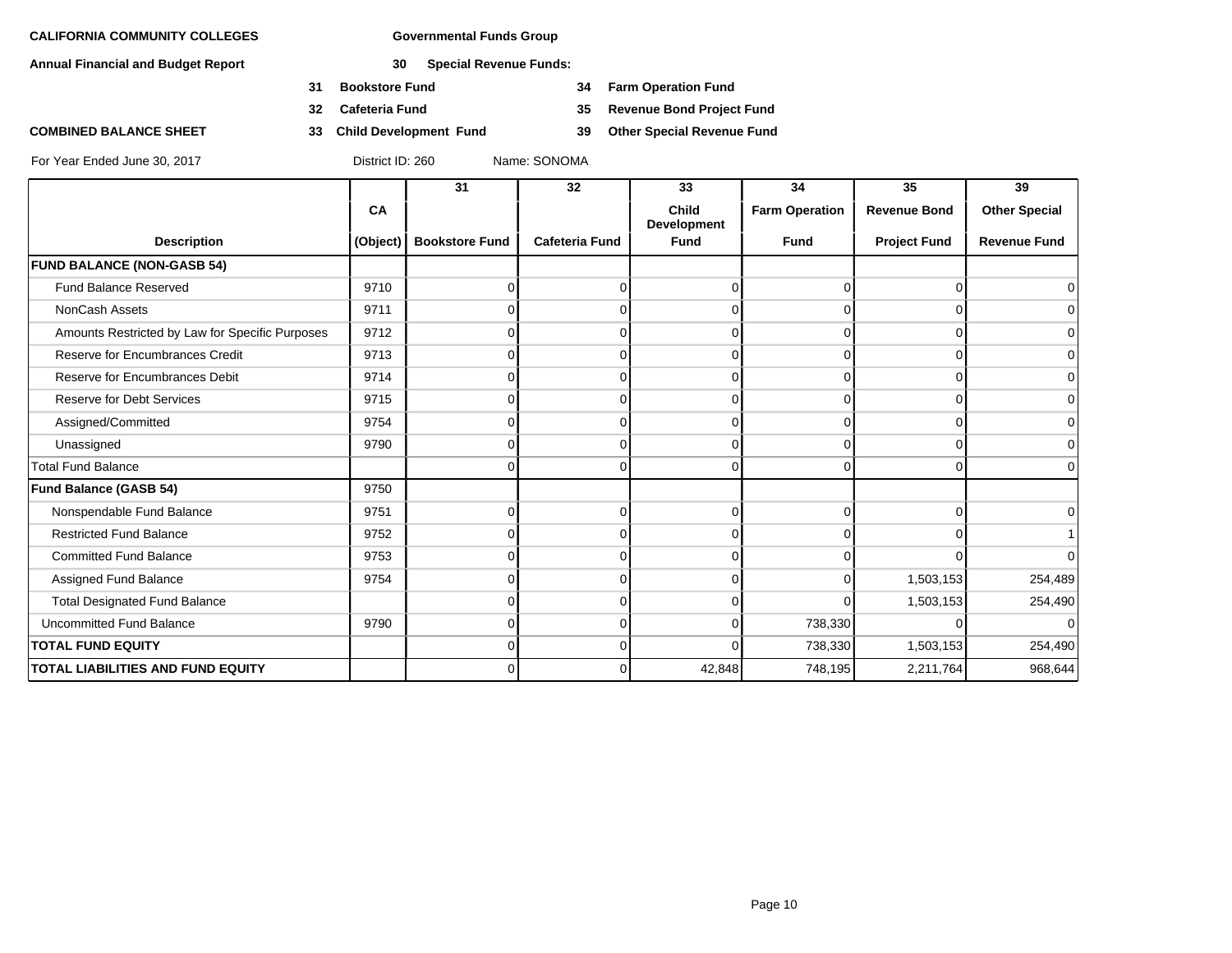**CALIFORNIA COMMUNITY COLLEGES** **Governmental Funds Group**

**Annual Financial and Budget Report** **30 Special Revenue Funds:**

**31 Bookstore Fund** **34 Farm Operation Fund**

**32 Cafeteria Fund** **35 Revenue Bond Project Fund**

**COMBINED BALANCE SHEET** **33 Child Development Fund** **39 Other Special Revenue Fund**

For Year Ended June 30, 2017 District ID: 260 Name: SONOMA

| Description | CA (Object) | 31 Bookstore Fund | 32 Cafeteria Fund | 33 Child Development Fund | 34 Farm Operation Fund | 35 Revenue Bond Project Fund | 39 Other Special Revenue Fund |
|---|---|---|---|---|---|---|---|
| **FUND BALANCE (NON-GASB 54)** | | | | | | | |
| Fund Balance Reserved | 9710 | 0 | 0 | 0 | 0 | 0 | 0 |
| NonCash Assets | 9711 | 0 | 0 | 0 | 0 | 0 | 0 |
| Amounts Restricted by Law for Specific Purposes | 9712 | 0 | 0 | 0 | 0 | 0 | 0 |
| Reserve for Encumbrances Credit | 9713 | 0 | 0 | 0 | 0 | 0 | 0 |
| Reserve for Encumbrances Debit | 9714 | 0 | 0 | 0 | 0 | 0 | 0 |
| Reserve for Debt Services | 9715 | 0 | 0 | 0 | 0 | 0 | 0 |
| Assigned/Committed | 9754 | 0 | 0 | 0 | 0 | 0 | 0 |
| Unassigned | 9790 | 0 | 0 | 0 | 0 | 0 | 0 |
| Total Fund Balance | | 0 | 0 | 0 | 0 | 0 | 0 |
| **Fund Balance (GASB 54)** | 9750 | | | | | | |
| Nonspendable Fund Balance | 9751 | 0 | 0 | 0 | 0 | 0 | 0 |
| Restricted Fund Balance | 9752 | 0 | 0 | 0 | 0 | 0 | 1 |
| Committed Fund Balance | 9753 | 0 | 0 | 0 | 0 | 0 | 0 |
| Assigned Fund Balance | 9754 | 0 | 0 | 0 | 0 | 1,503,153 | 254,489 |
| Total Designated Fund Balance | | 0 | 0 | 0 | 0 | 1,503,153 | 254,490 |
| Uncommitted Fund Balance | 9790 | 0 | 0 | 0 | 738,330 | 0 | 0 |
| **TOTAL FUND EQUITY** | | 0 | 0 | 0 | 738,330 | 1,503,153 | 254,490 |
| **TOTAL LIABILITIES AND FUND EQUITY** | | 0 | 0 | 42,848 | 748,195 | 2,211,764 | 968,644 |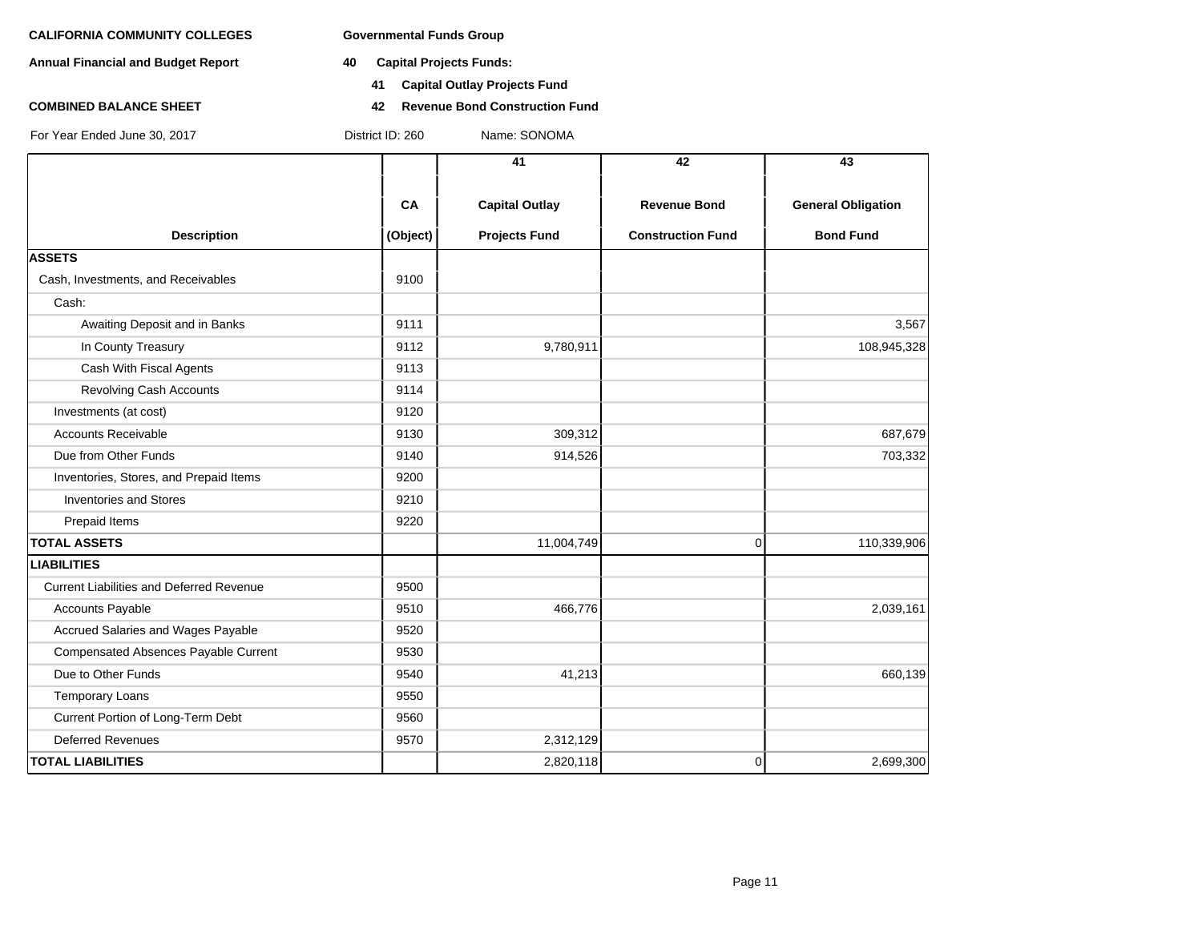**CALIFORNIA COMMUNITY COLLEGES** **Governmental Funds Group**

**Annual Financial and Budget Report** **40 Capital Projects Funds:**

**41 Capital Outlay Projects Fund**

**COMBINED BALANCE SHEET** **42 Revenue Bond Construction Fund**

For Year Ended June 30, 2017 District ID: 260 Name: SONOMA

| Description | CA (Object) | 41 Capital Outlay Projects Fund | 42 Revenue Bond Construction Fund | 43 General Obligation Bond Fund |
|---|---|---|---|---|
| **ASSETS** | | | | |
| Cash, Investments, and Receivables | 9100 | | | |
| Cash: | | | | |
| Awaiting Deposit and in Banks | 9111 | | | 3,567 |
| In County Treasury | 9112 | 9,780,911 | | 108,945,328 |
| Cash With Fiscal Agents | 9113 | | | |
| Revolving Cash Accounts | 9114 | | | |
| Investments (at cost) | 9120 | | | |
| Accounts Receivable | 9130 | 309,312 | | 687,679 |
| Due from Other Funds | 9140 | 914,526 | | 703,332 |
| Inventories, Stores, and Prepaid Items | 9200 | | | |
| Inventories and Stores | 9210 | | | |
| Prepaid Items | 9220 | | | |
| **TOTAL ASSETS** | | 11,004,749 | 0 | 110,339,906 |
| **LIABILITIES** | | | | |
| Current Liabilities and Deferred Revenue | 9500 | | | |
| Accounts Payable | 9510 | 466,776 | | 2,039,161 |
| Accrued Salaries and Wages Payable | 9520 | | | |
| Compensated Absences Payable Current | 9530 | | | |
| Due to Other Funds | 9540 | 41,213 | | 660,139 |
| Temporary Loans | 9550 | | | |
| Current Portion of Long-Term Debt | 9560 | | | |
| Deferred Revenues | 9570 | 2,312,129 | | |
| **TOTAL LIABILITIES** | | 2,820,118 | 0 | 2,699,300 |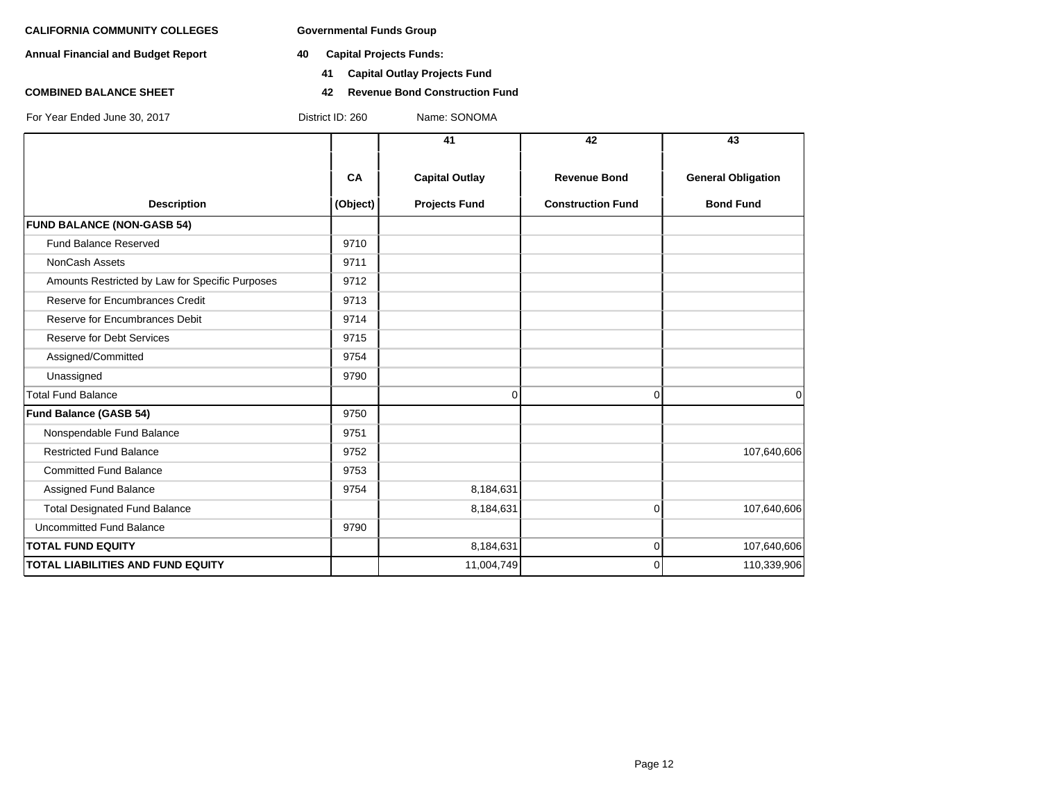**CALIFORNIA COMMUNITY COLLEGES** **Governmental Funds Group**

**Annual Financial and Budget Report** **40 Capital Projects Funds:**

**41 Capital Outlay Projects Fund**

**COMBINED BALANCE SHEET** **42 Revenue Bond Construction Fund**

For Year Ended June 30, 2017 District ID: 260 Name: SONOMA

| Description | CA (Object) | 41 Capital Outlay Projects Fund | 42 Revenue Bond Construction Fund | 43 General Obligation Bond Fund |
|---|---|---|---|---|
| **FUND BALANCE (NON-GASB 54)** | | | | |
| Fund Balance Reserved | 9710 | | | |
| NonCash Assets | 9711 | | | |
| Amounts Restricted by Law for Specific Purposes | 9712 | | | |
| Reserve for Encumbrances Credit | 9713 | | | |
| Reserve for Encumbrances Debit | 9714 | | | |
| Reserve for Debt Services | 9715 | | | |
| Assigned/Committed | 9754 | | | |
| Unassigned | 9790 | | | |
| Total Fund Balance | | 0 | 0 | 0 |
| **Fund Balance (GASB 54)** | 9750 | | | |
| Nonspendable Fund Balance | 9751 | | | |
| Restricted Fund Balance | 9752 | | | 107,640,606 |
| Committed Fund Balance | 9753 | | | |
| Assigned Fund Balance | 9754 | 8,184,631 | | |
| Total Designated Fund Balance | | 8,184,631 | 0 | 107,640,606 |
| Uncommitted Fund Balance | 9790 | | | |
| **TOTAL FUND EQUITY** | | 8,184,631 | 0 | 107,640,606 |
| **TOTAL LIABILITIES AND FUND EQUITY** | | 11,004,749 | 0 | 110,339,906 |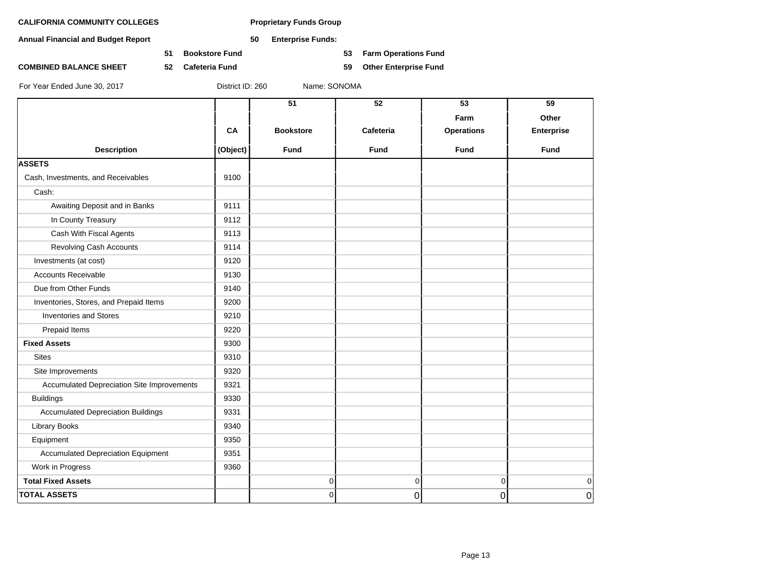**CALIFORNIA COMMUNITY COLLEGES**

**Annual Financial and Budget Report**

**COMBINED BALANCE SHEET**

**Proprietary Funds Group**

**50 Enterprise Funds:**

**51 Bookstore Fund**

**52 Cafeteria Fund**

**53 Farm Operations Fund**

**59 Other Enterprise Fund**

For Year Ended June 30, 2017 District ID: 260 Name: SONOMA

| Description | CA (Object) | 51 Bookstore Fund | 52 Cafeteria Fund | 53 Farm Operations Fund | 59 Other Enterprise Fund |
|---|---|---|---|---|---|
| **ASSETS** | | | | | |
| Cash, Investments, and Receivables | 9100 | | | | |
| Cash: | | | | | |
| Awaiting Deposit and in Banks | 9111 | | | | |
| In County Treasury | 9112 | | | | |
| Cash With Fiscal Agents | 9113 | | | | |
| Revolving Cash Accounts | 9114 | | | | |
| Investments (at cost) | 9120 | | | | |
| Accounts Receivable | 9130 | | | | |
| Due from Other Funds | 9140 | | | | |
| Inventories, Stores, and Prepaid Items | 9200 | | | | |
| Inventories and Stores | 9210 | | | | |
| Prepaid Items | 9220 | | | | |
| **Fixed Assets** | 9300 | | | | |
| Sites | 9310 | | | | |
| Site Improvements | 9320 | | | | |
| Accumulated Depreciation Site Improvements | 9321 | | | | |
| Buildings | 9330 | | | | |
| Accumulated Depreciation Buildings | 9331 | | | | |
| Library Books | 9340 | | | | |
| Equipment | 9350 | | | | |
| Accumulated Depreciation Equipment | 9351 | | | | |
| Work in Progress | 9360 | | | | |
| **Total Fixed Assets** | | 0 | 0 | 0 | 0 |
| **TOTAL ASSETS** | | 0 | 0 | 0 | 0 |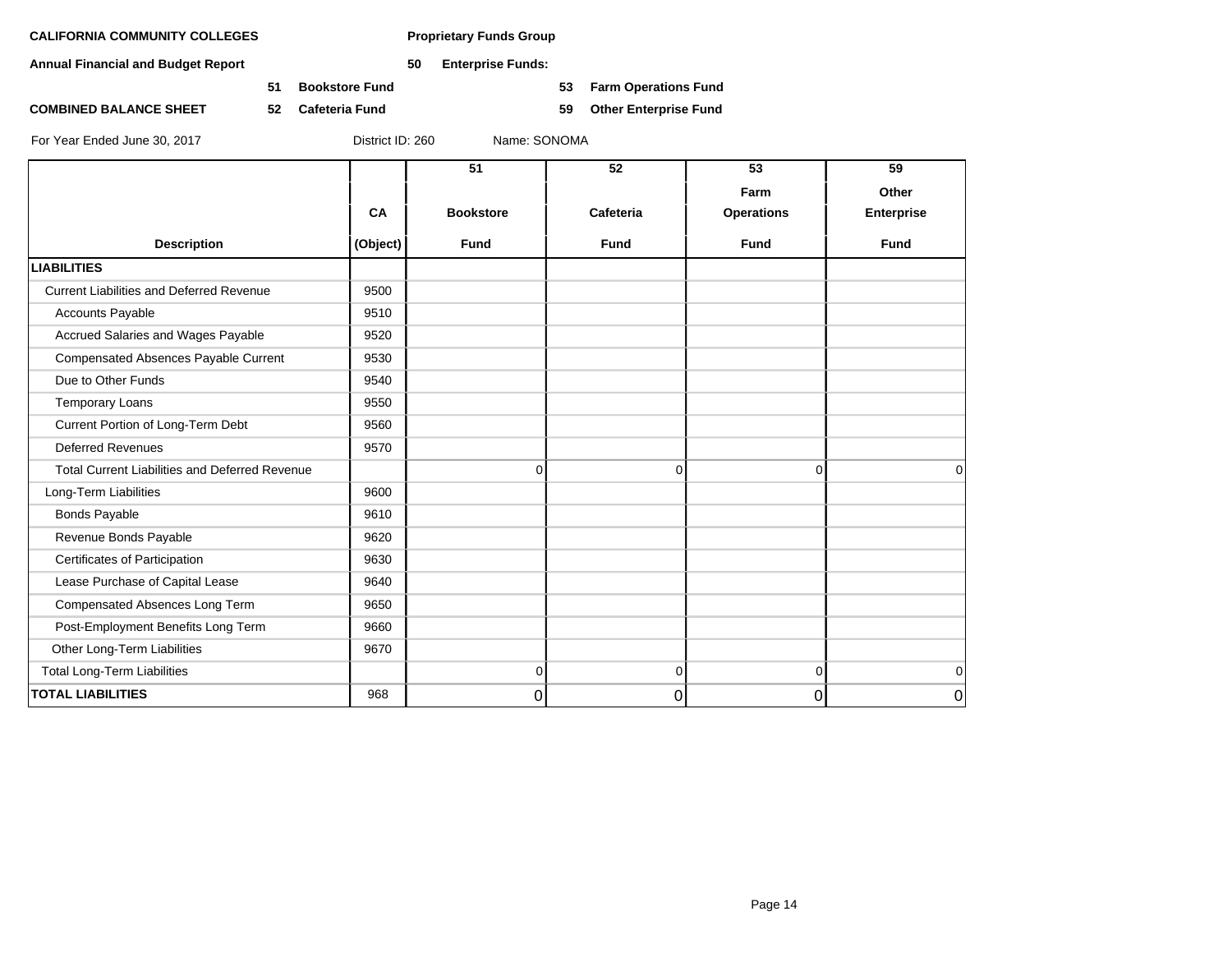**CALIFORNIA COMMUNITY COLLEGES** | **Proprietary Funds Group**

**Annual Financial and Budget Report**

**50 Enterprise Funds:**

**51 Bookstore Fund** | **53 Farm Operations Fund**

**COMBINED BALANCE SHEET**

**52 Cafeteria Fund** | **59 Other Enterprise Fund**

For Year Ended June 30, 2017 | District ID: 260 | Name: SONOMA

| Description | CA (Object) | 51 Bookstore Fund | 52 Cafeteria Fund | 53 Farm Operations Fund | 59 Other Enterprise Fund |
|---|---|---|---|---|---|
| **LIABILITIES** | | | | | |
| Current Liabilities and Deferred Revenue | 9500 | | | | |
| Accounts Payable | 9510 | | | | |
| Accrued Salaries and Wages Payable | 9520 | | | | |
| Compensated Absences Payable Current | 9530 | | | | |
| Due to Other Funds | 9540 | | | | |
| Temporary Loans | 9550 | | | | |
| Current Portion of Long-Term Debt | 9560 | | | | |
| Deferred Revenues | 9570 | | | | |
| Total Current Liabilities and Deferred Revenue | | 0 | 0 | 0 | 0 |
| Long-Term Liabilities | 9600 | | | | |
| Bonds Payable | 9610 | | | | |
| Revenue Bonds Payable | 9620 | | | | |
| Certificates of Participation | 9630 | | | | |
| Lease Purchase of Capital Lease | 9640 | | | | |
| Compensated Absences Long Term | 9650 | | | | |
| Post-Employment Benefits Long Term | 9660 | | | | |
| Other Long-Term Liabilities | 9670 | | | | |
| Total Long-Term Liabilities | | 0 | 0 | 0 | 0 |
| **TOTAL LIABILITIES** | 968 | 0 | 0 | 0 | 0 |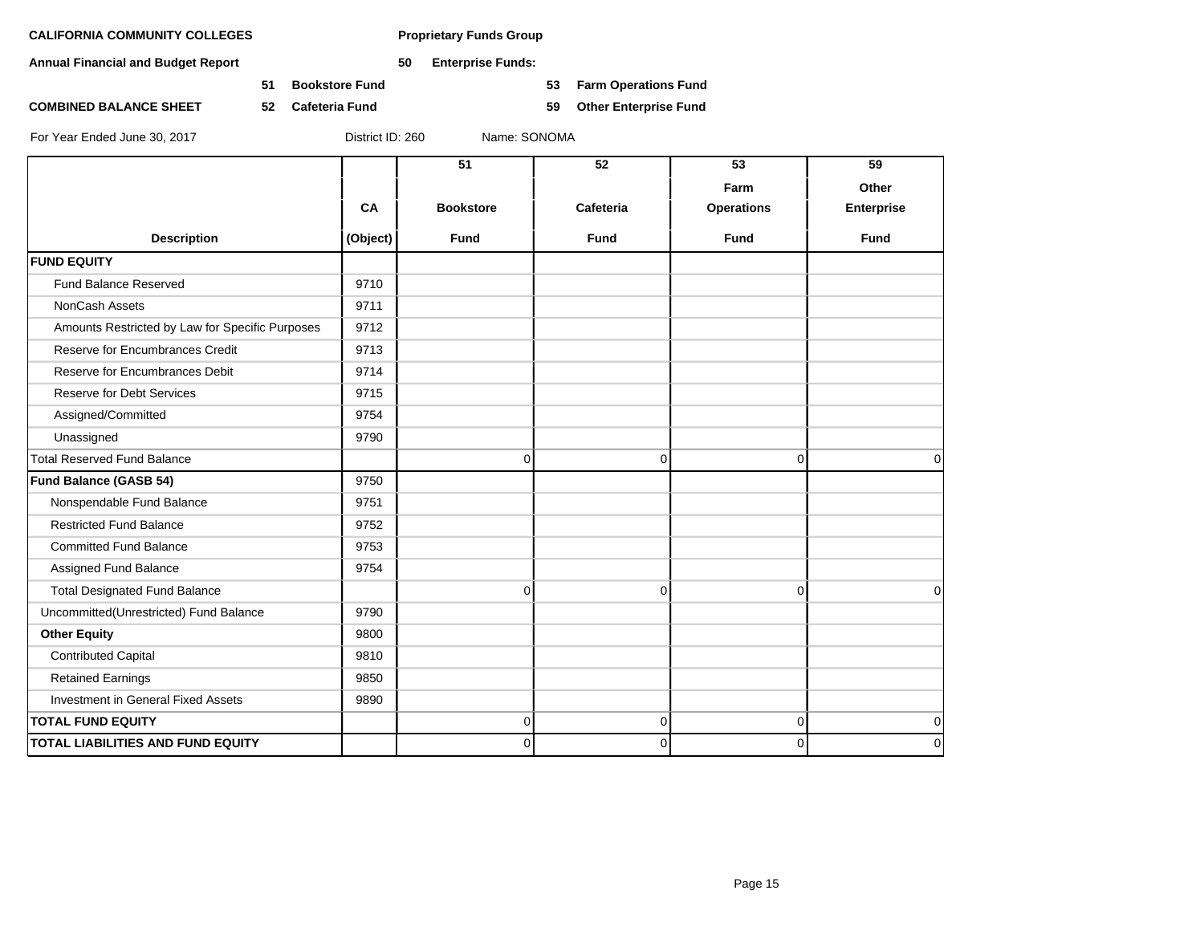**CALIFORNIA COMMUNITY COLLEGES** **Proprietary Funds Group**

**Annual Financial and Budget Report** **50 Enterprise Funds:**

**51 Bookstore Fund** **53 Farm Operations Fund**

**COMBINED BALANCE SHEET** **52 Cafeteria Fund** **59 Other Enterprise Fund**

For Year Ended June 30, 2017 District ID: 260 Name: SONOMA

| Description | CA (Object) | 51 Bookstore Fund | 52 Cafeteria Fund | 53 Farm Operations Fund | 59 Other Enterprise Fund |
|---|---|---|---|---|---|
| **FUND EQUITY** | | | | | |
| Fund Balance Reserved | 9710 | | | | |
| NonCash Assets | 9711 | | | | |
| Amounts Restricted by Law for Specific Purposes | 9712 | | | | |
| Reserve for Encumbrances Credit | 9713 | | | | |
| Reserve for Encumbrances Debit | 9714 | | | | |
| Reserve for Debt Services | 9715 | | | | |
| Assigned/Committed | 9754 | | | | |
| Unassigned | 9790 | | | | |
| Total Reserved Fund Balance | | 0 | 0 | 0 | 0 |
| **Fund Balance (GASB 54)** | 9750 | | | | |
| Nonspendable Fund Balance | 9751 | | | | |
| Restricted Fund Balance | 9752 | | | | |
| Committed Fund Balance | 9753 | | | | |
| Assigned Fund Balance | 9754 | | | | |
| Total Designated Fund Balance | | 0 | 0 | 0 | 0 |
| Uncommitted(Unrestricted) Fund Balance | 9790 | | | | |
| **Other Equity** | 9800 | | | | |
| Contributed Capital | 9810 | | | | |
| Retained Earnings | 9850 | | | | |
| Investment in General Fixed Assets | 9890 | | | | |
| **TOTAL FUND EQUITY** | | 0 | 0 | 0 | 0 |
| **TOTAL LIABILITIES AND FUND EQUITY** | | 0 | 0 | 0 | 0 |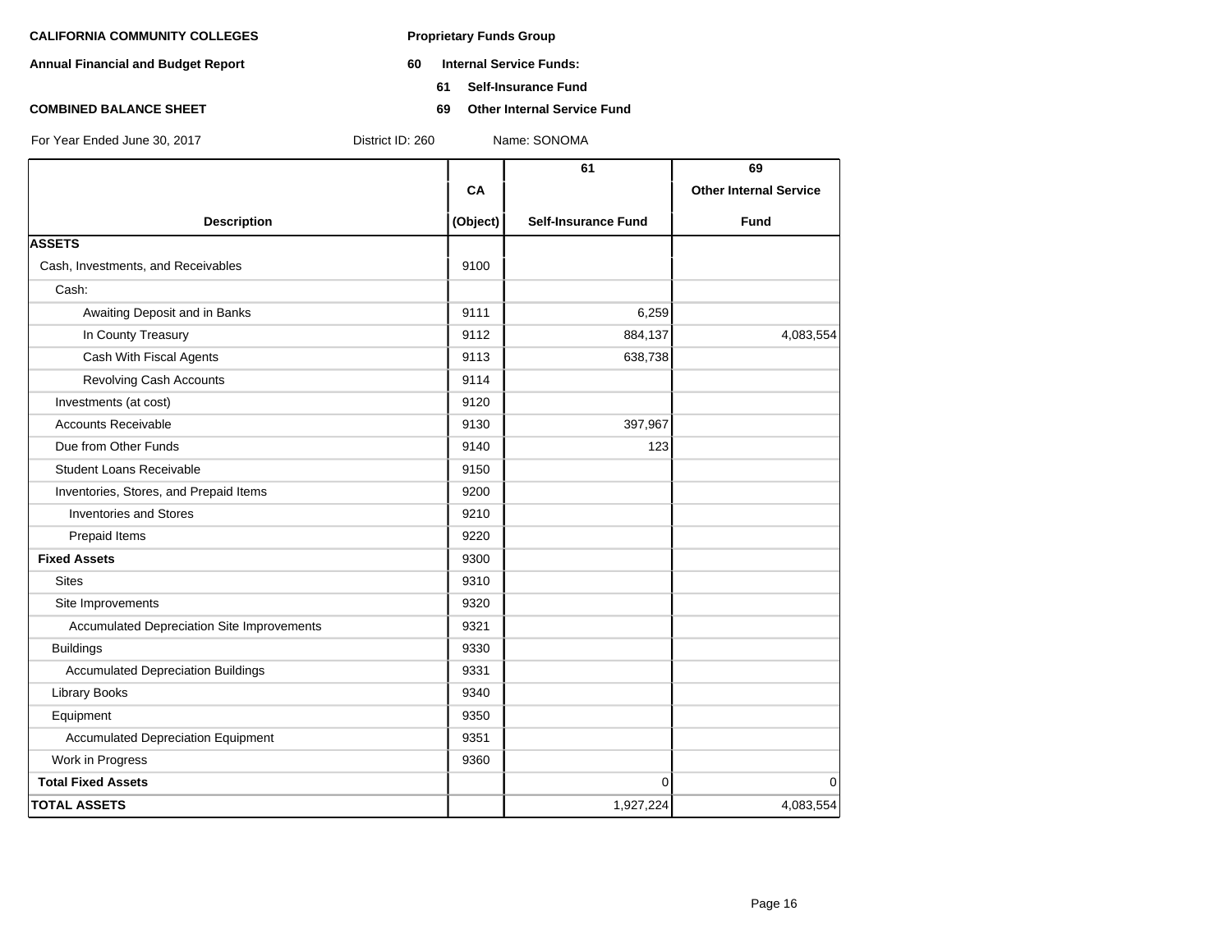**CALIFORNIA COMMUNITY COLLEGES** | **Proprietary Funds Group**

**Annual Financial and Budget Report**

**60 Internal Service Funds:**

**61 Self-Insurance Fund**

**69 Other Internal Service Fund**

**COMBINED BALANCE SHEET**

For Year Ended June 30, 2017 | District ID: 260 | Name: SONOMA

| Description | CA (Object) | 61 Self-Insurance Fund | 69 Other Internal Service Fund |
|---|---|---|---|
| **ASSETS** | | | |
| Cash, Investments, and Receivables | 9100 | | |
| Cash: | | | |
| Awaiting Deposit and in Banks | 9111 | 6,259 | |
| In County Treasury | 9112 | 884,137 | 4,083,554 |
| Cash With Fiscal Agents | 9113 | 638,738 | |
| Revolving Cash Accounts | 9114 | | |
| Investments (at cost) | 9120 | | |
| Accounts Receivable | 9130 | 397,967 | |
| Due from Other Funds | 9140 | 123 | |
| Student Loans Receivable | 9150 | | |
| Inventories, Stores, and Prepaid Items | 9200 | | |
| Inventories and Stores | 9210 | | |
| Prepaid Items | 9220 | | |
| **Fixed Assets** | 9300 | | |
| Sites | 9310 | | |
| Site Improvements | 9320 | | |
| Accumulated Depreciation Site Improvements | 9321 | | |
| Buildings | 9330 | | |
| Accumulated Depreciation Buildings | 9331 | | |
| Library Books | 9340 | | |
| Equipment | 9350 | | |
| Accumulated Depreciation Equipment | 9351 | | |
| Work in Progress | 9360 | | |
| **Total Fixed Assets** | | 0 | 0 |
| **TOTAL ASSETS** | | 1,927,224 | 4,083,554 |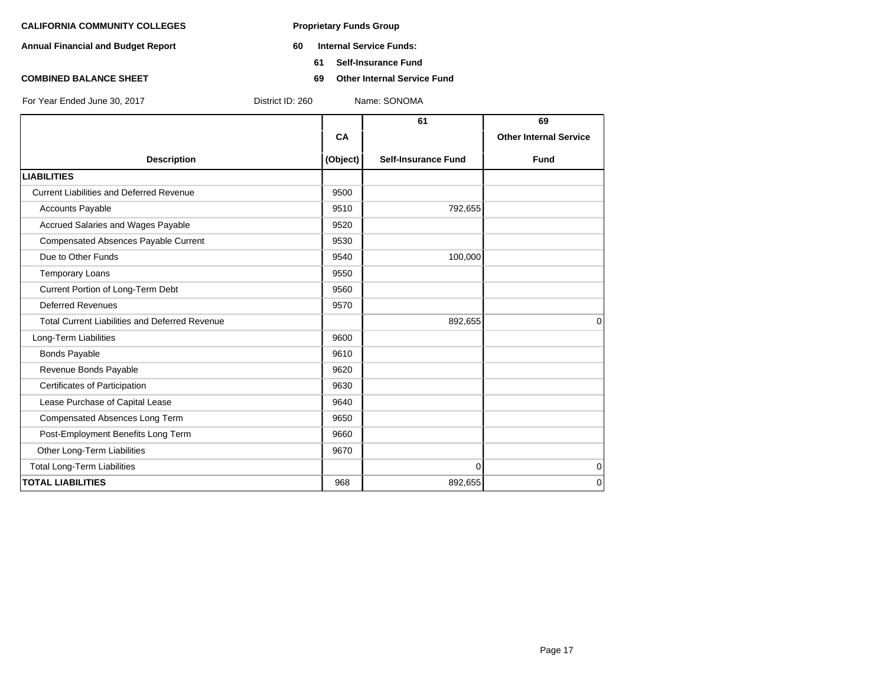**CALIFORNIA COMMUNITY COLLEGES**

**Annual Financial and Budget Report**

**COMBINED BALANCE SHEET**

**Proprietary Funds Group**

**60 Internal Service Funds:**

**61 Self-Insurance Fund**

**69 Other Internal Service Fund**

For Year Ended June 30, 2017 District ID: 260 Name: SONOMA

| Description | CA (Object) | 61 Self-Insurance Fund | 69 Other Internal Service Fund |
|---|---|---|---|
| **LIABILITIES** | | | |
| Current Liabilities and Deferred Revenue | 9500 | | |
| Accounts Payable | 9510 | 792,655 | |
| Accrued Salaries and Wages Payable | 9520 | | |
| Compensated Absences Payable Current | 9530 | | |
| Due to Other Funds | 9540 | 100,000 | |
| Temporary Loans | 9550 | | |
| Current Portion of Long-Term Debt | 9560 | | |
| Deferred Revenues | 9570 | | |
| Total Current Liabilities and Deferred Revenue | | 892,655 | 0 |
| Long-Term Liabilities | 9600 | | |
| Bonds Payable | 9610 | | |
| Revenue Bonds Payable | 9620 | | |
| Certificates of Participation | 9630 | | |
| Lease Purchase of Capital Lease | 9640 | | |
| Compensated Absences Long Term | 9650 | | |
| Post-Employment Benefits Long Term | 9660 | | |
| Other Long-Term Liabilities | 9670 | | |
| Total Long-Term Liabilities | | 0 | 0 |
| **TOTAL LIABILITIES** | 968 | 892,655 | 0 |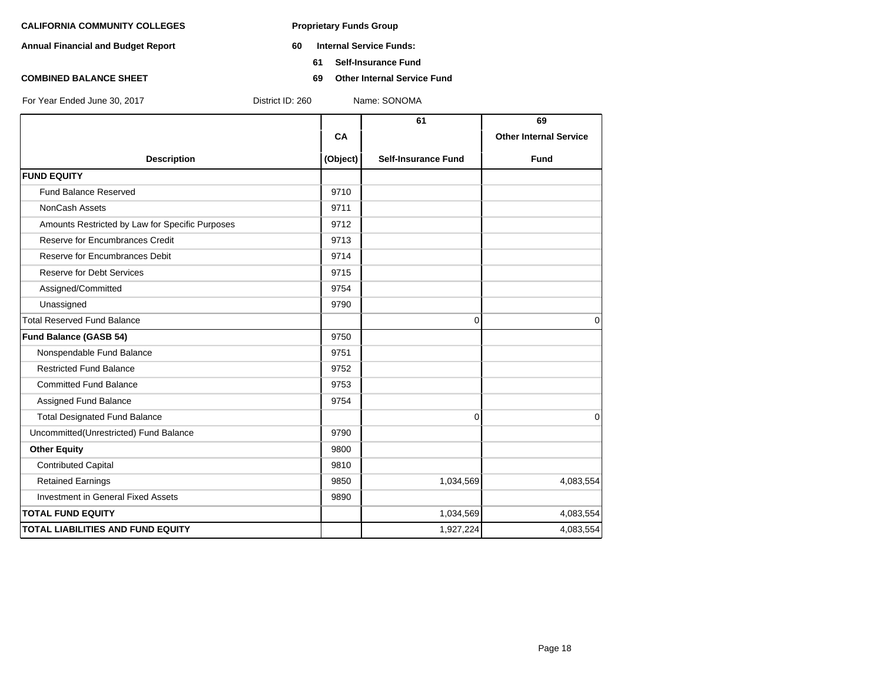**CALIFORNIA COMMUNITY COLLEGES**

**Annual Financial and Budget Report**

**COMBINED BALANCE SHEET**

**Proprietary Funds Group**

**60 Internal Service Funds:**

**61 Self-Insurance Fund**

**69 Other Internal Service Fund**

For Year Ended June 30, 2017 &nbsp;&nbsp;&nbsp; District ID: 260 &nbsp;&nbsp;&nbsp; Name: SONOMA

| Description | CA (Object) | 61 Self-Insurance Fund | 69 Other Internal Service Fund |
|---|---|---|---|
| **FUND EQUITY** | | | |
| Fund Balance Reserved | 9710 | | |
| NonCash Assets | 9711 | | |
| Amounts Restricted by Law for Specific Purposes | 9712 | | |
| Reserve for Encumbrances Credit | 9713 | | |
| Reserve for Encumbrances Debit | 9714 | | |
| Reserve for Debt Services | 9715 | | |
| Assigned/Committed | 9754 | | |
| Unassigned | 9790 | | |
| Total Reserved Fund Balance | | 0 | 0 |
| **Fund Balance (GASB 54)** | 9750 | | |
| Nonspendable Fund Balance | 9751 | | |
| Restricted Fund Balance | 9752 | | |
| Committed Fund Balance | 9753 | | |
| Assigned Fund Balance | 9754 | | |
| Total Designated Fund Balance | | 0 | 0 |
| Uncommitted(Unrestricted) Fund Balance | 9790 | | |
| **Other Equity** | 9800 | | |
| Contributed Capital | 9810 | | |
| Retained Earnings | 9850 | 1,034,569 | 4,083,554 |
| Investment in General Fixed Assets | 9890 | | |
| **TOTAL FUND EQUITY** | | 1,034,569 | 4,083,554 |
| **TOTAL LIABILITIES AND FUND EQUITY** | | 1,927,224 | 4,083,554 |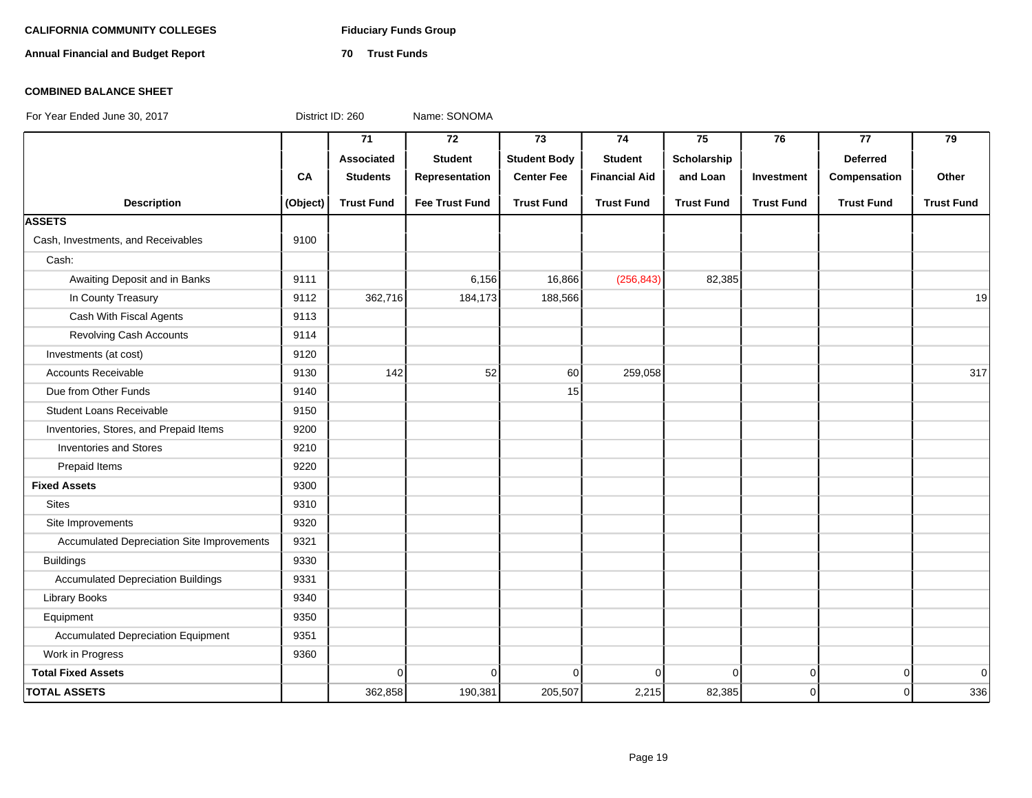**CALIFORNIA COMMUNITY COLLEGES** **Fiduciary Funds Group**

**Annual Financial and Budget Report** **70 Trust Funds**

**COMBINED BALANCE SHEET**

For Year Ended June 30, 2017 District ID: 260 Name: SONOMA

| Description | CA (Object) | 71 Associated Students Trust Fund | 72 Student Representation Fee Trust Fund | 73 Student Body Center Fee Trust Fund | 74 Student Financial Aid Trust Fund | 75 Scholarship and Loan Trust Fund | 76 Investment Trust Fund | 77 Deferred Compensation Trust Fund | 79 Other Trust Fund |
|---|---|---|---|---|---|---|---|---|---|
| **ASSETS** | | | | | | | | | |
| Cash, Investments, and Receivables | 9100 | | | | | | | | |
| Cash: | | | | | | | | | |
| Awaiting Deposit and in Banks | 9111 | | 6,156 | 16,866 | (256,843) | 82,385 | | | |
| In County Treasury | 9112 | 362,716 | 184,173 | 188,566 | | | | | 19 |
| Cash With Fiscal Agents | 9113 | | | | | | | | |
| Revolving Cash Accounts | 9114 | | | | | | | | |
| Investments (at cost) | 9120 | | | | | | | | |
| Accounts Receivable | 9130 | 142 | 52 | 60 | 259,058 | | | | 317 |
| Due from Other Funds | 9140 | | | 15 | | | | | |
| Student Loans Receivable | 9150 | | | | | | | | |
| Inventories, Stores, and Prepaid Items | 9200 | | | | | | | | |
| Inventories and Stores | 9210 | | | | | | | | |
| Prepaid Items | 9220 | | | | | | | | |
| **Fixed Assets** | 9300 | | | | | | | | |
| Sites | 9310 | | | | | | | | |
| Site Improvements | 9320 | | | | | | | | |
| Accumulated Depreciation Site Improvements | 9321 | | | | | | | | |
| Buildings | 9330 | | | | | | | | |
| Accumulated Depreciation Buildings | 9331 | | | | | | | | |
| Library Books | 9340 | | | | | | | | |
| Equipment | 9350 | | | | | | | | |
| Accumulated Depreciation Equipment | 9351 | | | | | | | | |
| Work in Progress | 9360 | | | | | | | | |
| **Total Fixed Assets** | | 0 | 0 | 0 | 0 | 0 | 0 | 0 | 0 |
| **TOTAL ASSETS** | | 362,858 | 190,381 | 205,507 | 2,215 | 82,385 | 0 | 0 | 336 |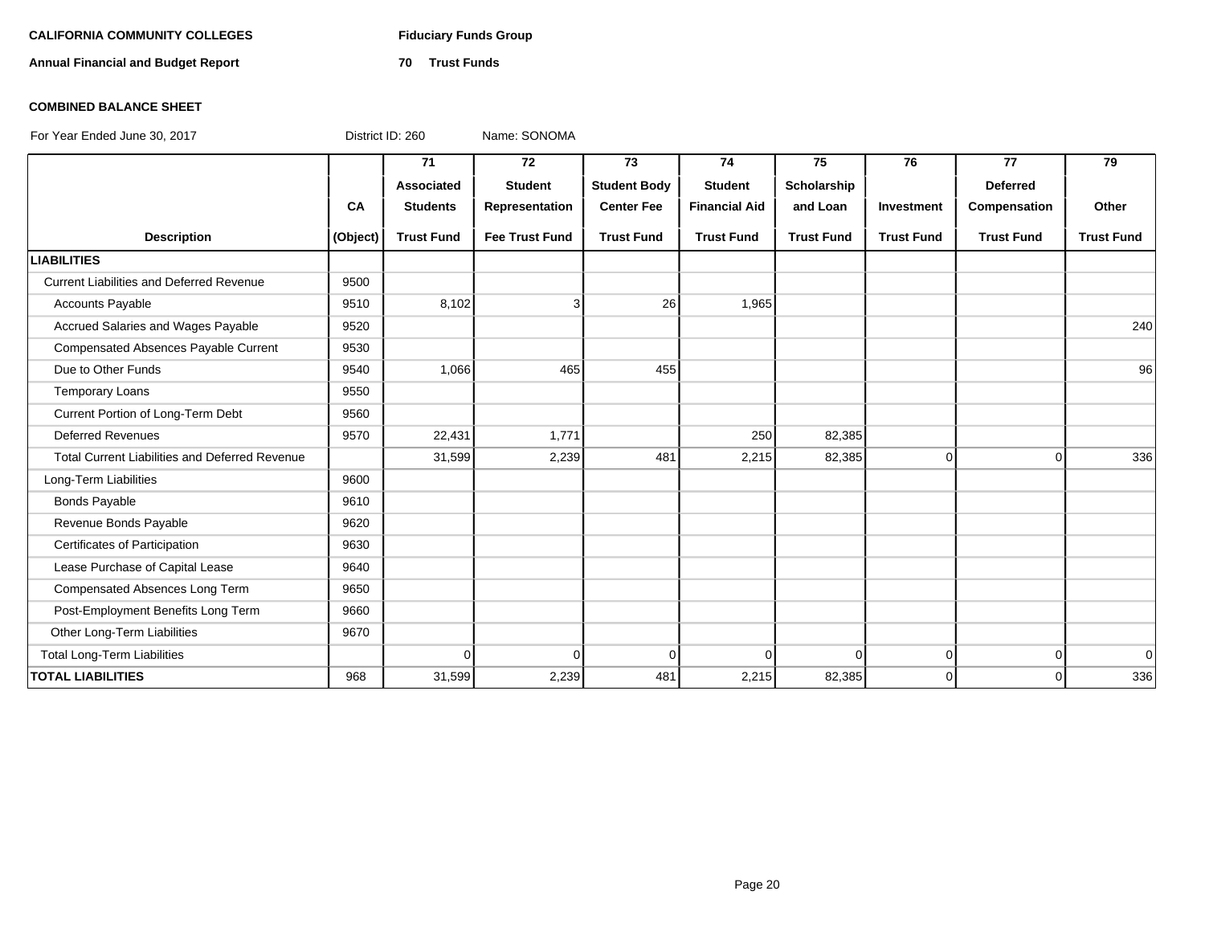**CALIFORNIA COMMUNITY COLLEGES** **Fiduciary Funds Group**

**Annual Financial and Budget Report** **70 Trust Funds**

**COMBINED BALANCE SHEET**

For Year Ended June 30, 2017 District ID: 260 Name: SONOMA

| Description | CA (Object) | 71 Associated Students Trust Fund | 72 Student Representation Fee Trust Fund | 73 Student Body Center Fee Trust Fund | 74 Student Financial Aid Trust Fund | 75 Scholarship and Loan Trust Fund | 76 Investment Trust Fund | 77 Deferred Compensation Trust Fund | 79 Other Trust Fund |
|---|---|---|---|---|---|---|---|---|---|
| **LIABILITIES** | | | | | | | | | |
| Current Liabilities and Deferred Revenue | 9500 | | | | | | | | |
| Accounts Payable | 9510 | 8,102 | 3 | 26 | 1,965 | | | | |
| Accrued Salaries and Wages Payable | 9520 | | | | | | | | 240 |
| Compensated Absences Payable Current | 9530 | | | | | | | | |
| Due to Other Funds | 9540 | 1,066 | 465 | 455 | | | | | 96 |
| Temporary Loans | 9550 | | | | | | | | |
| Current Portion of Long-Term Debt | 9560 | | | | | | | | |
| Deferred Revenues | 9570 | 22,431 | 1,771 | | 250 | 82,385 | | | |
| Total Current Liabilities and Deferred Revenue | | 31,599 | 2,239 | 481 | 2,215 | 82,385 | 0 | 0 | 336 |
| Long-Term Liabilities | 9600 | | | | | | | | |
| Bonds Payable | 9610 | | | | | | | | |
| Revenue Bonds Payable | 9620 | | | | | | | | |
| Certificates of Participation | 9630 | | | | | | | | |
| Lease Purchase of Capital Lease | 9640 | | | | | | | | |
| Compensated Absences Long Term | 9650 | | | | | | | | |
| Post-Employment Benefits Long Term | 9660 | | | | | | | | |
| Other Long-Term Liabilities | 9670 | | | | | | | | |
| Total Long-Term Liabilities | | 0 | 0 | 0 | 0 | 0 | 0 | 0 | 0 |
| **TOTAL LIABILITIES** | 968 | 31,599 | 2,239 | 481 | 2,215 | 82,385 | 0 | 0 | 336 |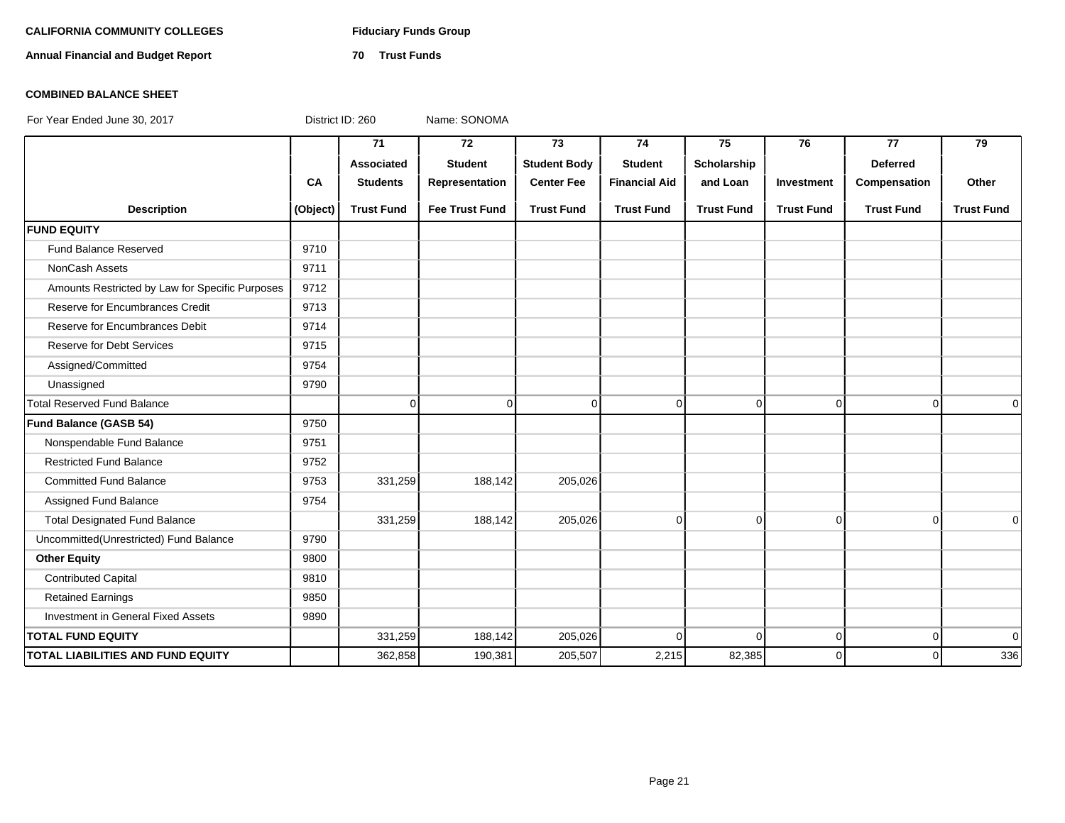**CALIFORNIA COMMUNITY COLLEGES** **Fiduciary Funds Group**

**Annual Financial and Budget Report** **70 Trust Funds**

**COMBINED BALANCE SHEET**

For Year Ended June 30, 2017 District ID: 260 Name: SONOMA

| Description | CA (Object) | 71 Associated Students Trust Fund | 72 Student Representation Fee Trust Fund | 73 Student Body Center Fee Trust Fund | 74 Student Financial Aid Trust Fund | 75 Scholarship and Loan Trust Fund | 76 Investment Trust Fund | 77 Deferred Compensation Trust Fund | 79 Other Trust Fund |
|---|---|---|---|---|---|---|---|---|---|
| **FUND EQUITY** | | | | | | | | | |
| Fund Balance Reserved | 9710 | | | | | | | | |
| NonCash Assets | 9711 | | | | | | | | |
| Amounts Restricted by Law for Specific Purposes | 9712 | | | | | | | | |
| Reserve for Encumbrances Credit | 9713 | | | | | | | | |
| Reserve for Encumbrances Debit | 9714 | | | | | | | | |
| Reserve for Debt Services | 9715 | | | | | | | | |
| Assigned/Committed | 9754 | | | | | | | | |
| Unassigned | 9790 | | | | | | | | |
| Total Reserved Fund Balance | | 0 | 0 | 0 | 0 | 0 | 0 | 0 | 0 |
| **Fund Balance (GASB 54)** | 9750 | | | | | | | | |
| Nonspendable Fund Balance | 9751 | | | | | | | | |
| Restricted Fund Balance | 9752 | | | | | | | | |
| Committed Fund Balance | 9753 | 331,259 | 188,142 | 205,026 | | | | | |
| Assigned Fund Balance | 9754 | | | | | | | | |
| Total Designated Fund Balance | | 331,259 | 188,142 | 205,026 | 0 | 0 | 0 | 0 | 0 |
| Uncommitted(Unrestricted) Fund Balance | 9790 | | | | | | | | |
| **Other Equity** | 9800 | | | | | | | | |
| Contributed Capital | 9810 | | | | | | | | |
| Retained Earnings | 9850 | | | | | | | | |
| Investment in General Fixed Assets | 9890 | | | | | | | | |
| **TOTAL FUND EQUITY** | | 331,259 | 188,142 | 205,026 | 0 | 0 | 0 | 0 | 0 |
| **TOTAL LIABILITIES AND FUND EQUITY** | | 362,858 | 190,381 | 205,507 | 2,215 | 82,385 | 0 | 0 | 336 |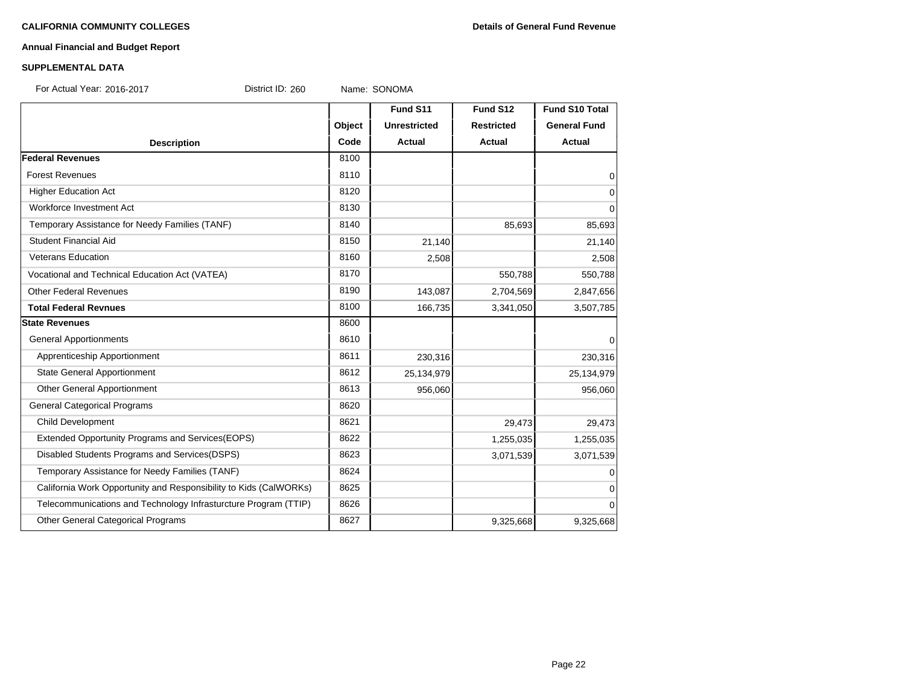**CALIFORNIA COMMUNITY COLLEGES** **Details of General Fund Revenue**

**Annual Financial and Budget Report**

**SUPPLEMENTAL DATA**

For Actual Year: 2016-2017 District ID: 260 Name: SONOMA

| Description | Object Code | Fund S11 Unrestricted Actual | Fund S12 Restricted Actual | Fund S10 Total General Fund Actual |
|---|---|---|---|---|
| **Federal Revenues** | 8100 | | | |
| Forest Revenues | 8110 | | | 0 |
| Higher Education Act | 8120 | | | 0 |
| Workforce Investment Act | 8130 | | | 0 |
| Temporary Assistance for Needy Families (TANF) | 8140 | | 85,693 | 85,693 |
| Student Financial Aid | 8150 | 21,140 | | 21,140 |
| Veterans Education | 8160 | 2,508 | | 2,508 |
| Vocational and Technical Education Act (VATEA) | 8170 | | 550,788 | 550,788 |
| Other Federal Revenues | 8190 | 143,087 | 2,704,569 | 2,847,656 |
| **Total Federal Revnues** | 8100 | 166,735 | 3,341,050 | 3,507,785 |
| **State Revenues** | 8600 | | | |
| General Apportionments | 8610 | | | 0 |
| Apprenticeship Apportionment | 8611 | 230,316 | | 230,316 |
| State General Apportionment | 8612 | 25,134,979 | | 25,134,979 |
| Other General Apportionment | 8613 | 956,060 | | 956,060 |
| General Categorical Programs | 8620 | | | |
| Child Development | 8621 | | 29,473 | 29,473 |
| Extended Opportunity Programs and Services(EOPS) | 8622 | | 1,255,035 | 1,255,035 |
| Disabled Students Programs and Services(DSPS) | 8623 | | 3,071,539 | 3,071,539 |
| Temporary Assistance for Needy Families (TANF) | 8624 | | | 0 |
| California Work Opportunity and Responsibility to Kids (CalWORKs) | 8625 | | | 0 |
| Telecommunications and Technology Infrasturcture Program (TTIP) | 8626 | | | 0 |
| Other General Categorical Programs | 8627 | | 9,325,668 | 9,325,668 |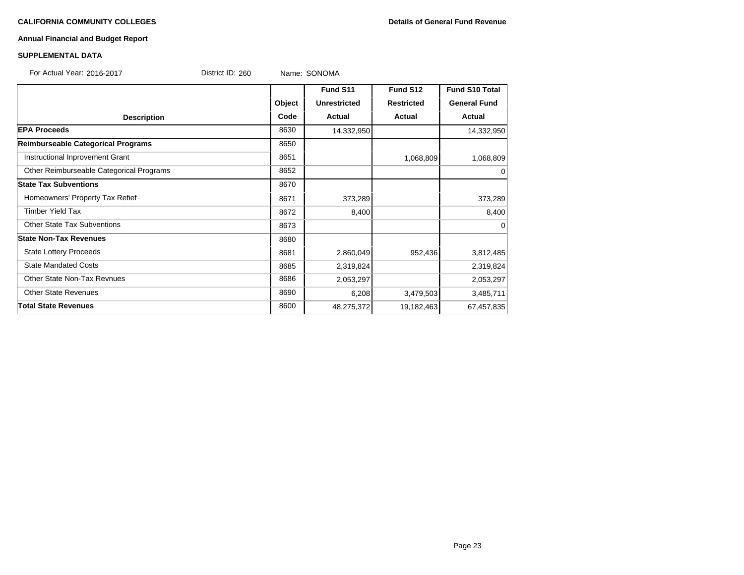**CALIFORNIA COMMUNITY COLLEGES** **Details of General Fund Revenue**

**Annual Financial and Budget Report**

**SUPPLEMENTAL DATA**

For Actual Year: 2016-2017 District ID: 260 Name: SONOMA

| Description | Object Code | Fund S11 Unrestricted Actual | Fund S12 Restricted Actual | Fund S10 Total General Fund Actual |
|---|---|---|---|---|
| **EPA Proceeds** | 8630 | 14,332,950 | | 14,332,950 |
| **Reimburseable Categorical Programs** | 8650 | | | |
| Instructional Inprovement Grant | 8651 | | 1,068,809 | 1,068,809 |
| Other Reimburseable Categorical Programs | 8652 | | | 0 |
| **State Tax Subventions** | 8670 | | | |
| Homeowners' Property Tax Refief | 8671 | 373,289 | | 373,289 |
| Timber Yield Tax | 8672 | 8,400 | | 8,400 |
| Other State Tax Subventions | 8673 | | | 0 |
| **State Non-Tax Revenues** | 8680 | | | |
| State Lottery Proceeds | 8681 | 2,860,049 | 952,436 | 3,812,485 |
| State Mandated Costs | 8685 | 2,319,824 | | 2,319,824 |
| Other State Non-Tax Revnues | 8686 | 2,053,297 | | 2,053,297 |
| Other State Revenues | 8690 | 6,208 | 3,479,503 | 3,485,711 |
| **Total State Revenues** | 8600 | 48,275,372 | 19,182,463 | 67,457,835 |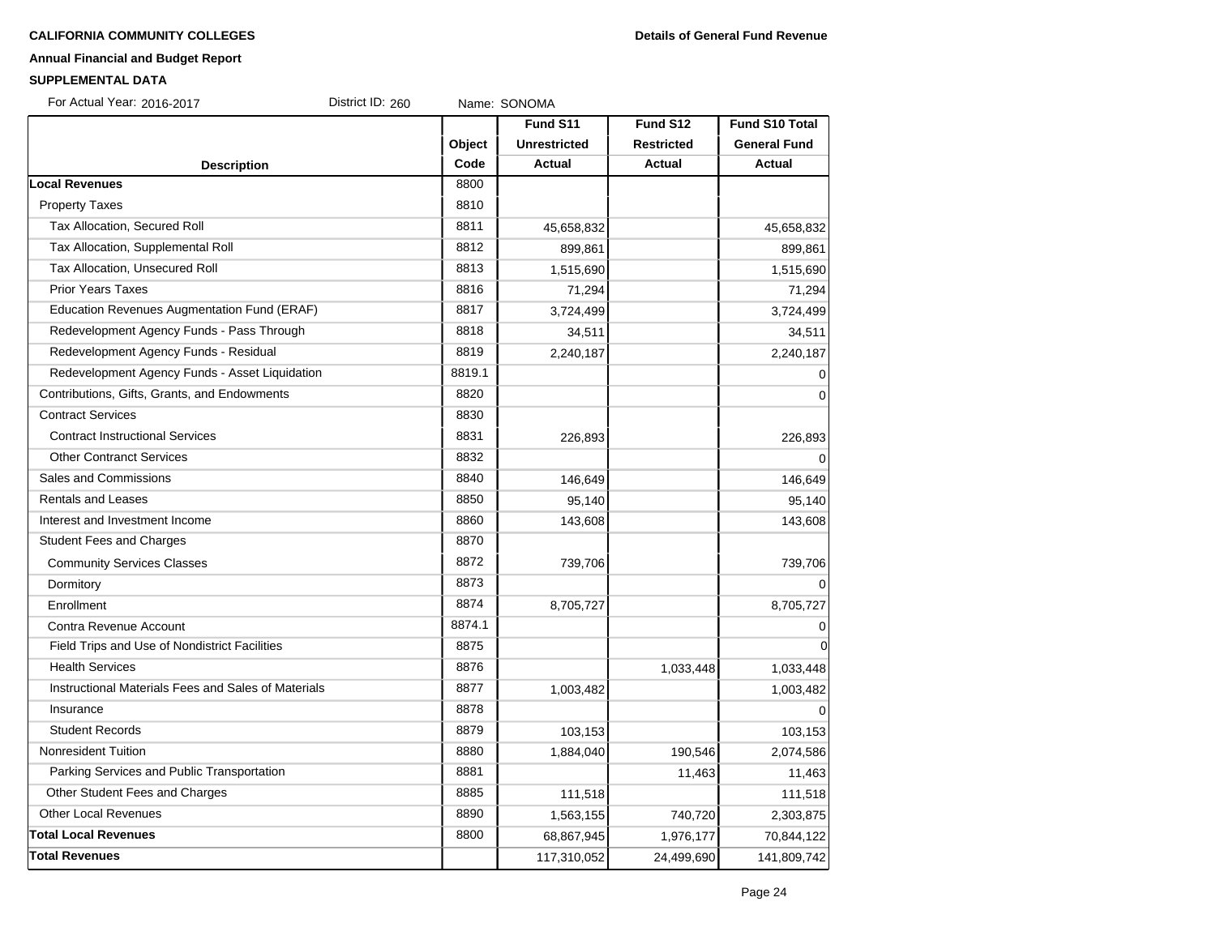**CALIFORNIA COMMUNITY COLLEGES** **Details of General Fund Revenue**

**Annual Financial and Budget Report**

**SUPPLEMENTAL DATA**

For Actual Year: 2016-2017 District ID: 260 Name: SONOMA

| Description | Object Code | Fund S11 Unrestricted Actual | Fund S12 Restricted Actual | Fund S10 Total General Fund Actual |
|---|---|---|---|---|
| **Local Revenues** | 8800 | | | |
| Property Taxes | 8810 | | | |
| Tax Allocation, Secured Roll | 8811 | 45,658,832 | | 45,658,832 |
| Tax Allocation, Supplemental Roll | 8812 | 899,861 | | 899,861 |
| Tax Allocation, Unsecured Roll | 8813 | 1,515,690 | | 1,515,690 |
| Prior Years Taxes | 8816 | 71,294 | | 71,294 |
| Education Revenues Augmentation Fund (ERAF) | 8817 | 3,724,499 | | 3,724,499 |
| Redevelopment Agency Funds - Pass Through | 8818 | 34,511 | | 34,511 |
| Redevelopment Agency Funds - Residual | 8819 | 2,240,187 | | 2,240,187 |
| Redevelopment Agency Funds - Asset Liquidation | 8819.1 | | | 0 |
| Contributions, Gifts, Grants, and Endowments | 8820 | | | 0 |
| Contract Services | 8830 | | | |
| Contract Instructional Services | 8831 | 226,893 | | 226,893 |
| Other Contranct Services | 8832 | | | 0 |
| Sales and Commissions | 8840 | 146,649 | | 146,649 |
| Rentals and Leases | 8850 | 95,140 | | 95,140 |
| Interest and Investment Income | 8860 | 143,608 | | 143,608 |
| Student Fees and Charges | 8870 | | | |
| Community Services Classes | 8872 | 739,706 | | 739,706 |
| Dormitory | 8873 | | | 0 |
| Enrollment | 8874 | 8,705,727 | | 8,705,727 |
| Contra Revenue Account | 8874.1 | | | 0 |
| Field Trips and Use of Nondistrict Facilities | 8875 | | | 0 |
| Health Services | 8876 | | 1,033,448 | 1,033,448 |
| Instructional Materials Fees and Sales of Materials | 8877 | 1,003,482 | | 1,003,482 |
| Insurance | 8878 | | | 0 |
| Student Records | 8879 | 103,153 | | 103,153 |
| Nonresident Tuition | 8880 | 1,884,040 | 190,546 | 2,074,586 |
| Parking Services and Public Transportation | 8881 | | 11,463 | 11,463 |
| Other Student Fees and Charges | 8885 | 111,518 | | 111,518 |
| Other Local Revenues | 8890 | 1,563,155 | 740,720 | 2,303,875 |
| **Total Local Revenues** | 8800 | 68,867,945 | 1,976,177 | 70,844,122 |
| **Total Revenues** | | 117,310,052 | 24,499,690 | 141,809,742 |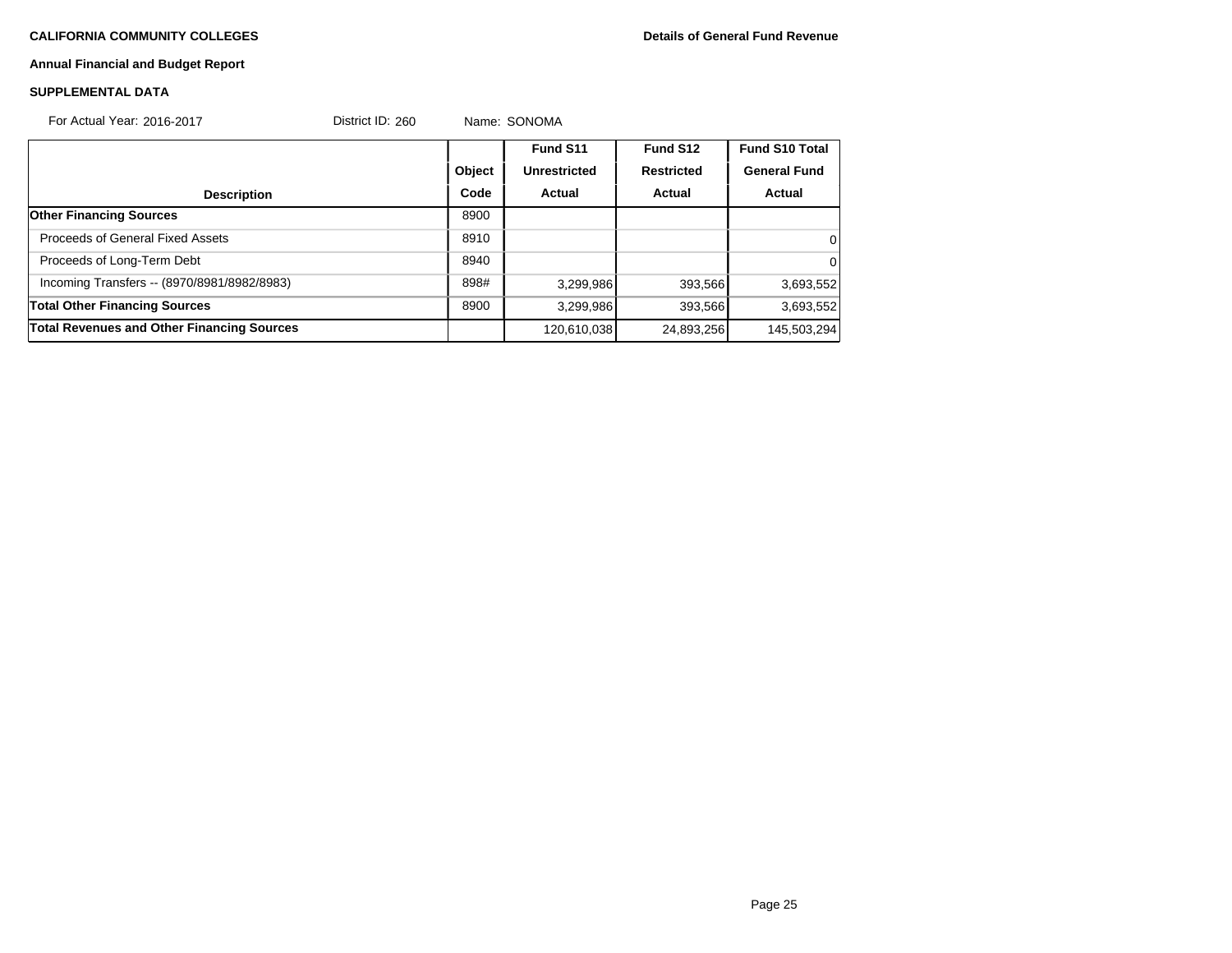**CALIFORNIA COMMUNITY COLLEGES** | **Details of General Fund Revenue**

**Annual Financial and Budget Report**

**SUPPLEMENTAL DATA**

For Actual Year: 2016-2017 District ID: 260 Name: SONOMA

| Description | Object Code | Fund S11 Unrestricted Actual | Fund S12 Restricted Actual | Fund S10 Total General Fund Actual |
|---|---|---|---|---|
| **Other Financing Sources** | 8900 | | | |
| Proceeds of General Fixed Assets | 8910 | | | 0 |
| Proceeds of Long-Term Debt | 8940 | | | 0 |
| Incoming Transfers -- (8970/8981/8982/8983) | 898# | 3,299,986 | 393,566 | 3,693,552 |
| **Total Other Financing Sources** | 8900 | 3,299,986 | 393,566 | 3,693,552 |
| **Total Revenues and Other Financing Sources** | | 120,610,038 | 24,893,256 | 145,503,294 |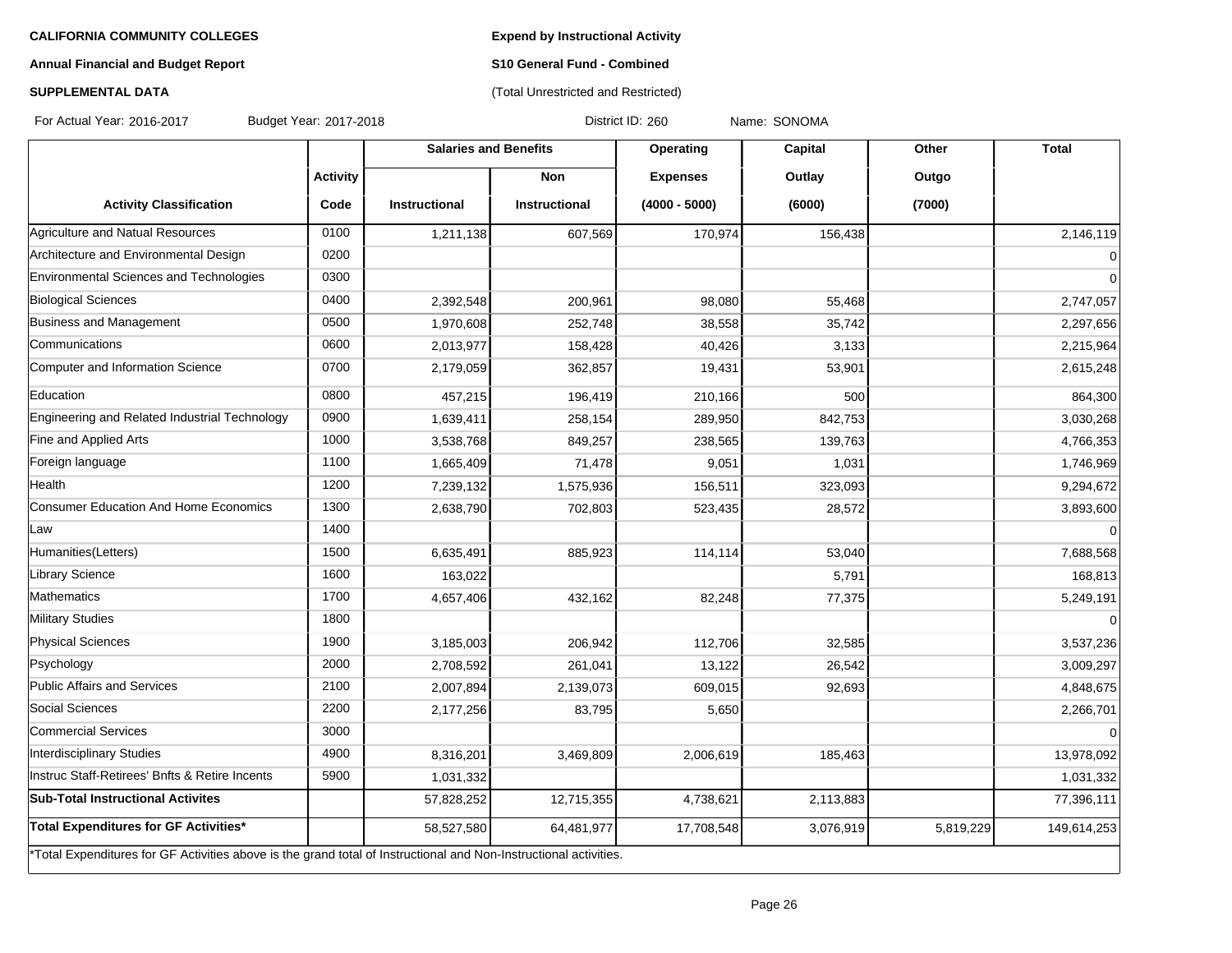**CALIFORNIA COMMUNITY COLLEGES**

**Annual Financial and Budget Report**

**SUPPLEMENTAL DATA**

**Expend by Instructional Activity**

**S10 General Fund - Combined**

(Total Unrestricted and Restricted)

For Actual Year: 2016-2017 Budget Year: 2017-2018 District ID: 260 Name: SONOMA

| | | Salaries and Benefits | | Operating | Capital | Other | Total |
|---|---|---|---|---|---|---|---|
| | Activity | | Non | Expenses | Outlay | Outgo | |
| Activity Classification | Code | Instructional | Instructional | (4000 - 5000) | (6000) | (7000) | |
| Agriculture and Natual Resources | 0100 | 1,211,138 | 607,569 | 170,974 | 156,438 | | 2,146,119 |
| Architecture and Environmental Design | 0200 | | | | | | 0 |
| Environmental Sciences and Technologies | 0300 | | | | | | 0 |
| Biological Sciences | 0400 | 2,392,548 | 200,961 | 98,080 | 55,468 | | 2,747,057 |
| Business and Management | 0500 | 1,970,608 | 252,748 | 38,558 | 35,742 | | 2,297,656 |
| Communications | 0600 | 2,013,977 | 158,428 | 40,426 | 3,133 | | 2,215,964 |
| Computer and Information Science | 0700 | 2,179,059 | 362,857 | 19,431 | 53,901 | | 2,615,248 |
| Education | 0800 | 457,215 | 196,419 | 210,166 | 500 | | 864,300 |
| Engineering and Related Industrial Technology | 0900 | 1,639,411 | 258,154 | 289,950 | 842,753 | | 3,030,268 |
| Fine and Applied Arts | 1000 | 3,538,768 | 849,257 | 238,565 | 139,763 | | 4,766,353 |
| Foreign language | 1100 | 1,665,409 | 71,478 | 9,051 | 1,031 | | 1,746,969 |
| Health | 1200 | 7,239,132 | 1,575,936 | 156,511 | 323,093 | | 9,294,672 |
| Consumer Education And Home Economics | 1300 | 2,638,790 | 702,803 | 523,435 | 28,572 | | 3,893,600 |
| Law | 1400 | | | | | | 0 |
| Humanities(Letters) | 1500 | 6,635,491 | 885,923 | 114,114 | 53,040 | | 7,688,568 |
| Library Science | 1600 | 163,022 | | | 5,791 | | 168,813 |
| Mathematics | 1700 | 4,657,406 | 432,162 | 82,248 | 77,375 | | 5,249,191 |
| Military Studies | 1800 | | | | | | 0 |
| Physical Sciences | 1900 | 3,185,003 | 206,942 | 112,706 | 32,585 | | 3,537,236 |
| Psychology | 2000 | 2,708,592 | 261,041 | 13,122 | 26,542 | | 3,009,297 |
| Public Affairs and Services | 2100 | 2,007,894 | 2,139,073 | 609,015 | 92,693 | | 4,848,675 |
| Social Sciences | 2200 | 2,177,256 | 83,795 | 5,650 | | | 2,266,701 |
| Commercial Services | 3000 | | | | | | 0 |
| Interdisciplinary Studies | 4900 | 8,316,201 | 3,469,809 | 2,006,619 | 185,463 | | 13,978,092 |
| Instruc Staff-Retirees' Bnfts & Retire Incents | 5900 | 1,031,332 | | | | | 1,031,332 |
| **Sub-Total Instructional Activites** | | 57,828,252 | 12,715,355 | 4,738,621 | 2,113,883 | | 77,396,111 |
| **Total Expenditures for GF Activities*** | | 58,527,580 | 64,481,977 | 17,708,548 | 3,076,919 | 5,819,229 | 149,614,253 |

*Total Expenditures for GF Activities above is the grand total of Instructional and Non-Instructional activities.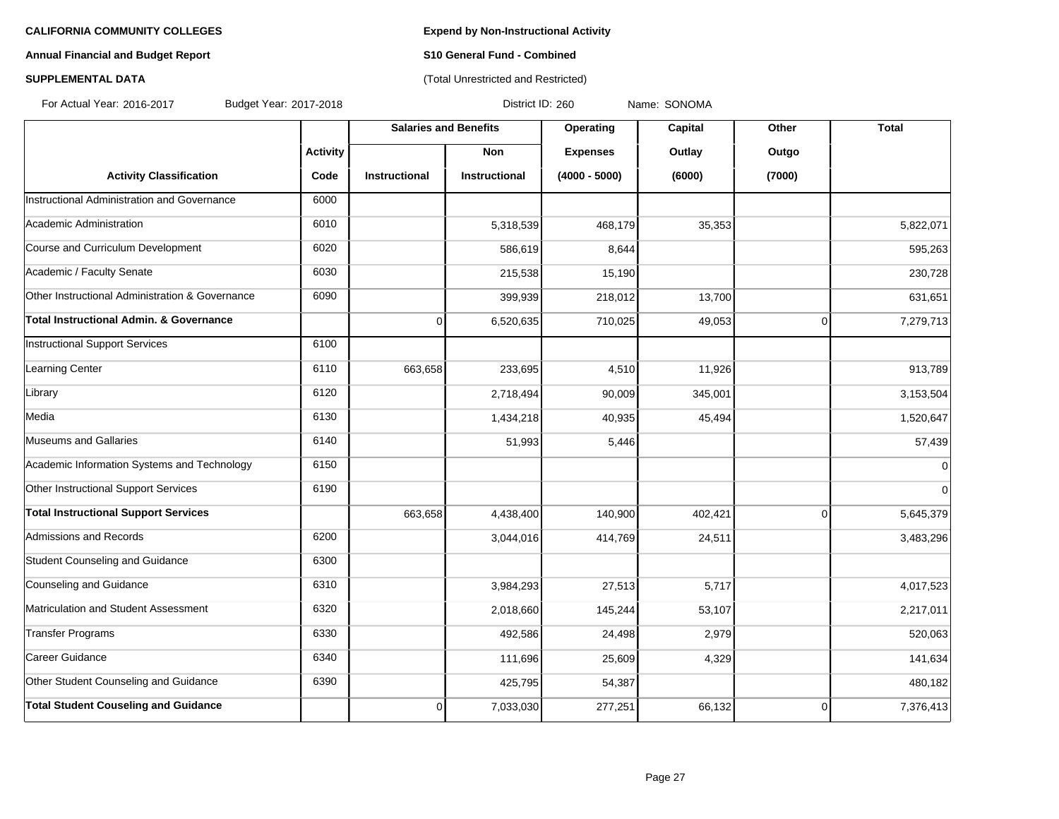**CALIFORNIA COMMUNITY COLLEGES**

**Annual Financial and Budget Report**

**SUPPLEMENTAL DATA**

**Expend by Non-Instructional Activity**

**S10 General Fund - Combined**

(Total Unrestricted and Restricted)

For Actual Year: 2016-2017 Budget Year: 2017-2018 District ID: 260 Name: SONOMA

| | | Salaries and Benefits | | Operating | Capital | Other | Total |
|---|---|---|---|---|---|---|---|
| | Activity | | Non | Expenses | Outlay | Outgo | |
| Activity Classification | Code | Instructional | Instructional | (4000 - 5000) | (6000) | (7000) | |
| Instructional Administration and Governance | 6000 | | | | | | |
| Academic Administration | 6010 | | 5,318,539 | 468,179 | 35,353 | | 5,822,071 |
| Course and Curriculum Development | 6020 | | 586,619 | 8,644 | | | 595,263 |
| Academic / Faculty Senate | 6030 | | 215,538 | 15,190 | | | 230,728 |
| Other Instructional Administration & Governance | 6090 | | 399,939 | 218,012 | 13,700 | | 631,651 |
| **Total Instructional Admin. & Governance** | | 0 | 6,520,635 | 710,025 | 49,053 | 0 | 7,279,713 |
| Instructional Support Services | 6100 | | | | | | |
| Learning Center | 6110 | 663,658 | 233,695 | 4,510 | 11,926 | | 913,789 |
| Library | 6120 | | 2,718,494 | 90,009 | 345,001 | | 3,153,504 |
| Media | 6130 | | 1,434,218 | 40,935 | 45,494 | | 1,520,647 |
| Museums and Gallaries | 6140 | | 51,993 | 5,446 | | | 57,439 |
| Academic Information Systems and Technology | 6150 | | | | | | 0 |
| Other Instructional Support Services | 6190 | | | | | | 0 |
| **Total Instructional Support Services** | | 663,658 | 4,438,400 | 140,900 | 402,421 | 0 | 5,645,379 |
| Admissions and Records | 6200 | | 3,044,016 | 414,769 | 24,511 | | 3,483,296 |
| Student Counseling and Guidance | 6300 | | | | | | |
| Counseling and Guidance | 6310 | | 3,984,293 | 27,513 | 5,717 | | 4,017,523 |
| Matriculation and Student Assessment | 6320 | | 2,018,660 | 145,244 | 53,107 | | 2,217,011 |
| Transfer Programs | 6330 | | 492,586 | 24,498 | 2,979 | | 520,063 |
| Career Guidance | 6340 | | 111,696 | 25,609 | 4,329 | | 141,634 |
| Other Student Counseling and Guidance | 6390 | | 425,795 | 54,387 | | | 480,182 |
| **Total Student Couseling and Guidance** | | 0 | 7,033,030 | 277,251 | 66,132 | 0 | 7,376,413 |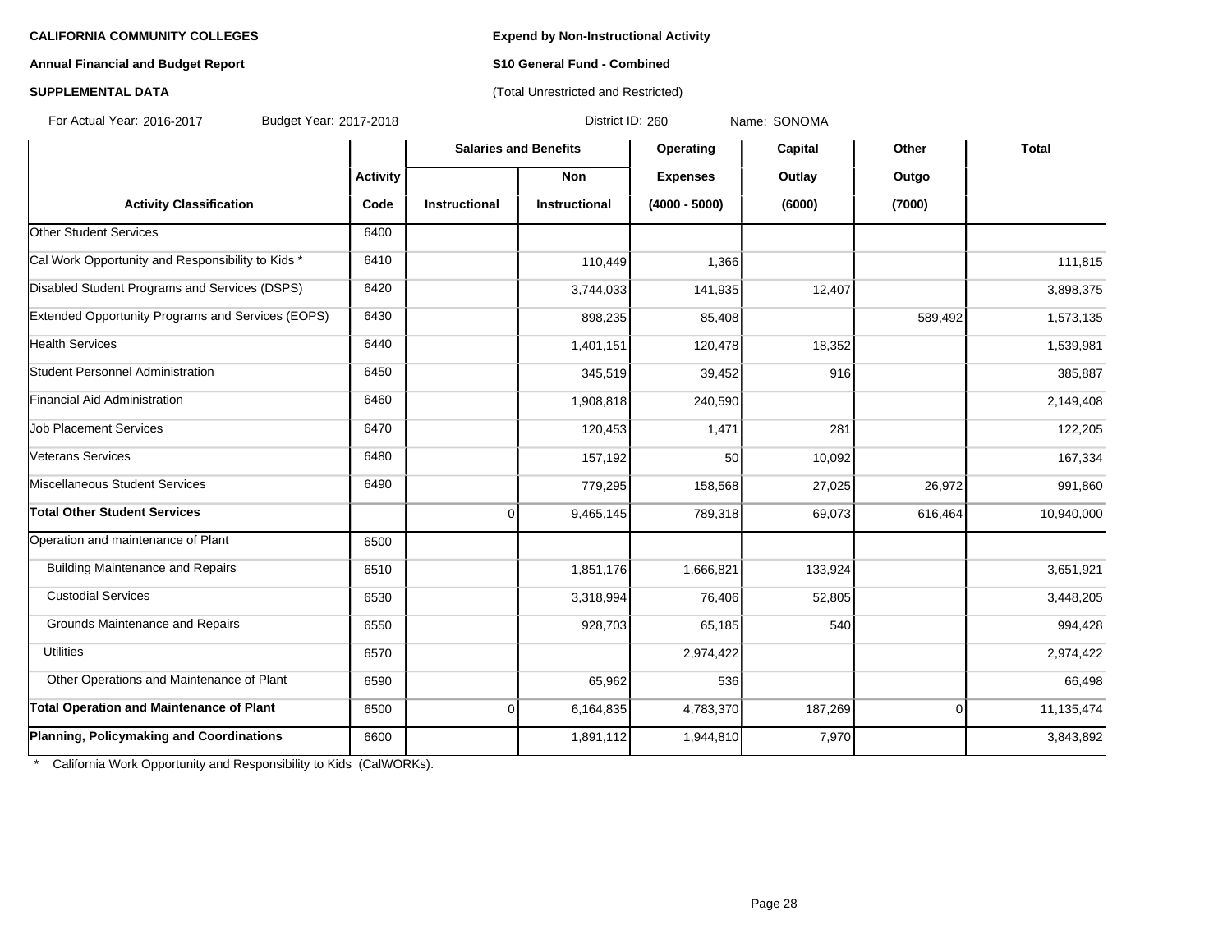**CALIFORNIA COMMUNITY COLLEGES**

**Annual Financial and Budget Report**

**SUPPLEMENTAL DATA**

**Expend by Non-Instructional Activity**

**S10 General Fund - Combined**

(Total Unrestricted and Restricted)

For Actual Year: 2016-2017 Budget Year: 2017-2018 District ID: 260 Name: SONOMA

| | | Salaries and Benefits | | Operating | Capital | Other | Total |
|---|---|---|---|---|---|---|---|
| | Activity | | Non | Expenses | Outlay | Outgo | |
| Activity Classification | Code | Instructional | Instructional | (4000 - 5000) | (6000) | (7000) | |
| Other Student Services | 6400 | | | | | | |
| Cal Work Opportunity and Responsibility to Kids * | 6410 | | 110,449 | 1,366 | | | 111,815 |
| Disabled Student Programs and Services (DSPS) | 6420 | | 3,744,033 | 141,935 | 12,407 | | 3,898,375 |
| Extended Opportunity Programs and Services (EOPS) | 6430 | | 898,235 | 85,408 | | 589,492 | 1,573,135 |
| Health Services | 6440 | | 1,401,151 | 120,478 | 18,352 | | 1,539,981 |
| Student Personnel Administration | 6450 | | 345,519 | 39,452 | 916 | | 385,887 |
| Financial Aid Administration | 6460 | | 1,908,818 | 240,590 | | | 2,149,408 |
| Job Placement Services | 6470 | | 120,453 | 1,471 | 281 | | 122,205 |
| Veterans Services | 6480 | | 157,192 | 50 | 10,092 | | 167,334 |
| Miscellaneous Student Services | 6490 | | 779,295 | 158,568 | 27,025 | 26,972 | 991,860 |
| **Total Other Student Services** | | 0 | 9,465,145 | 789,318 | 69,073 | 616,464 | 10,940,000 |
| Operation and maintenance of Plant | 6500 | | | | | | |
| Building Maintenance and Repairs | 6510 | | 1,851,176 | 1,666,821 | 133,924 | | 3,651,921 |
| Custodial Services | 6530 | | 3,318,994 | 76,406 | 52,805 | | 3,448,205 |
| Grounds Maintenance and Repairs | 6550 | | 928,703 | 65,185 | 540 | | 994,428 |
| Utilities | 6570 | | | 2,974,422 | | | 2,974,422 |
| Other Operations and Maintenance of Plant | 6590 | | 65,962 | 536 | | | 66,498 |
| **Total Operation and Maintenance of Plant** | 6500 | 0 | 6,164,835 | 4,783,370 | 187,269 | 0 | 11,135,474 |
| **Planning, Policymaking and Coordinations** | 6600 | | 1,891,112 | 1,944,810 | 7,970 | | 3,843,892 |

* California Work Opportunity and Responsibility to Kids (CalWORKs).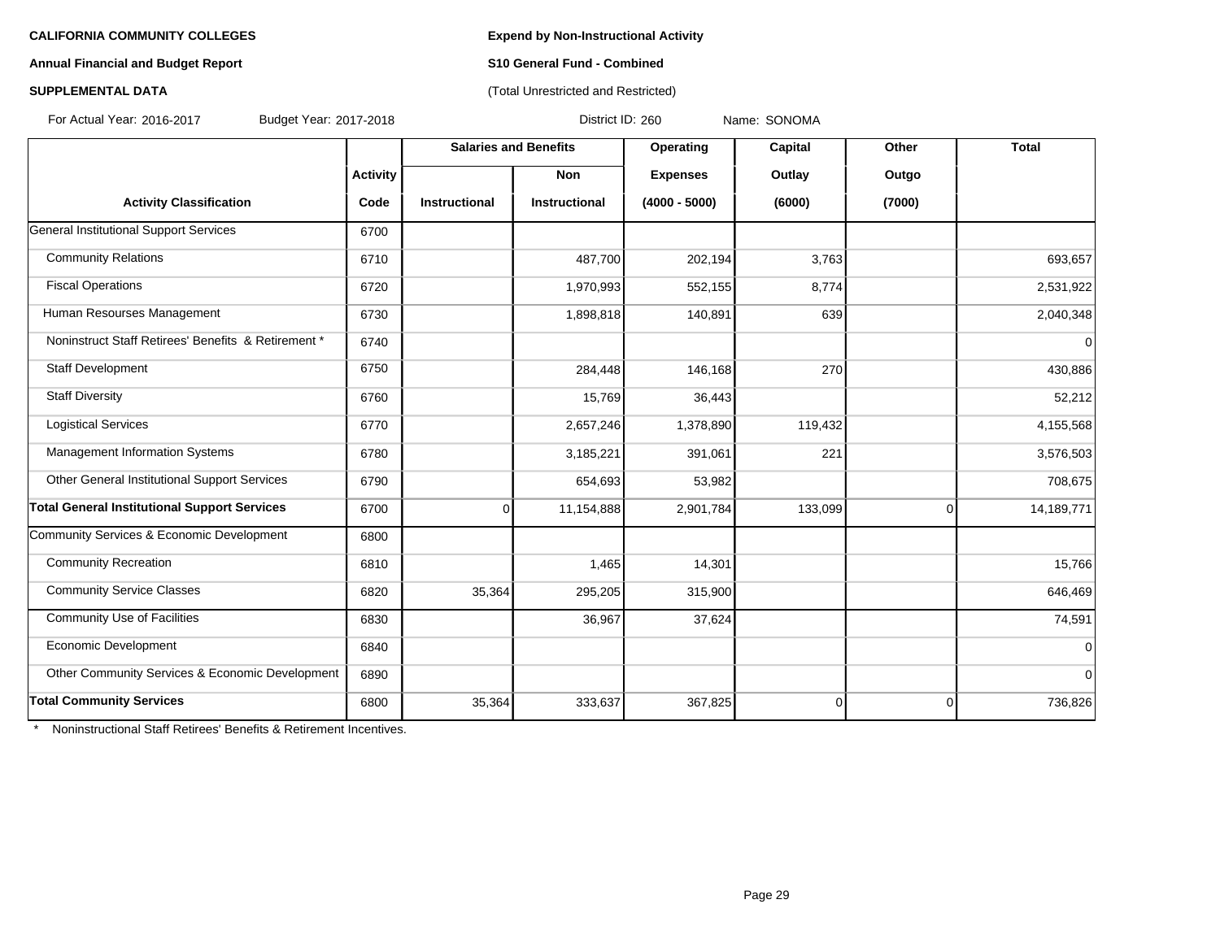**CALIFORNIA COMMUNITY COLLEGES**

**Annual Financial and Budget Report**

**SUPPLEMENTAL DATA**

**Expend by Non-Instructional Activity**

**S10 General Fund - Combined**

(Total Unrestricted and Restricted)

For Actual Year: 2016-2017 Budget Year: 2017-2018 District ID: 260 Name: SONOMA

| | | Salaries and Benefits | | Operating | Capital | Other | Total |
|---|---|---|---|---|---|---|---|
| | Activity | | Non | Expenses | Outlay | Outgo | |
| Activity Classification | Code | Instructional | Instructional | (4000 - 5000) | (6000) | (7000) | |
| General Institutional Support Services | 6700 | | | | | | |
| Community Relations | 6710 | | 487,700 | 202,194 | 3,763 | | 693,657 |
| Fiscal Operations | 6720 | | 1,970,993 | 552,155 | 8,774 | | 2,531,922 |
| Human Resourses Management | 6730 | | 1,898,818 | 140,891 | 639 | | 2,040,348 |
| Noninstruct Staff Retirees' Benefits & Retirement * | 6740 | | | | | | 0 |
| Staff Development | 6750 | | 284,448 | 146,168 | 270 | | 430,886 |
| Staff Diversity | 6760 | | 15,769 | 36,443 | | | 52,212 |
| Logistical Services | 6770 | | 2,657,246 | 1,378,890 | 119,432 | | 4,155,568 |
| Management Information Systems | 6780 | | 3,185,221 | 391,061 | 221 | | 3,576,503 |
| Other General Institutional Support Services | 6790 | | 654,693 | 53,982 | | | 708,675 |
| **Total General Institutional Support Services** | 6700 | 0 | 11,154,888 | 2,901,784 | 133,099 | 0 | 14,189,771 |
| Community Services & Economic Development | 6800 | | | | | | |
| Community Recreation | 6810 | | 1,465 | 14,301 | | | 15,766 |
| Community Service Classes | 6820 | 35,364 | 295,205 | 315,900 | | | 646,469 |
| Community Use of Facilities | 6830 | | 36,967 | 37,624 | | | 74,591 |
| Economic Development | 6840 | | | | | | 0 |
| Other Community Services & Economic Development | 6890 | | | | | | 0 |
| **Total Community Services** | 6800 | 35,364 | 333,637 | 367,825 | 0 | 0 | 736,826 |

\* Noninstructional Staff Retirees' Benefits & Retirement Incentives.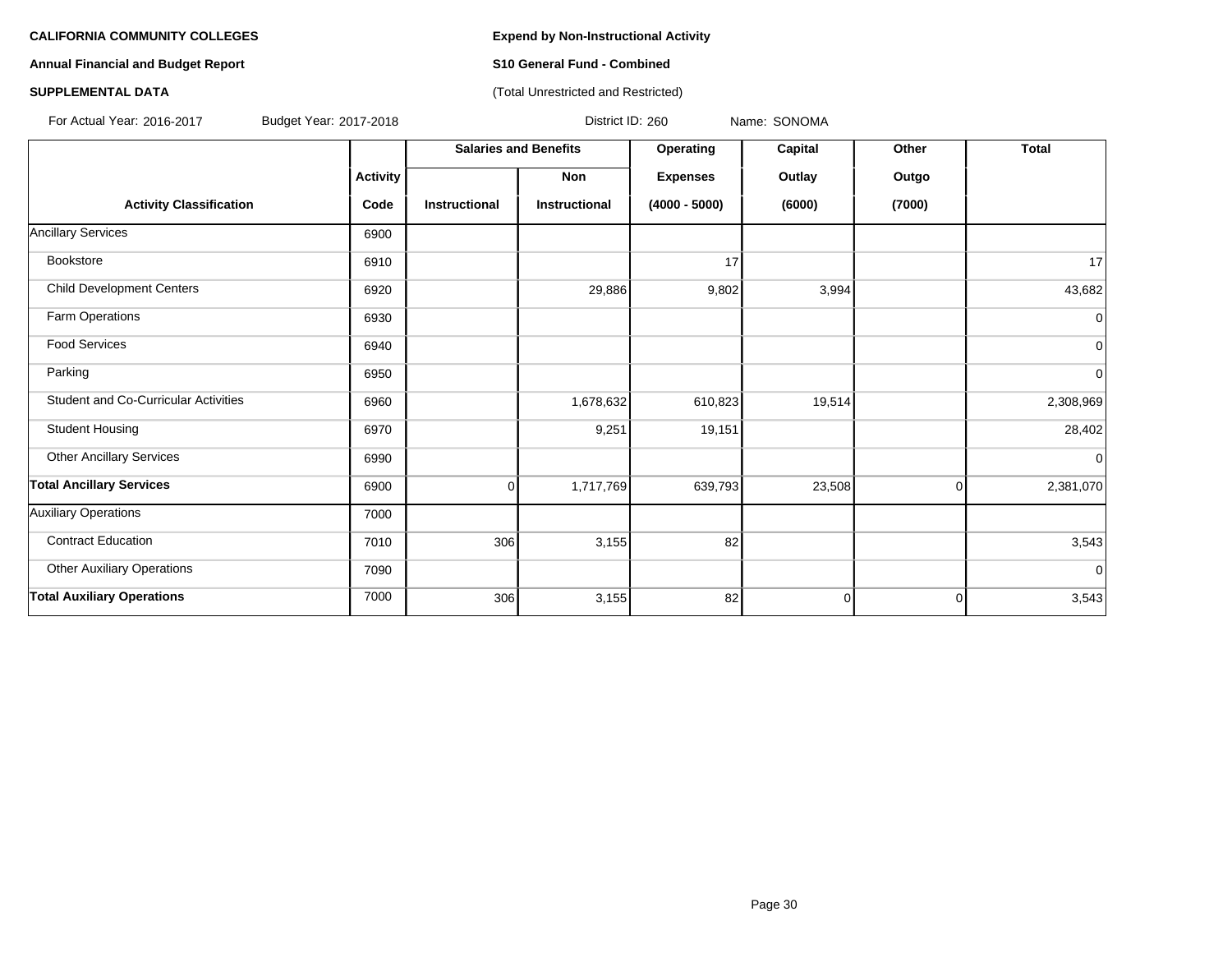**CALIFORNIA COMMUNITY COLLEGES**

**Annual Financial and Budget Report**

**SUPPLEMENTAL DATA**

**Expend by Non-Instructional Activity**

**S10 General Fund - Combined**

(Total Unrestricted and Restricted)

For Actual Year: 2016-2017 Budget Year: 2017-2018 District ID: 260 Name: SONOMA

| Activity Classification | Activity Code | Salaries and Benefits Instructional | Salaries and Benefits Non Instructional | Operating Expenses (4000 - 5000) | Capital Outlay (6000) | Other Outgo (7000) | Total |
|---|---|---|---|---|---|---|---|
| Ancillary Services | 6900 | | | | | | |
| Bookstore | 6910 | | | 17 | | | 17 |
| Child Development Centers | 6920 | | 29,886 | 9,802 | 3,994 | | 43,682 |
| Farm Operations | 6930 | | | | | | 0 |
| Food Services | 6940 | | | | | | 0 |
| Parking | 6950 | | | | | | 0 |
| Student and Co-Curricular Activities | 6960 | | 1,678,632 | 610,823 | 19,514 | | 2,308,969 |
| Student Housing | 6970 | | 9,251 | 19,151 | | | 28,402 |
| Other Ancillary Services | 6990 | | | | | | 0 |
| **Total Ancillary Services** | 6900 | 0 | 1,717,769 | 639,793 | 23,508 | 0 | 2,381,070 |
| Auxiliary Operations | 7000 | | | | | | |
| Contract Education | 7010 | 306 | 3,155 | 82 | | | 3,543 |
| Other Auxiliary Operations | 7090 | | | | | | 0 |
| **Total Auxiliary Operations** | 7000 | 306 | 3,155 | 82 | 0 | 0 | 3,543 |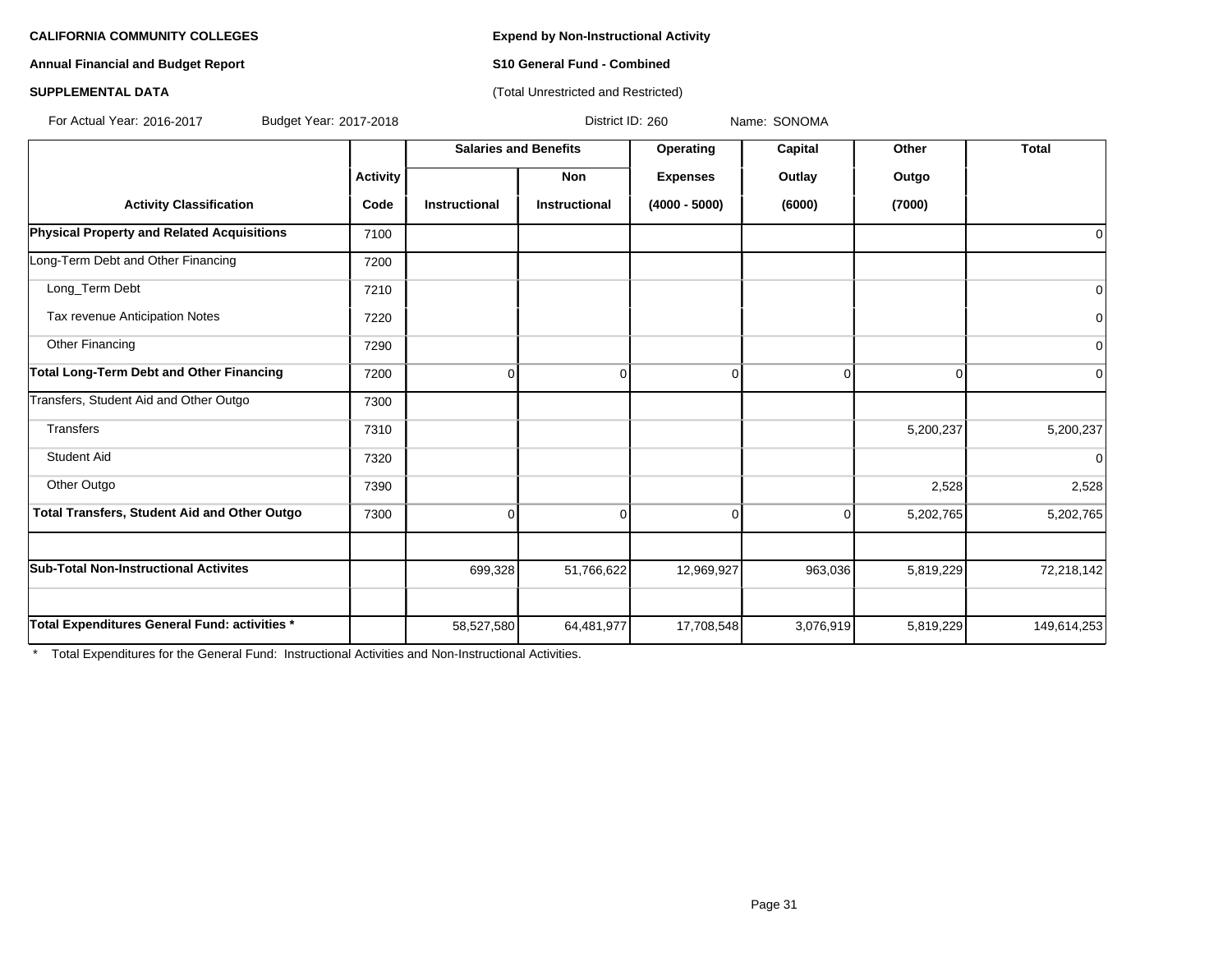**CALIFORNIA COMMUNITY COLLEGES**

**Annual Financial and Budget Report**

**SUPPLEMENTAL DATA**

**Expend by Non-Instructional Activity**

**S10 General Fund - Combined**

(Total Unrestricted and Restricted)

For Actual Year: 2016-2017 Budget Year: 2017-2018 District ID: 260 Name: SONOMA

| Activity Classification | Activity Code | Salaries and Benefits: Instructional | Salaries and Benefits: Non Instructional | Operating Expenses (4000 - 5000) | Capital Outlay (6000) | Other Outgo (7000) | Total |
|---|---|---|---|---|---|---|---|
| **Physical Property and Related Acquisitions** | 7100 | | | | | | 0 |
| Long-Term Debt and Other Financing | 7200 | | | | | | |
| Long_Term Debt | 7210 | | | | | | 0 |
| Tax revenue Anticipation Notes | 7220 | | | | | | 0 |
| Other Financing | 7290 | | | | | | 0 |
| **Total Long-Term Debt and Other Financing** | 7200 | 0 | 0 | 0 | 0 | 0 | 0 |
| Transfers, Student Aid and Other Outgo | 7300 | | | | | | |
| Transfers | 7310 | | | | | 5,200,237 | 5,200,237 |
| Student Aid | 7320 | | | | | | 0 |
| Other Outgo | 7390 | | | | | 2,528 | 2,528 |
| **Total Transfers, Student Aid and Other Outgo** | 7300 | 0 | 0 | 0 | 0 | 5,202,765 | 5,202,765 |
| | | | | | | | |
| **Sub-Total Non-Instructional Activites** | | 699,328 | 51,766,622 | 12,969,927 | 963,036 | 5,819,229 | 72,218,142 |
| | | | | | | | |
| **Total Expenditures General Fund: activities *** | | 58,527,580 | 64,481,977 | 17,708,548 | 3,076,919 | 5,819,229 | 149,614,253 |

* Total Expenditures for the General Fund: Instructional Activities and Non-Instructional Activities.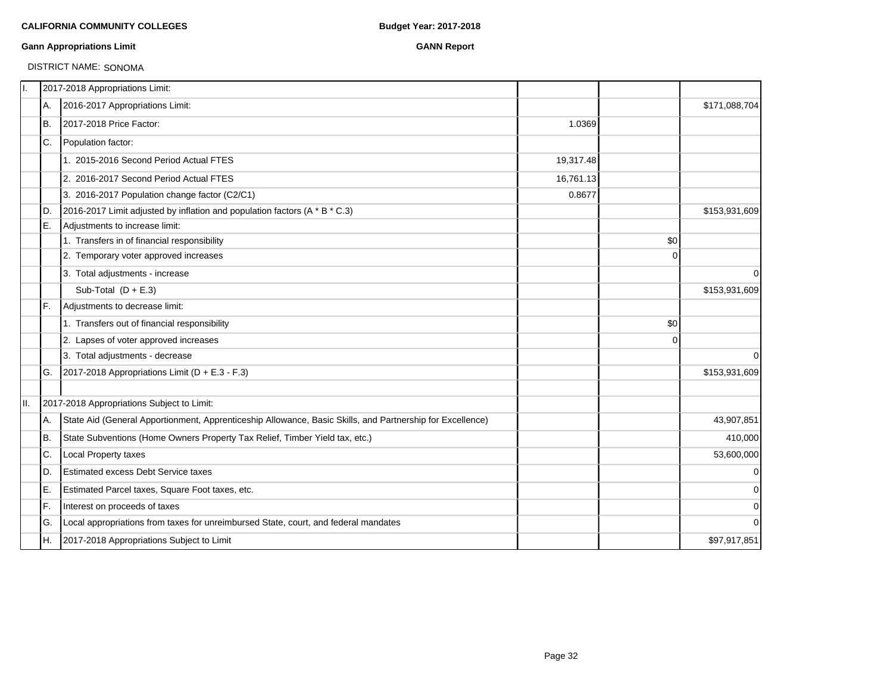**CALIFORNIA COMMUNITY COLLEGES**

**Budget Year: 2017-2018**

**Gann Appropriations Limit**

**GANN Report**

DISTRICT NAME: SONOMA

| | | | | | |
|---|---|---|---|---|---|
| I. | 2017-2018 Appropriations Limit: | | | | |
| | A. | 2016-2017 Appropriations Limit: | | | $171,088,704 |
| | B. | 2017-2018 Price Factor: | 1.0369 | | |
| | C. | Population factor: | | | |
| | | 1. 2015-2016 Second Period Actual FTES | 19,317.48 | | |
| | | 2. 2016-2017 Second Period Actual FTES | 16,761.13 | | |
| | | 3. 2016-2017 Population change factor (C2/C1) | 0.8677 | | |
| | D. | 2016-2017 Limit adjusted by inflation and population factors (A * B * C.3) | | | $153,931,609 |
| | E. | Adjustments to increase limit: | | | |
| | | 1. Transfers in of financial responsibility | | $0 | |
| | | 2. Temporary voter approved increases | | 0 | |
| | | 3. Total adjustments - increase | | | 0 |
| | | Sub-Total (D + E.3) | | | $153,931,609 |
| | F. | Adjustments to decrease limit: | | | |
| | | 1. Transfers out of financial responsibility | | $0 | |
| | | 2. Lapses of voter approved increases | | 0 | |
| | | 3. Total adjustments - decrease | | | 0 |
| | G. | 2017-2018 Appropriations Limit (D + E.3 - F.3) | | | $153,931,609 |
| | | | | | |
| II. | 2017-2018 Appropriations Subject to Limit: | | | | |
| | A. | State Aid (General Apportionment, Apprenticeship Allowance, Basic Skills, and Partnership for Excellence) | | | 43,907,851 |
| | B. | State Subventions (Home Owners Property Tax Relief, Timber Yield tax, etc.) | | | 410,000 |
| | C. | Local Property taxes | | | 53,600,000 |
| | D. | Estimated excess Debt Service taxes | | | 0 |
| | E. | Estimated Parcel taxes, Square Foot taxes, etc. | | | 0 |
| | F. | Interest on proceeds of taxes | | | 0 |
| | G. | Local appropriations from taxes for unreimbursed State, court, and federal mandates | | | 0 |
| | H. | 2017-2018 Appropriations Subject to Limit | | | $97,917,851 |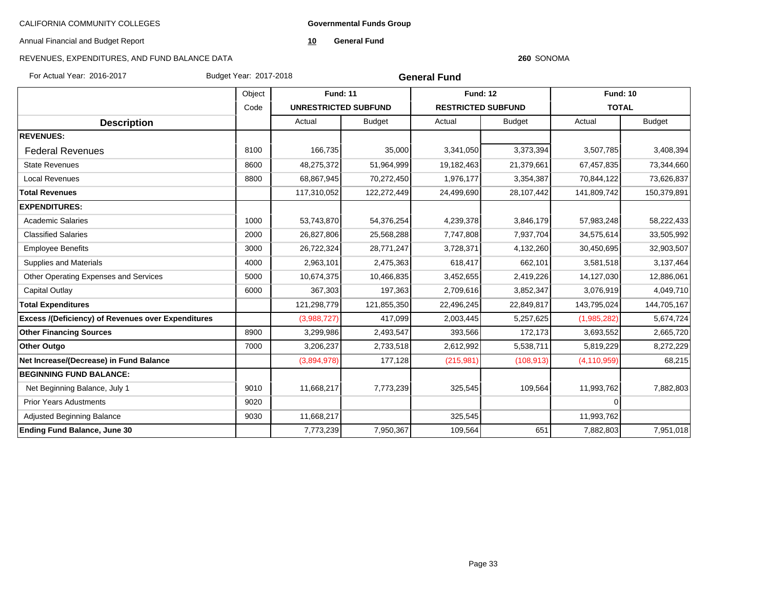CALIFORNIA COMMUNITY COLLEGES

Annual Financial and Budget Report

REVENUES, EXPENDITURES, AND FUND BALANCE DATA

**Governmental Funds Group**

**10** **General Fund**

**260** SONOMA

For Actual Year: 2016-2017 Budget Year: 2017-2018

## General Fund

| | Object | Fund: 11 | | Fund: 12 | | Fund: 10 | |
|---|---|---|---|---|---|---|---|
| | Code | UNRESTRICTED SUBFUND | | RESTRICTED SUBFUND | | TOTAL | |
| **Description** | | Actual | Budget | Actual | Budget | Actual | Budget |
| **REVENUES:** | | | | | | | |
| Federal Revenues | 8100 | 166,735 | 35,000 | 3,341,050 | 3,373,394 | 3,507,785 | 3,408,394 |
| State Revenues | 8600 | 48,275,372 | 51,964,999 | 19,182,463 | 21,379,661 | 67,457,835 | 73,344,660 |
| Local Revenues | 8800 | 68,867,945 | 70,272,450 | 1,976,177 | 3,354,387 | 70,844,122 | 73,626,837 |
| **Total Revenues** | | 117,310,052 | 122,272,449 | 24,499,690 | 28,107,442 | 141,809,742 | 150,379,891 |
| **EXPENDITURES:** | | | | | | | |
| Academic Salaries | 1000 | 53,743,870 | 54,376,254 | 4,239,378 | 3,846,179 | 57,983,248 | 58,222,433 |
| Classified Salaries | 2000 | 26,827,806 | 25,568,288 | 7,747,808 | 7,937,704 | 34,575,614 | 33,505,992 |
| Employee Benefits | 3000 | 26,722,324 | 28,771,247 | 3,728,371 | 4,132,260 | 30,450,695 | 32,903,507 |
| Supplies and Materials | 4000 | 2,963,101 | 2,475,363 | 618,417 | 662,101 | 3,581,518 | 3,137,464 |
| Other Operating Expenses and Services | 5000 | 10,674,375 | 10,466,835 | 3,452,655 | 2,419,226 | 14,127,030 | 12,886,061 |
| Capital Outlay | 6000 | 367,303 | 197,363 | 2,709,616 | 3,852,347 | 3,076,919 | 4,049,710 |
| **Total Expenditures** | | 121,298,779 | 121,855,350 | 22,496,245 | 22,849,817 | 143,795,024 | 144,705,167 |
| **Excess /(Deficiency) of Revenues over Expenditures** | | (3,988,727) | 417,099 | 2,003,445 | 5,257,625 | (1,985,282) | 5,674,724 |
| **Other Financing Sources** | 8900 | 3,299,986 | 2,493,547 | 393,566 | 172,173 | 3,693,552 | 2,665,720 |
| **Other Outgo** | 7000 | 3,206,237 | 2,733,518 | 2,612,992 | 5,538,711 | 5,819,229 | 8,272,229 |
| **Net Increase/(Decrease) in Fund Balance** | | (3,894,978) | 177,128 | (215,981) | (108,913) | (4,110,959) | 68,215 |
| **BEGINNING FUND BALANCE:** | | | | | | | |
| Net Beginning Balance, July 1 | 9010 | 11,668,217 | 7,773,239 | 325,545 | 109,564 | 11,993,762 | 7,882,803 |
| Prior Years Adustments | 9020 | | | | | 0 | |
| Adjusted Beginning Balance | 9030 | 11,668,217 | | 325,545 | | 11,993,762 | |
| **Ending Fund Balance, June 30** | | 7,773,239 | 7,950,367 | 109,564 | 651 | 7,882,803 | 7,951,018 |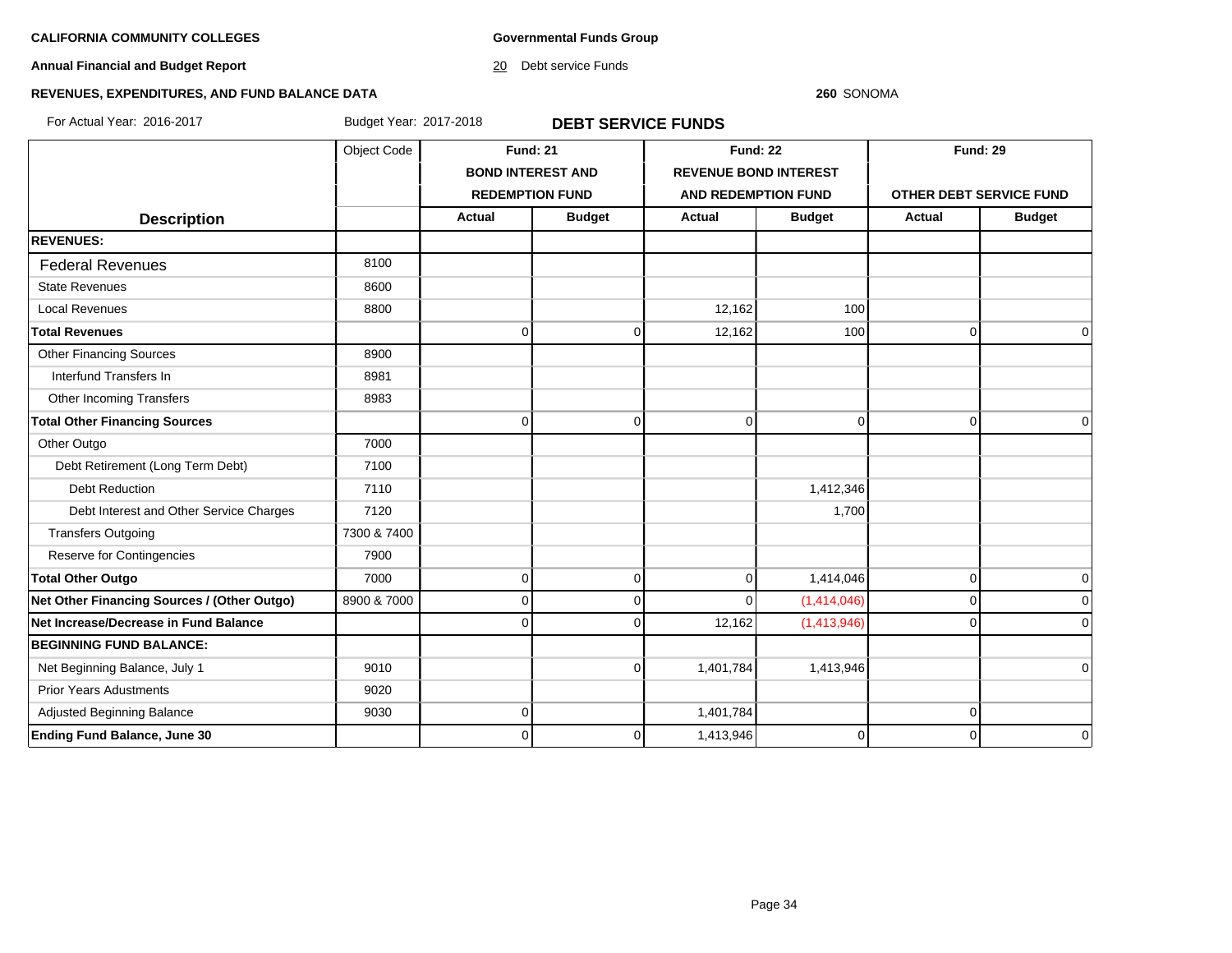**CALIFORNIA COMMUNITY COLLEGES**

**Governmental Funds Group**

**Annual Financial and Budget Report**

20 Debt service Funds

**REVENUES, EXPENDITURES, AND FUND BALANCE DATA**

**260** SONOMA

For Actual Year: 2016-2017 Budget Year: 2017-2018

## DEBT SERVICE FUNDS

| Description | Object Code | Fund: 21 BOND INTEREST AND REDEMPTION FUND | | Fund: 22 REVENUE BOND INTEREST AND REDEMPTION FUND | | Fund: 29 OTHER DEBT SERVICE FUND | |
|---|---|---|---|---|---|---|---|
| | | Actual | Budget | Actual | Budget | Actual | Budget |
| **REVENUES:** | | | | | | | |
| Federal Revenues | 8100 | | | | | | |
| State Revenues | 8600 | | | | | | |
| Local Revenues | 8800 | | | 12,162 | 100 | | |
| **Total Revenues** | | 0 | 0 | 12,162 | 100 | 0 | 0 |
| Other Financing Sources | 8900 | | | | | | |
| Interfund Transfers In | 8981 | | | | | | |
| Other Incoming Transfers | 8983 | | | | | | |
| **Total Other Financing Sources** | | 0 | 0 | 0 | 0 | 0 | 0 |
| Other Outgo | 7000 | | | | | | |
| Debt Retirement (Long Term Debt) | 7100 | | | | | | |
| Debt Reduction | 7110 | | | | 1,412,346 | | |
| Debt Interest and Other Service Charges | 7120 | | | | 1,700 | | |
| Transfers Outgoing | 7300 & 7400 | | | | | | |
| Reserve for Contingencies | 7900 | | | | | | |
| **Total Other Outgo** | 7000 | 0 | 0 | 0 | 1,414,046 | 0 | 0 |
| **Net Other Financing Sources / (Other Outgo)** | 8900 & 7000 | 0 | 0 | 0 | (1,414,046) | 0 | 0 |
| **Net Increase/Decrease in Fund Balance** | | 0 | 0 | 12,162 | (1,413,946) | 0 | 0 |
| **BEGINNING FUND BALANCE:** | | | | | | | |
| Net Beginning Balance, July 1 | 9010 | | 0 | 1,401,784 | 1,413,946 | | 0 |
| Prior Years Adustments | 9020 | | | | | | |
| Adjusted Beginning Balance | 9030 | 0 | | 1,401,784 | | 0 | |
| **Ending Fund Balance, June 30** | | 0 | 0 | 1,413,946 | 0 | 0 | 0 |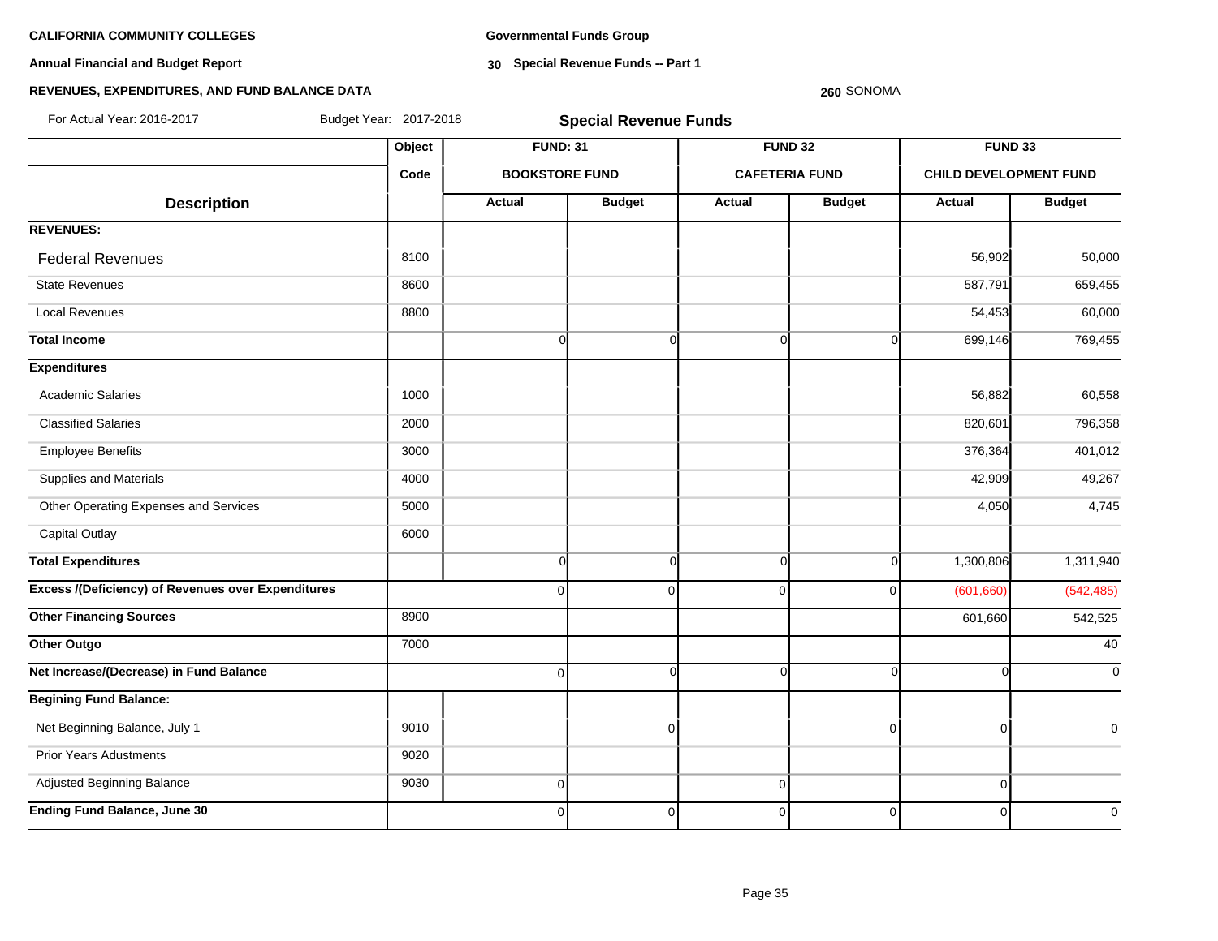**CALIFORNIA COMMUNITY COLLEGES**

**Annual Financial and Budget Report**

**REVENUES, EXPENDITURES, AND FUND BALANCE DATA**

**Governmental Funds Group**

**30 Special Revenue Funds -- Part 1**

**260** SONOMA

For Actual Year: 2016-2017 Budget Year: 2017-2018

## Special Revenue Funds

| Description | Object Code | FUND: 31 BOOKSTORE FUND | | FUND 32 CAFETERIA FUND | | FUND 33 CHILD DEVELOPMENT FUND | |
|---|---|---|---|---|---|---|---|
| | | Actual | Budget | Actual | Budget | Actual | Budget |
| **REVENUES:** | | | | | | | |
| Federal Revenues | 8100 | | | | | 56,902 | 50,000 |
| State Revenues | 8600 | | | | | 587,791 | 659,455 |
| Local Revenues | 8800 | | | | | 54,453 | 60,000 |
| **Total Income** | | 0 | 0 | 0 | 0 | 699,146 | 769,455 |
| **Expenditures** | | | | | | | |
| Academic Salaries | 1000 | | | | | 56,882 | 60,558 |
| Classified Salaries | 2000 | | | | | 820,601 | 796,358 |
| Employee Benefits | 3000 | | | | | 376,364 | 401,012 |
| Supplies and Materials | 4000 | | | | | 42,909 | 49,267 |
| Other Operating Expenses and Services | 5000 | | | | | 4,050 | 4,745 |
| Capital Outlay | 6000 | | | | | | |
| **Total Expenditures** | | 0 | 0 | 0 | 0 | 1,300,806 | 1,311,940 |
| **Excess /(Deficiency) of Revenues over Expenditures** | | 0 | 0 | 0 | 0 | (601,660) | (542,485) |
| **Other Financing Sources** | 8900 | | | | | 601,660 | 542,525 |
| **Other Outgo** | 7000 | | | | | | 40 |
| **Net Increase/(Decrease) in Fund Balance** | | 0 | 0 | 0 | 0 | 0 | 0 |
| **Begining Fund Balance:** | | | | | | | |
| Net Beginning Balance, July 1 | 9010 | | 0 | | 0 | 0 | 0 |
| Prior Years Adustments | 9020 | | | | | | |
| Adjusted Beginning Balance | 9030 | 0 | | 0 | | 0 | |
| **Ending Fund Balance, June 30** | | 0 | 0 | 0 | 0 | 0 | 0 |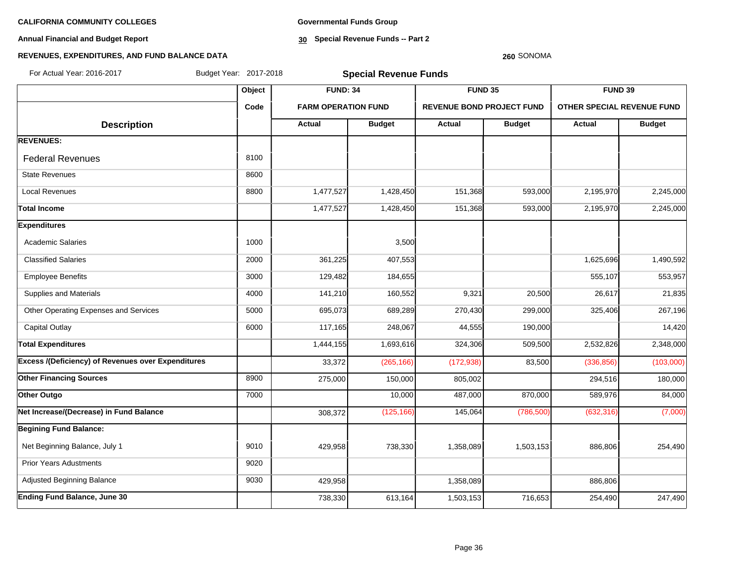**CALIFORNIA COMMUNITY COLLEGES**

**Annual Financial and Budget Report**

**REVENUES, EXPENDITURES, AND FUND BALANCE DATA**

**Governmental Funds Group**

**30 Special Revenue Funds -- Part 2**

**260** SONOMA

For Actual Year: 2016-2017 Budget Year: 2017-2018

## Special Revenue Funds

| Description | Object Code | FUND: 34 FARM OPERATION FUND Actual | FUND: 34 FARM OPERATION FUND Budget | FUND 35 REVENUE BOND PROJECT FUND Actual | FUND 35 REVENUE BOND PROJECT FUND Budget | FUND 39 OTHER SPECIAL REVENUE FUND Actual | FUND 39 OTHER SPECIAL REVENUE FUND Budget |
|---|---|---|---|---|---|---|---|
| **REVENUES:** | | | | | | | |
| Federal Revenues | 8100 | | | | | | |
| State Revenues | 8600 | | | | | | |
| Local Revenues | 8800 | 1,477,527 | 1,428,450 | 151,368 | 593,000 | 2,195,970 | 2,245,000 |
| **Total Income** | | 1,477,527 | 1,428,450 | 151,368 | 593,000 | 2,195,970 | 2,245,000 |
| **Expenditures** | | | | | | | |
| Academic Salaries | 1000 | | 3,500 | | | | |
| Classified Salaries | 2000 | 361,225 | 407,553 | | | 1,625,696 | 1,490,592 |
| Employee Benefits | 3000 | 129,482 | 184,655 | | | 555,107 | 553,957 |
| Supplies and Materials | 4000 | 141,210 | 160,552 | 9,321 | 20,500 | 26,617 | 21,835 |
| Other Operating Expenses and Services | 5000 | 695,073 | 689,289 | 270,430 | 299,000 | 325,406 | 267,196 |
| Capital Outlay | 6000 | 117,165 | 248,067 | 44,555 | 190,000 | | 14,420 |
| **Total Expenditures** | | 1,444,155 | 1,693,616 | 324,306 | 509,500 | 2,532,826 | 2,348,000 |
| **Excess /(Deficiency) of Revenues over Expenditures** | | 33,372 | (265,166) | (172,938) | 83,500 | (336,856) | (103,000) |
| **Other Financing Sources** | 8900 | 275,000 | 150,000 | 805,002 | | 294,516 | 180,000 |
| **Other Outgo** | 7000 | | 10,000 | 487,000 | 870,000 | 589,976 | 84,000 |
| **Net Increase/(Decrease) in Fund Balance** | | 308,372 | (125,166) | 145,064 | (786,500) | (632,316) | (7,000) |
| **Begining Fund Balance:** | | | | | | | |
| Net Beginning Balance, July 1 | 9010 | 429,958 | 738,330 | 1,358,089 | 1,503,153 | 886,806 | 254,490 |
| Prior Years Adustments | 9020 | | | | | | |
| Adjusted Beginning Balance | 9030 | 429,958 | | 1,358,089 | | 886,806 | |
| **Ending Fund Balance, June 30** | | 738,330 | 613,164 | 1,503,153 | 716,653 | 254,490 | 247,490 |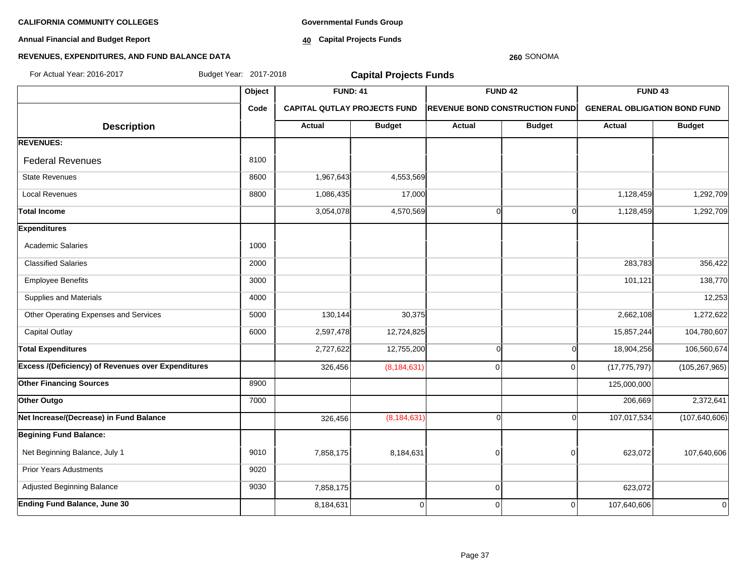**CALIFORNIA COMMUNITY COLLEGES**

**Annual Financial and Budget Report**

**REVENUES, EXPENDITURES, AND FUND BALANCE DATA**

**Governmental Funds Group**

**40 Capital Projects Funds**

**260** SONOMA

For Actual Year: 2016-2017 Budget Year: 2017-2018

## Capital Projects Funds

| | Object | FUND: 41 | | FUND 42 | | FUND 43 | |
|---|---|---|---|---|---|---|---|
| | Code | CAPITAL QUTLAY PROJECTS FUND | | REVENUE BOND CONSTRUCTION FUND | | GENERAL OBLIGATION BOND FUND | |
| **Description** | | **Actual** | **Budget** | **Actual** | **Budget** | **Actual** | **Budget** |
| **REVENUES:** | | | | | | | |
| Federal Revenues | 8100 | | | | | | |
| State Revenues | 8600 | 1,967,643 | 4,553,569 | | | | |
| Local Revenues | 8800 | 1,086,435 | 17,000 | | | 1,128,459 | 1,292,709 |
| **Total Income** | | 3,054,078 | 4,570,569 | 0 | 0 | 1,128,459 | 1,292,709 |
| **Expenditures** | | | | | | | |
| Academic Salaries | 1000 | | | | | | |
| Classified Salaries | 2000 | | | | | 283,783 | 356,422 |
| Employee Benefits | 3000 | | | | | 101,121 | 138,770 |
| Supplies and Materials | 4000 | | | | | | 12,253 |
| Other Operating Expenses and Services | 5000 | 130,144 | 30,375 | | | 2,662,108 | 1,272,622 |
| Capital Outlay | 6000 | 2,597,478 | 12,724,825 | | | 15,857,244 | 104,780,607 |
| **Total Expenditures** | | 2,727,622 | 12,755,200 | 0 | 0 | 18,904,256 | 106,560,674 |
| **Excess /(Deficiency) of Revenues over Expenditures** | | 326,456 | (8,184,631) | 0 | 0 | (17,775,797) | (105,267,965) |
| **Other Financing Sources** | 8900 | | | | | 125,000,000 | |
| **Other Outgo** | 7000 | | | | | 206,669 | 2,372,641 |
| **Net Increase/(Decrease) in Fund Balance** | | 326,456 | (8,184,631) | 0 | 0 | 107,017,534 | (107,640,606) |
| **Begining Fund Balance:** | | | | | | | |
| Net Beginning Balance, July 1 | 9010 | 7,858,175 | 8,184,631 | 0 | 0 | 623,072 | 107,640,606 |
| Prior Years Adustments | 9020 | | | | | | |
| Adjusted Beginning Balance | 9030 | 7,858,175 | | 0 | | 623,072 | |
| **Ending Fund Balance, June 30** | | 8,184,631 | 0 | 0 | 0 | 107,640,606 | 0 |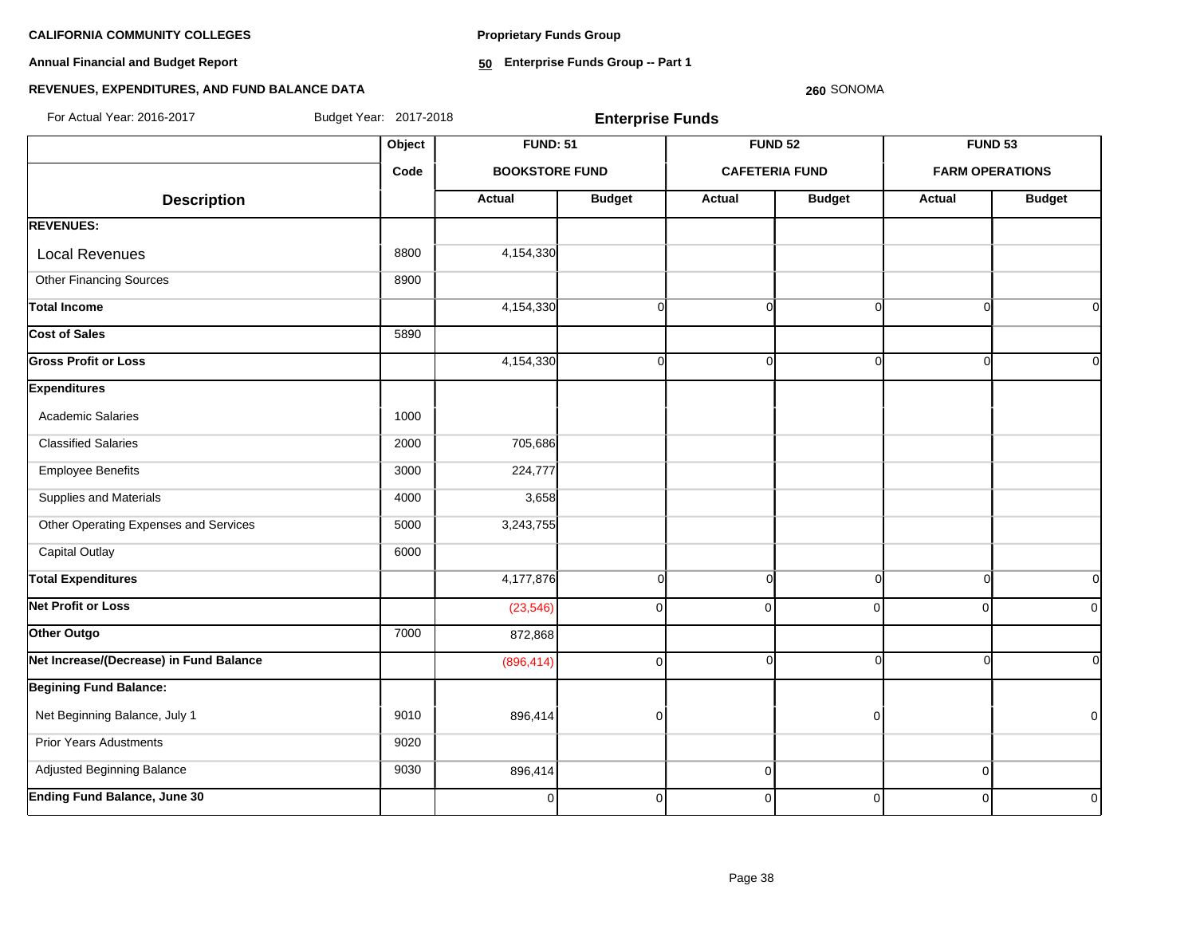**CALIFORNIA COMMUNITY COLLEGES**

**Annual Financial and Budget Report**

**REVENUES, EXPENDITURES, AND FUND BALANCE DATA**

**Proprietary Funds Group**

**50 Enterprise Funds Group -- Part 1**

**260** SONOMA

For Actual Year: 2016-2017 Budget Year: 2017-2018

**Enterprise Funds**

| Description | Object Code | FUND: 51 BOOKSTORE FUND Actual | FUND: 51 BOOKSTORE FUND Budget | FUND 52 CAFETERIA FUND Actual | FUND 52 CAFETERIA FUND Budget | FUND 53 FARM OPERATIONS Actual | FUND 53 FARM OPERATIONS Budget |
|---|---|---|---|---|---|---|---|
| **REVENUES:** | | | | | | | |
| Local Revenues | 8800 | 4,154,330 | | | | | |
| Other Financing Sources | 8900 | | | | | | |
| **Total Income** | | 4,154,330 | 0 | 0 | 0 | 0 | 0 |
| **Cost of Sales** | 5890 | | | | | | |
| **Gross Profit or Loss** | | 4,154,330 | 0 | 0 | 0 | 0 | 0 |
| **Expenditures** | | | | | | | |
| Academic Salaries | 1000 | | | | | | |
| Classified Salaries | 2000 | 705,686 | | | | | |
| Employee Benefits | 3000 | 224,777 | | | | | |
| Supplies and Materials | 4000 | 3,658 | | | | | |
| Other Operating Expenses and Services | 5000 | 3,243,755 | | | | | |
| Capital Outlay | 6000 | | | | | | |
| **Total Expenditures** | | 4,177,876 | 0 | 0 | 0 | 0 | 0 |
| **Net Profit or Loss** | | (23,546) | 0 | 0 | 0 | 0 | 0 |
| **Other Outgo** | 7000 | 872,868 | | | | | |
| **Net Increase/(Decrease) in Fund Balance** | | (896,414) | 0 | 0 | 0 | 0 | 0 |
| **Begining Fund Balance:** | | | | | | | |
| Net Beginning Balance, July 1 | 9010 | 896,414 | 0 | | 0 | | 0 |
| Prior Years Adustments | 9020 | | | | | | |
| Adjusted Beginning Balance | 9030 | 896,414 | | 0 | | 0 | |
| **Ending Fund Balance, June 30** | | 0 | 0 | 0 | 0 | 0 | 0 |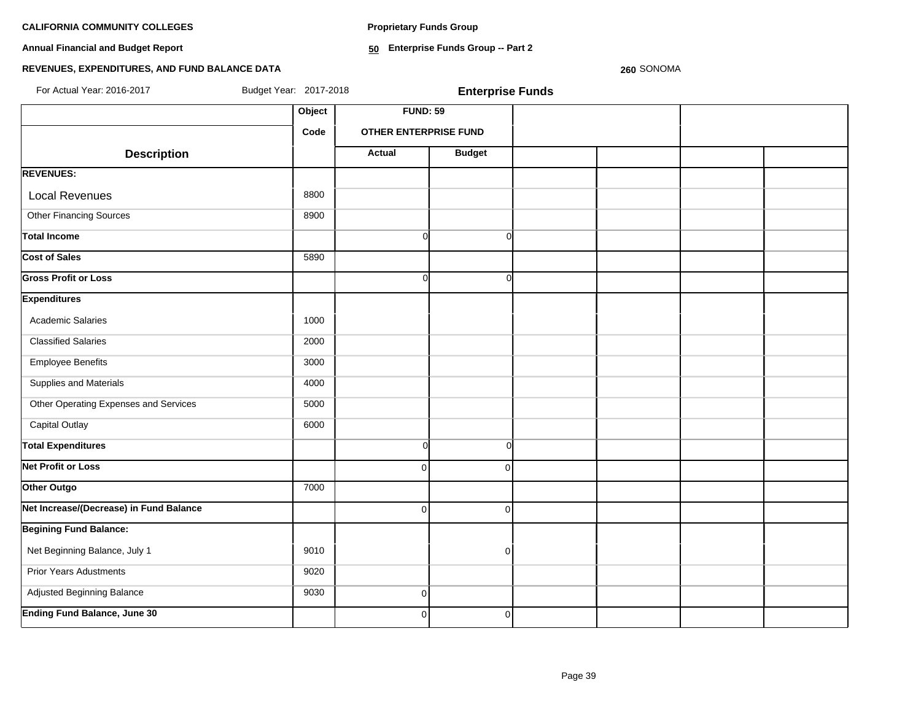**CALIFORNIA COMMUNITY COLLEGES**

**Annual Financial and Budget Report**

**REVENUES, EXPENDITURES, AND FUND BALANCE DATA**

For Actual Year: 2016-2017 Budget Year: 2017-2018

**Proprietary Funds Group**

**50 Enterprise Funds Group -- Part 2**

**260** SONOMA

**Enterprise Funds**

| | Object | FUND: 59 | | | | | |
|---|---|---|---|---|---|---|---|
| | Code | OTHER ENTERPRISE FUND | | | | | |
| **Description** | | **Actual** | **Budget** | | | | |
| **REVENUES:** | | | | | | | |
| Local Revenues | 8800 | | | | | | |
| Other Financing Sources | 8900 | | | | | | |
| **Total Income** | | 0 | 0 | | | | |
| **Cost of Sales** | 5890 | | | | | | |
| **Gross Profit or Loss** | | 0 | 0 | | | | |
| **Expenditures** | | | | | | | |
| Academic Salaries | 1000 | | | | | | |
| Classified Salaries | 2000 | | | | | | |
| Employee Benefits | 3000 | | | | | | |
| Supplies and Materials | 4000 | | | | | | |
| Other Operating Expenses and Services | 5000 | | | | | | |
| Capital Outlay | 6000 | | | | | | |
| **Total Expenditures** | | 0 | 0 | | | | |
| **Net Profit or Loss** | | 0 | 0 | | | | |
| **Other Outgo** | 7000 | | | | | | |
| **Net Increase/(Decrease) in Fund Balance** | | 0 | 0 | | | | |
| **Begining Fund Balance:** | | | | | | | |
| Net Beginning Balance, July 1 | 9010 | | 0 | | | | |
| Prior Years Adustments | 9020 | | | | | | |
| Adjusted Beginning Balance | 9030 | 0 | | | | | |
| **Ending Fund Balance, June 30** | | 0 | 0 | | | | |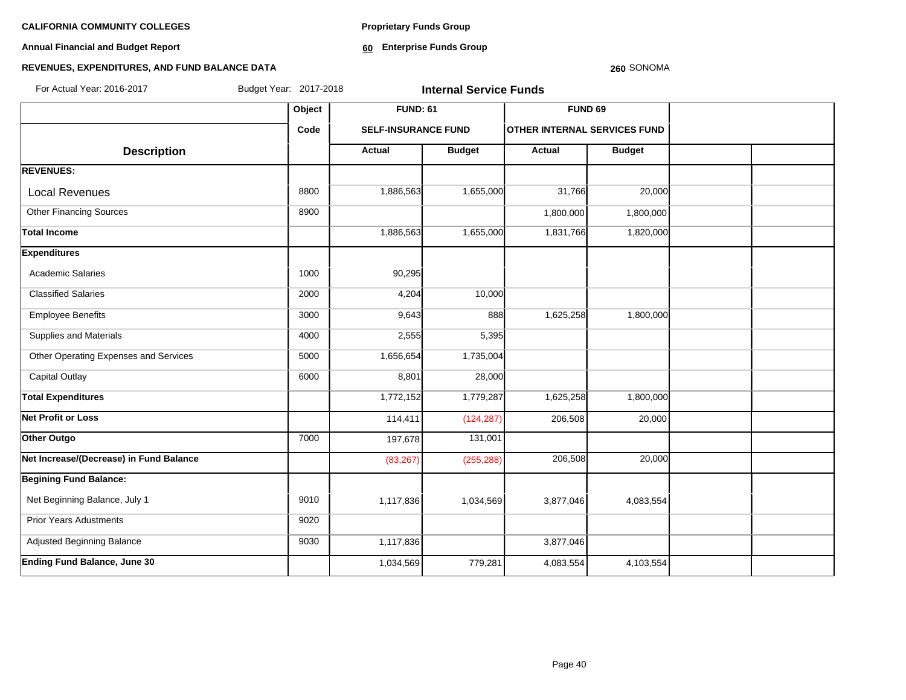**CALIFORNIA COMMUNITY COLLEGES**

**Annual Financial and Budget Report**

**REVENUES, EXPENDITURES, AND FUND BALANCE DATA**

**Proprietary Funds Group**

**60 Enterprise Funds Group**

**260** SONOMA

For Actual Year: 2016-2017 Budget Year: 2017-2018

## Internal Service Funds

| Description | Object Code | FUND: 61 SELF-INSURANCE FUND | | FUND 69 OTHER INTERNAL SERVICES FUND | | | |
|---|---|---|---|---|---|---|---|
| | | Actual | Budget | Actual | Budget | | |
| **REVENUES:** | | | | | | | |
| Local Revenues | 8800 | 1,886,563 | 1,655,000 | 31,766 | 20,000 | | |
| Other Financing Sources | 8900 | | | 1,800,000 | 1,800,000 | | |
| **Total Income** | | 1,886,563 | 1,655,000 | 1,831,766 | 1,820,000 | | |
| **Expenditures** | | | | | | | |
| Academic Salaries | 1000 | 90,295 | | | | | |
| Classified Salaries | 2000 | 4,204 | 10,000 | | | | |
| Employee Benefits | 3000 | 9,643 | 888 | 1,625,258 | 1,800,000 | | |
| Supplies and Materials | 4000 | 2,555 | 5,395 | | | | |
| Other Operating Expenses and Services | 5000 | 1,656,654 | 1,735,004 | | | | |
| Capital Outlay | 6000 | 8,801 | 28,000 | | | | |
| **Total Expenditures** | | 1,772,152 | 1,779,287 | 1,625,258 | 1,800,000 | | |
| **Net Profit or Loss** | | 114,411 | (124,287) | 206,508 | 20,000 | | |
| **Other Outgo** | 7000 | 197,678 | 131,001 | | | | |
| **Net Increase/(Decrease) in Fund Balance** | | (83,267) | (255,288) | 206,508 | 20,000 | | |
| **Begining Fund Balance:** | | | | | | | |
| Net Beginning Balance, July 1 | 9010 | 1,117,836 | 1,034,569 | 3,877,046 | 4,083,554 | | |
| Prior Years Adustments | 9020 | | | | | | |
| Adjusted Beginning Balance | 9030 | 1,117,836 | | 3,877,046 | | | |
| **Ending Fund Balance, June 30** | | 1,034,569 | 779,281 | 4,083,554 | 4,103,554 | | |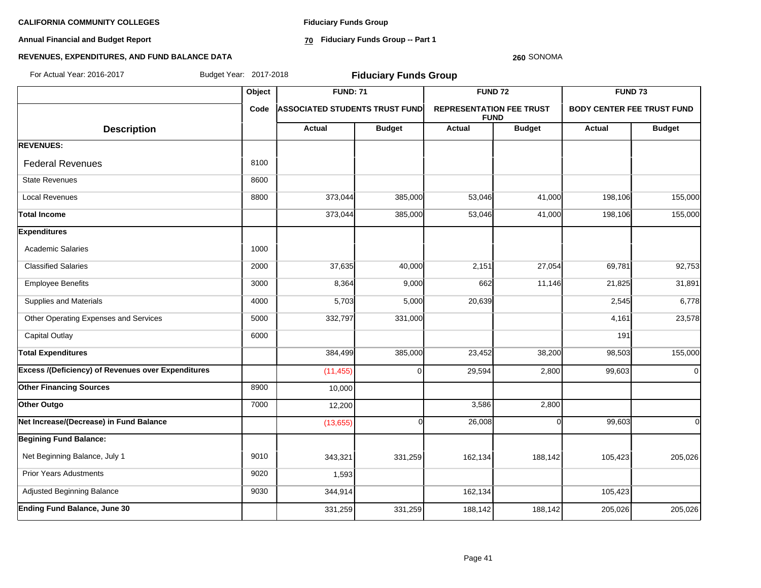**CALIFORNIA COMMUNITY COLLEGES**

**Annual Financial and Budget Report**

**REVENUES, EXPENDITURES, AND FUND BALANCE DATA**

**Fiduciary Funds Group**

**70 Fiduciary Funds Group -- Part 1**

**260** SONOMA

For Actual Year: 2016-2017 Budget Year: 2017-2018

## Fiduciary Funds Group

| Description | Object Code | FUND: 71 ASSOCIATED STUDENTS TRUST FUND Actual | FUND: 71 ASSOCIATED STUDENTS TRUST FUND Budget | FUND 72 REPRESENTATION FEE TRUST FUND Actual | FUND 72 REPRESENTATION FEE TRUST FUND Budget | FUND 73 BODY CENTER FEE TRUST FUND Actual | FUND 73 BODY CENTER FEE TRUST FUND Budget |
|---|---|---|---|---|---|---|---|
| **REVENUES:** | | | | | | | |
| Federal Revenues | 8100 | | | | | | |
| State Revenues | 8600 | | | | | | |
| Local Revenues | 8800 | 373,044 | 385,000 | 53,046 | 41,000 | 198,106 | 155,000 |
| **Total Income** | | 373,044 | 385,000 | 53,046 | 41,000 | 198,106 | 155,000 |
| **Expenditures** | | | | | | | |
| Academic Salaries | 1000 | | | | | | |
| Classified Salaries | 2000 | 37,635 | 40,000 | 2,151 | 27,054 | 69,781 | 92,753 |
| Employee Benefits | 3000 | 8,364 | 9,000 | 662 | 11,146 | 21,825 | 31,891 |
| Supplies and Materials | 4000 | 5,703 | 5,000 | 20,639 | | 2,545 | 6,778 |
| Other Operating Expenses and Services | 5000 | 332,797 | 331,000 | | | 4,161 | 23,578 |
| Capital Outlay | 6000 | | | | | 191 | |
| **Total Expenditures** | | 384,499 | 385,000 | 23,452 | 38,200 | 98,503 | 155,000 |
| **Excess /(Deficiency) of Revenues over Expenditures** | | (11,455) | 0 | 29,594 | 2,800 | 99,603 | 0 |
| **Other Financing Sources** | 8900 | 10,000 | | | | | |
| **Other Outgo** | 7000 | 12,200 | | 3,586 | 2,800 | | |
| **Net Increase/(Decrease) in Fund Balance** | | (13,655) | 0 | 26,008 | 0 | 99,603 | 0 |
| **Begining Fund Balance:** | | | | | | | |
| Net Beginning Balance, July 1 | 9010 | 343,321 | 331,259 | 162,134 | 188,142 | 105,423 | 205,026 |
| Prior Years Adustments | 9020 | 1,593 | | | | | |
| Adjusted Beginning Balance | 9030 | 344,914 | | 162,134 | | 105,423 | |
| **Ending Fund Balance, June 30** | | 331,259 | 331,259 | 188,142 | 188,142 | 205,026 | 205,026 |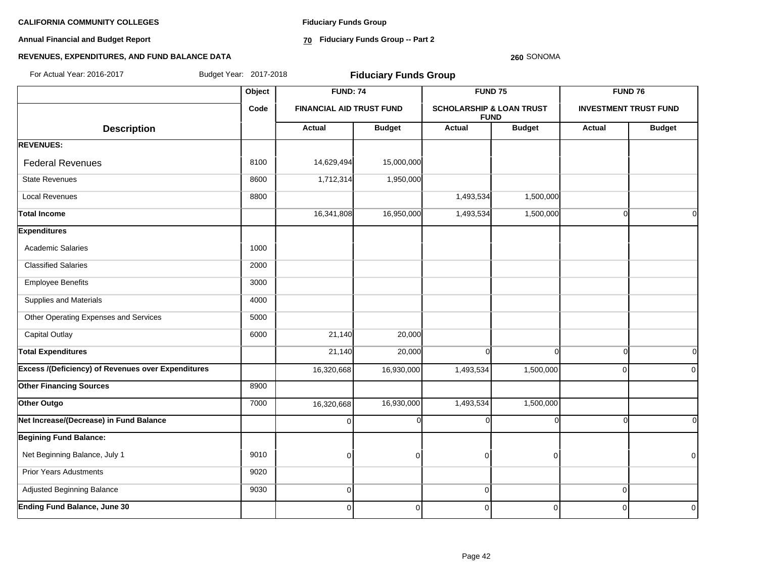**CALIFORNIA COMMUNITY COLLEGES**

**Annual Financial and Budget Report**

**REVENUES, EXPENDITURES, AND FUND BALANCE DATA**

**Fiduciary Funds Group**

**70 Fiduciary Funds Group -- Part 2**

**260** SONOMA

For Actual Year: 2016-2017 Budget Year: 2017-2018

## Fiduciary Funds Group

| | Object | FUND: 74 | | FUND 75 | | FUND 76 | |
|---|---|---|---|---|---|---|---|
| | Code | FINANCIAL AID TRUST FUND | | SCHOLARSHIP & LOAN TRUST FUND | | INVESTMENT TRUST FUND | |
| **Description** | | **Actual** | **Budget** | **Actual** | **Budget** | **Actual** | **Budget** |
| **REVENUES:** | | | | | | | |
| Federal Revenues | 8100 | 14,629,494 | 15,000,000 | | | | |
| State Revenues | 8600 | 1,712,314 | 1,950,000 | | | | |
| Local Revenues | 8800 | | | 1,493,534 | 1,500,000 | | |
| **Total Income** | | 16,341,808 | 16,950,000 | 1,493,534 | 1,500,000 | 0 | 0 |
| **Expenditures** | | | | | | | |
| Academic Salaries | 1000 | | | | | | |
| Classified Salaries | 2000 | | | | | | |
| Employee Benefits | 3000 | | | | | | |
| Supplies and Materials | 4000 | | | | | | |
| Other Operating Expenses and Services | 5000 | | | | | | |
| Capital Outlay | 6000 | 21,140 | 20,000 | | | | |
| **Total Expenditures** | | 21,140 | 20,000 | 0 | 0 | 0 | 0 |
| **Excess /(Deficiency) of Revenues over Expenditures** | | 16,320,668 | 16,930,000 | 1,493,534 | 1,500,000 | 0 | 0 |
| **Other Financing Sources** | 8900 | | | | | | |
| **Other Outgo** | 7000 | 16,320,668 | 16,930,000 | 1,493,534 | 1,500,000 | | |
| **Net Increase/(Decrease) in Fund Balance** | | 0 | 0 | 0 | 0 | 0 | 0 |
| **Begining Fund Balance:** | | | | | | | |
| Net Beginning Balance, July 1 | 9010 | 0 | 0 | 0 | 0 | | 0 |
| Prior Years Adustments | 9020 | | | | | | |
| Adjusted Beginning Balance | 9030 | 0 | | 0 | | 0 | |
| **Ending Fund Balance, June 30** | | 0 | 0 | 0 | 0 | 0 | 0 |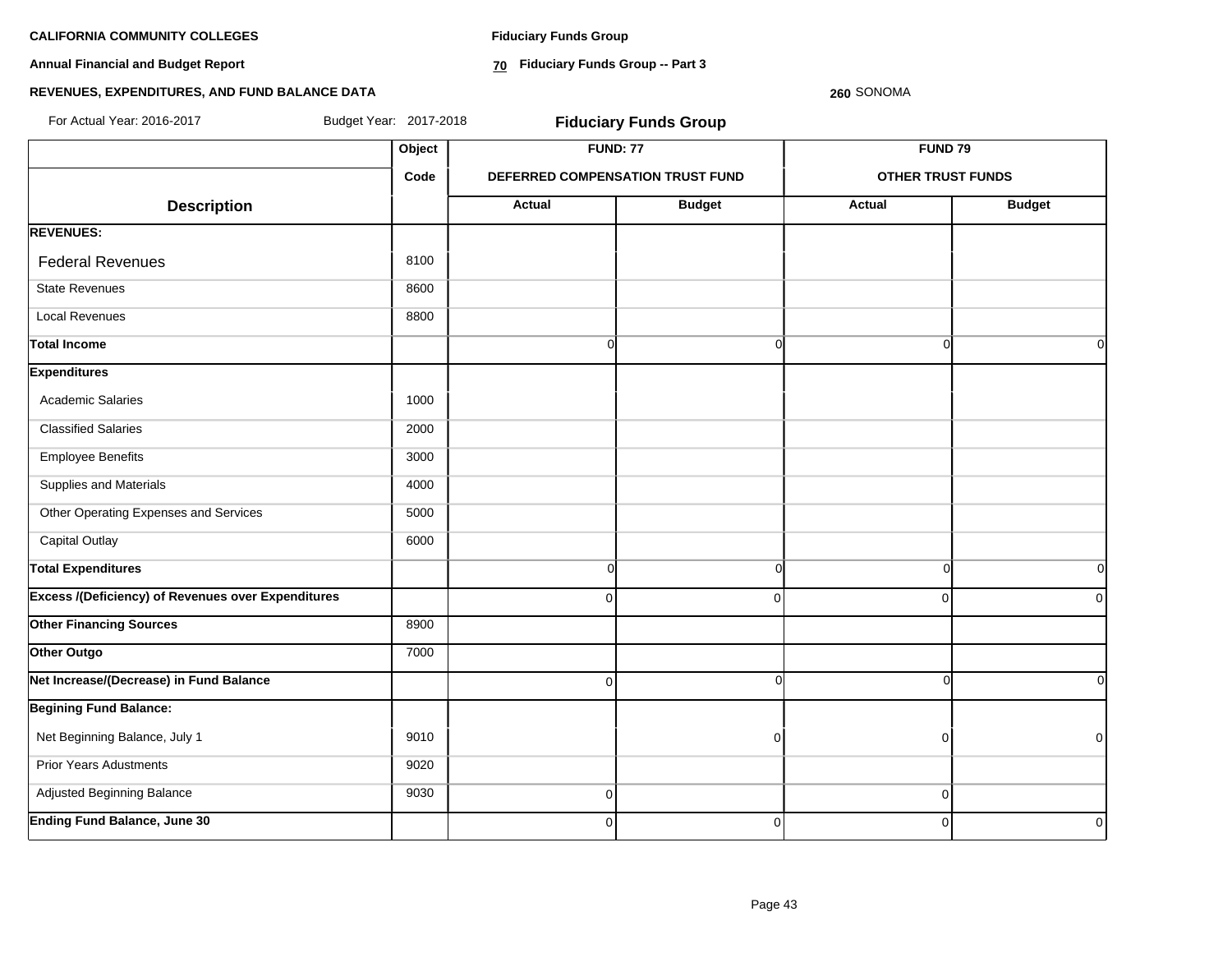**CALIFORNIA COMMUNITY COLLEGES**

**Annual Financial and Budget Report**

**REVENUES, EXPENDITURES, AND FUND BALANCE DATA**

**Fiduciary Funds Group**

**70 Fiduciary Funds Group -- Part 3**

**260** SONOMA

For Actual Year: 2016-2017 Budget Year: 2017-2018

## Fiduciary Funds Group

| Description | Object Code | FUND: 77 DEFERRED COMPENSATION TRUST FUND | | FUND 79 OTHER TRUST FUNDS | |
|---|---|---|---|---|---|
| | | Actual | Budget | Actual | Budget |
| **REVENUES:** | | | | | |
| Federal Revenues | 8100 | | | | |
| State Revenues | 8600 | | | | |
| Local Revenues | 8800 | | | | |
| **Total Income** | | 0 | 0 | 0 | 0 |
| **Expenditures** | | | | | |
| Academic Salaries | 1000 | | | | |
| Classified Salaries | 2000 | | | | |
| Employee Benefits | 3000 | | | | |
| Supplies and Materials | 4000 | | | | |
| Other Operating Expenses and Services | 5000 | | | | |
| Capital Outlay | 6000 | | | | |
| **Total Expenditures** | | 0 | 0 | 0 | 0 |
| **Excess /(Deficiency) of Revenues over Expenditures** | | 0 | 0 | 0 | 0 |
| **Other Financing Sources** | 8900 | | | | |
| **Other Outgo** | 7000 | | | | |
| **Net Increase/(Decrease) in Fund Balance** | | 0 | 0 | 0 | 0 |
| **Begining Fund Balance:** | | | | | |
| Net Beginning Balance, July 1 | 9010 | | 0 | 0 | 0 |
| Prior Years Adustments | 9020 | | | | |
| Adjusted Beginning Balance | 9030 | 0 | | 0 | |
| **Ending Fund Balance, June 30** | | 0 | 0 | 0 | 0 |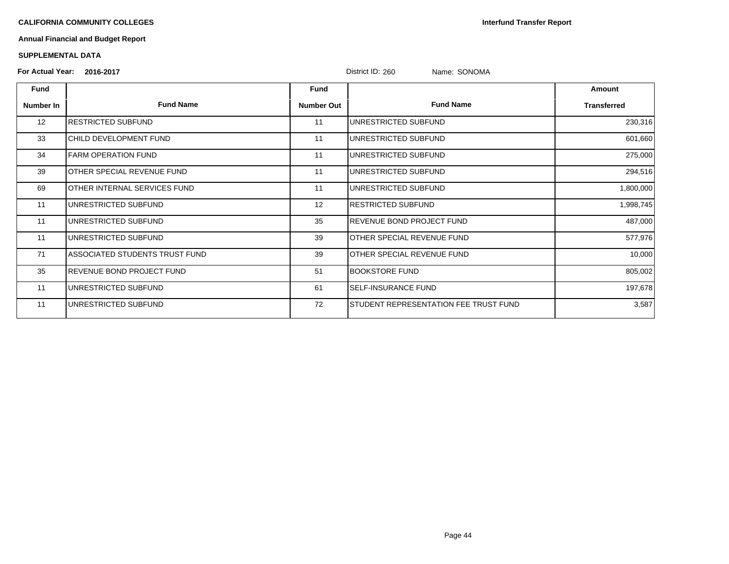**CALIFORNIA COMMUNITY COLLEGES**

**Interfund Transfer Report**

**Annual Financial and Budget Report**

**SUPPLEMENTAL DATA**

**For Actual Year:** **2016-2017**

District ID: 260 Name: SONOMA

| Fund Number In | Fund Name | Fund Number Out | Fund Name | Amount Transferred |
|---|---|---|---|---|
| 12 | RESTRICTED SUBFUND | 11 | UNRESTRICTED SUBFUND | 230,316 |
| 33 | CHILD DEVELOPMENT FUND | 11 | UNRESTRICTED SUBFUND | 601,660 |
| 34 | FARM OPERATION FUND | 11 | UNRESTRICTED SUBFUND | 275,000 |
| 39 | OTHER SPECIAL REVENUE FUND | 11 | UNRESTRICTED SUBFUND | 294,516 |
| 69 | OTHER INTERNAL SERVICES FUND | 11 | UNRESTRICTED SUBFUND | 1,800,000 |
| 11 | UNRESTRICTED SUBFUND | 12 | RESTRICTED SUBFUND | 1,998,745 |
| 11 | UNRESTRICTED SUBFUND | 35 | REVENUE BOND PROJECT FUND | 487,000 |
| 11 | UNRESTRICTED SUBFUND | 39 | OTHER SPECIAL REVENUE FUND | 577,976 |
| 71 | ASSOCIATED STUDENTS TRUST FUND | 39 | OTHER SPECIAL REVENUE FUND | 10,000 |
| 35 | REVENUE BOND PROJECT FUND | 51 | BOOKSTORE FUND | 805,002 |
| 11 | UNRESTRICTED SUBFUND | 61 | SELF-INSURANCE FUND | 197,678 |
| 11 | UNRESTRICTED SUBFUND | 72 | STUDENT REPRESENTATION FEE TRUST FUND | 3,587 |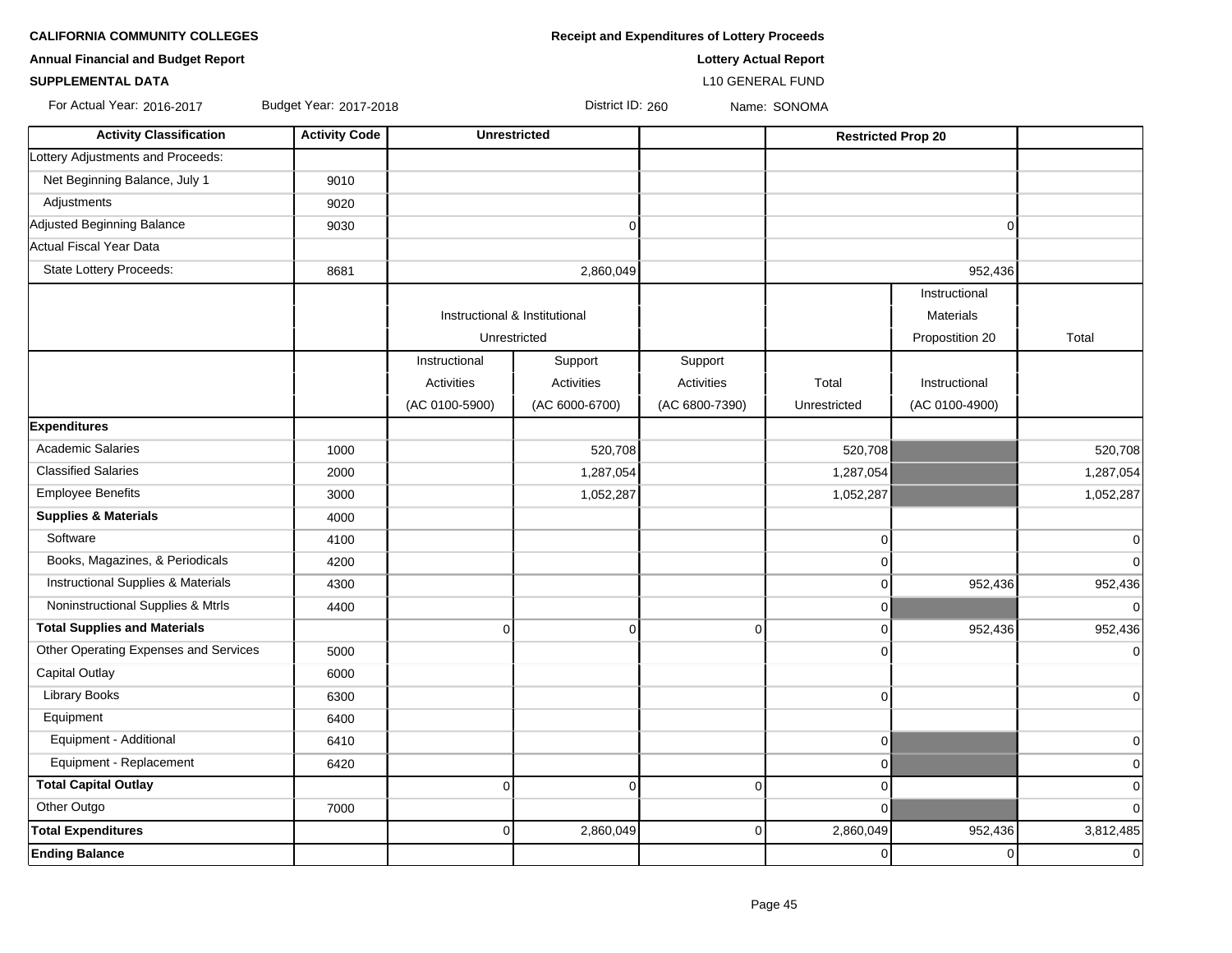**CALIFORNIA COMMUNITY COLLEGES**

**Annual Financial and Budget Report**

**SUPPLEMENTAL DATA**

**Receipt and Expenditures of Lottery Proceeds**

**Lottery Actual Report**

L10 GENERAL FUND

For Actual Year: 2016-2017 Budget Year: 2017-2018 District ID: 260 Name: SONOMA

| Activity Classification | Activity Code | Unrestricted | | | Restricted Prop 20 | | |
|---|---|---|---|---|---|---|---|
| Lottery Adjustments and Proceeds: | | | | | | | |
| Net Beginning Balance, July 1 | 9010 | | | | | | |
| Adjustments | 9020 | | | | | | |
| Adjusted Beginning Balance | 9030 | | 0 | | | 0 | |
| Actual Fiscal Year Data | | | | | | | |
| State Lottery Proceeds: | 8681 | | 2,860,049 | | | 952,436 | |
| | | Instructional & Institutional Unrestricted | | | | Instructional Materials Propostition 20 | Total |
| | | Instructional Activities (AC 0100-5900) | Support Activities (AC 6000-6700) | Support Activities (AC 6800-7390) | Total Unrestricted | Instructional (AC 0100-4900) | |
| **Expenditures** | | | | | | | |
| Academic Salaries | 1000 | | 520,708 | | 520,708 | | 520,708 |
| Classified Salaries | 2000 | | 1,287,054 | | 1,287,054 | | 1,287,054 |
| Employee Benefits | 3000 | | 1,052,287 | | 1,052,287 | | 1,052,287 |
| **Supplies & Materials** | 4000 | | | | | | |
| Software | 4100 | | | | 0 | | 0 |
| Books, Magazines, & Periodicals | 4200 | | | | 0 | | 0 |
| Instructional Supplies & Materials | 4300 | | | | 0 | 952,436 | 952,436 |
| Noninstructional Supplies & Mtrls | 4400 | | | | 0 | | 0 |
| **Total Supplies and Materials** | | 0 | 0 | 0 | 0 | 952,436 | 952,436 |
| Other Operating Expenses and Services | 5000 | | | | 0 | | 0 |
| Capital Outlay | 6000 | | | | | | |
| Library Books | 6300 | | | | 0 | | 0 |
| Equipment | 6400 | | | | | | |
| Equipment - Additional | 6410 | | | | 0 | | 0 |
| Equipment - Replacement | 6420 | | | | 0 | | 0 |
| **Total Capital Outlay** | | 0 | 0 | 0 | 0 | | 0 |
| Other Outgo | 7000 | | | | 0 | | 0 |
| **Total Expenditures** | | 0 | 2,860,049 | 0 | 2,860,049 | 952,436 | 3,812,485 |
| **Ending Balance** | | | | | 0 | 0 | 0 |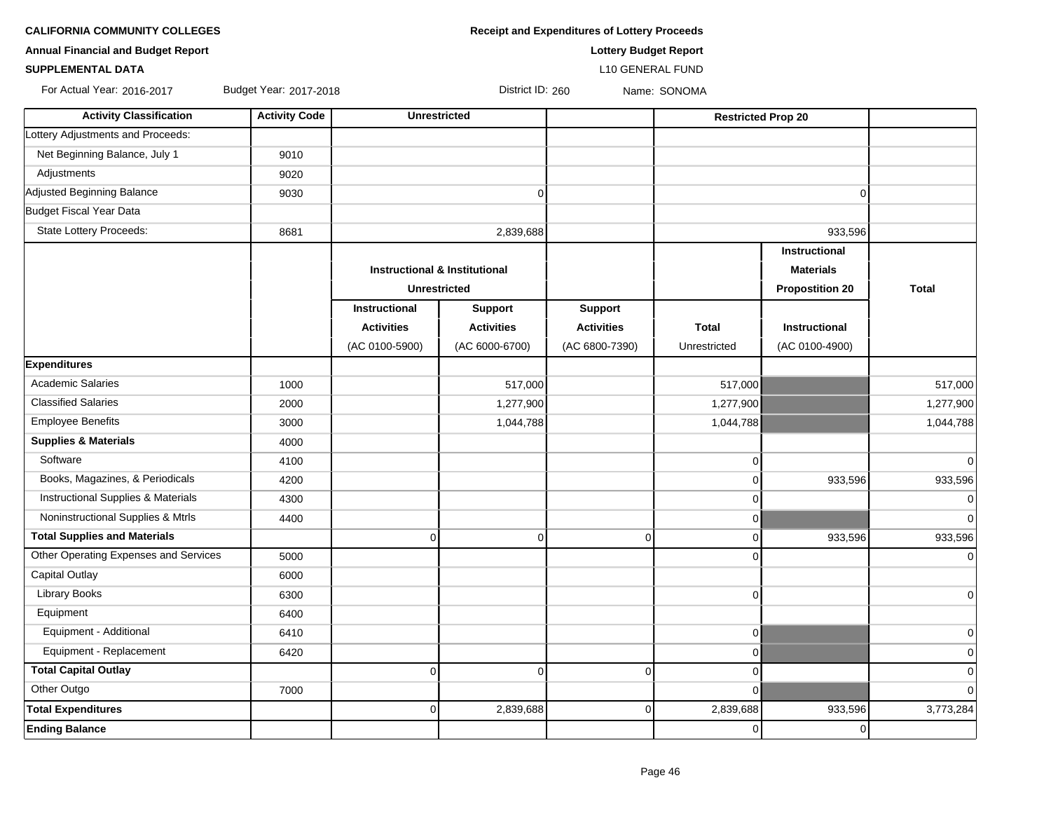**CALIFORNIA COMMUNITY COLLEGES**

**Annual Financial and Budget Report**

**SUPPLEMENTAL DATA**

**Receipt and Expenditures of Lottery Proceeds**

**Lottery Budget Report**

L10 GENERAL FUND

For Actual Year: 2016-2017 Budget Year: 2017-2018 District ID: 260 Name: SONOMA

| Activity Classification | Activity Code | Unrestricted | | | | Restricted Prop 20 | |
|---|---|---|---|---|---|---|---|
| Lottery Adjustments and Proceeds: | | | | | | | |
| Net Beginning Balance, July 1 | 9010 | | | | | | |
| Adjustments | 9020 | | | | | | |
| Adjusted Beginning Balance | 9030 | | 0 | | | 0 | |
| Budget Fiscal Year Data | | | | | | | |
| State Lottery Proceeds: | 8681 | | 2,839,688 | | | 933,596 | |
| | | Instructional & Institutional Unrestricted | | | | Instructional Materials Propostition 20 | Total |
| | | Instructional Activities (AC 0100-5900) | Support Activities (AC 6000-6700) | Support Activities (AC 6800-7390) | Total Unrestricted | Instructional (AC 0100-4900) | |
| **Expenditures** | | | | | | | |
| Academic Salaries | 1000 | | 517,000 | | 517,000 | | 517,000 |
| Classified Salaries | 2000 | | 1,277,900 | | 1,277,900 | | 1,277,900 |
| Employee Benefits | 3000 | | 1,044,788 | | 1,044,788 | | 1,044,788 |
| **Supplies & Materials** | 4000 | | | | | | |
| Software | 4100 | | | | 0 | | 0 |
| Books, Magazines, & Periodicals | 4200 | | | | 0 | 933,596 | 933,596 |
| Instructional Supplies & Materials | 4300 | | | | 0 | | 0 |
| Noninstructional Supplies & Mtrls | 4400 | | | | 0 | | 0 |
| **Total Supplies and Materials** | | 0 | 0 | 0 | 0 | 933,596 | 933,596 |
| Other Operating Expenses and Services | 5000 | | | | 0 | | 0 |
| Capital Outlay | 6000 | | | | | | |
| Library Books | 6300 | | | | 0 | | 0 |
| Equipment | 6400 | | | | | | |
| Equipment - Additional | 6410 | | | | 0 | | 0 |
| Equipment - Replacement | 6420 | | | | 0 | | 0 |
| **Total Capital Outlay** | | 0 | 0 | 0 | 0 | | 0 |
| Other Outgo | 7000 | | | | 0 | | 0 |
| **Total Expenditures** | | 0 | 2,839,688 | 0 | 2,839,688 | 933,596 | 3,773,284 |
| **Ending Balance** | | | | | 0 | 0 | |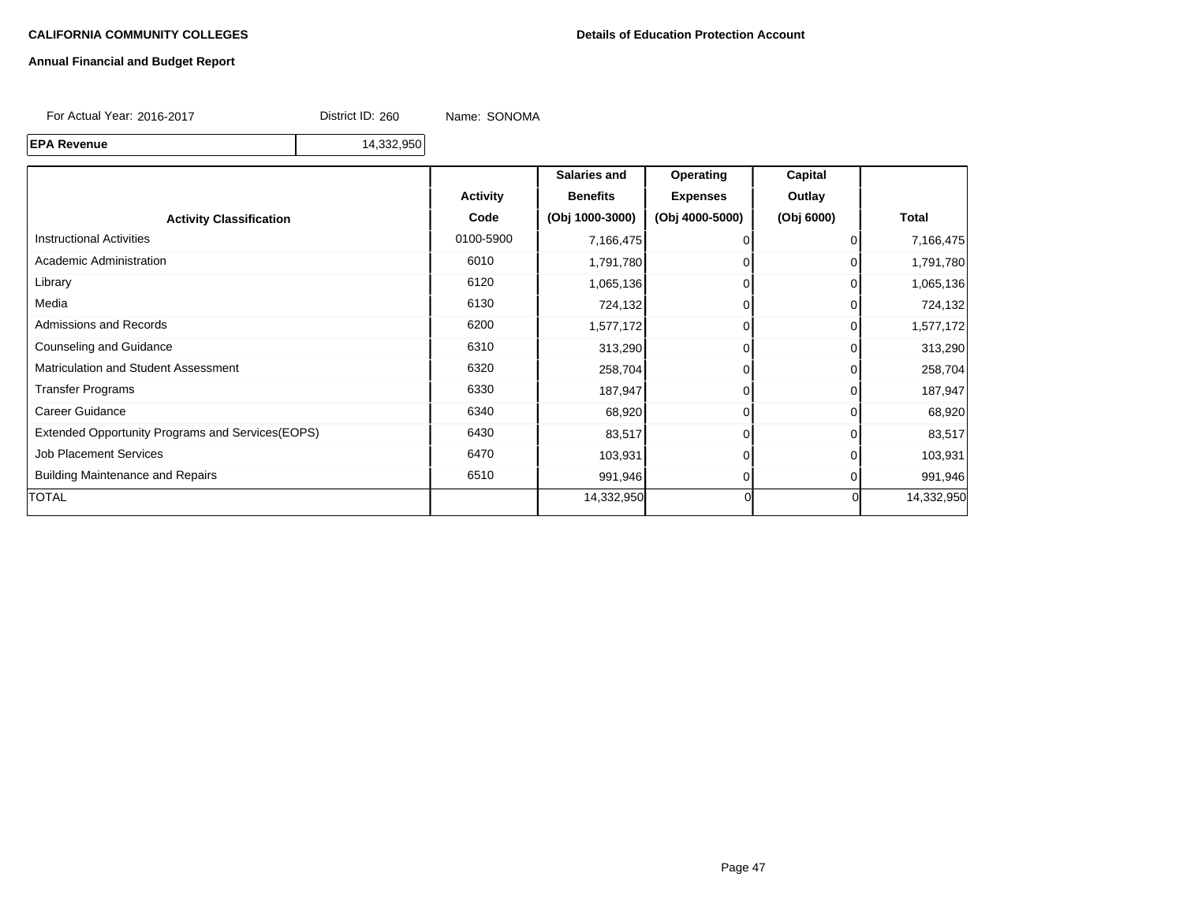**CALIFORNIA COMMUNITY COLLEGES**

**Details of Education Protection Account**

**Annual Financial and Budget Report**

For Actual Year: 2016-2017 District ID: 260 Name: SONOMA

| **EPA Revenue** | 14,332,950 |
|---|---|

| **Activity Classification** | **Activity Code** | **Salaries and Benefits (Obj 1000-3000)** | **Operating Expenses (Obj 4000-5000)** | **Capital Outlay (Obj 6000)** | **Total** |
|---|---|---|---|---|---|
| Instructional Activities | 0100-5900 | 7,166,475 | 0 | 0 | 7,166,475 |
| Academic Administration | 6010 | 1,791,780 | 0 | 0 | 1,791,780 |
| Library | 6120 | 1,065,136 | 0 | 0 | 1,065,136 |
| Media | 6130 | 724,132 | 0 | 0 | 724,132 |
| Admissions and Records | 6200 | 1,577,172 | 0 | 0 | 1,577,172 |
| Counseling and Guidance | 6310 | 313,290 | 0 | 0 | 313,290 |
| Matriculation and Student Assessment | 6320 | 258,704 | 0 | 0 | 258,704 |
| Transfer Programs | 6330 | 187,947 | 0 | 0 | 187,947 |
| Career Guidance | 6340 | 68,920 | 0 | 0 | 68,920 |
| Extended Opportunity Programs and Services(EOPS) | 6430 | 83,517 | 0 | 0 | 83,517 |
| Job Placement Services | 6470 | 103,931 | 0 | 0 | 103,931 |
| Building Maintenance and Repairs | 6510 | 991,946 | 0 | 0 | 991,946 |
| TOTAL | | 14,332,950 | 0 | 0 | 14,332,950 |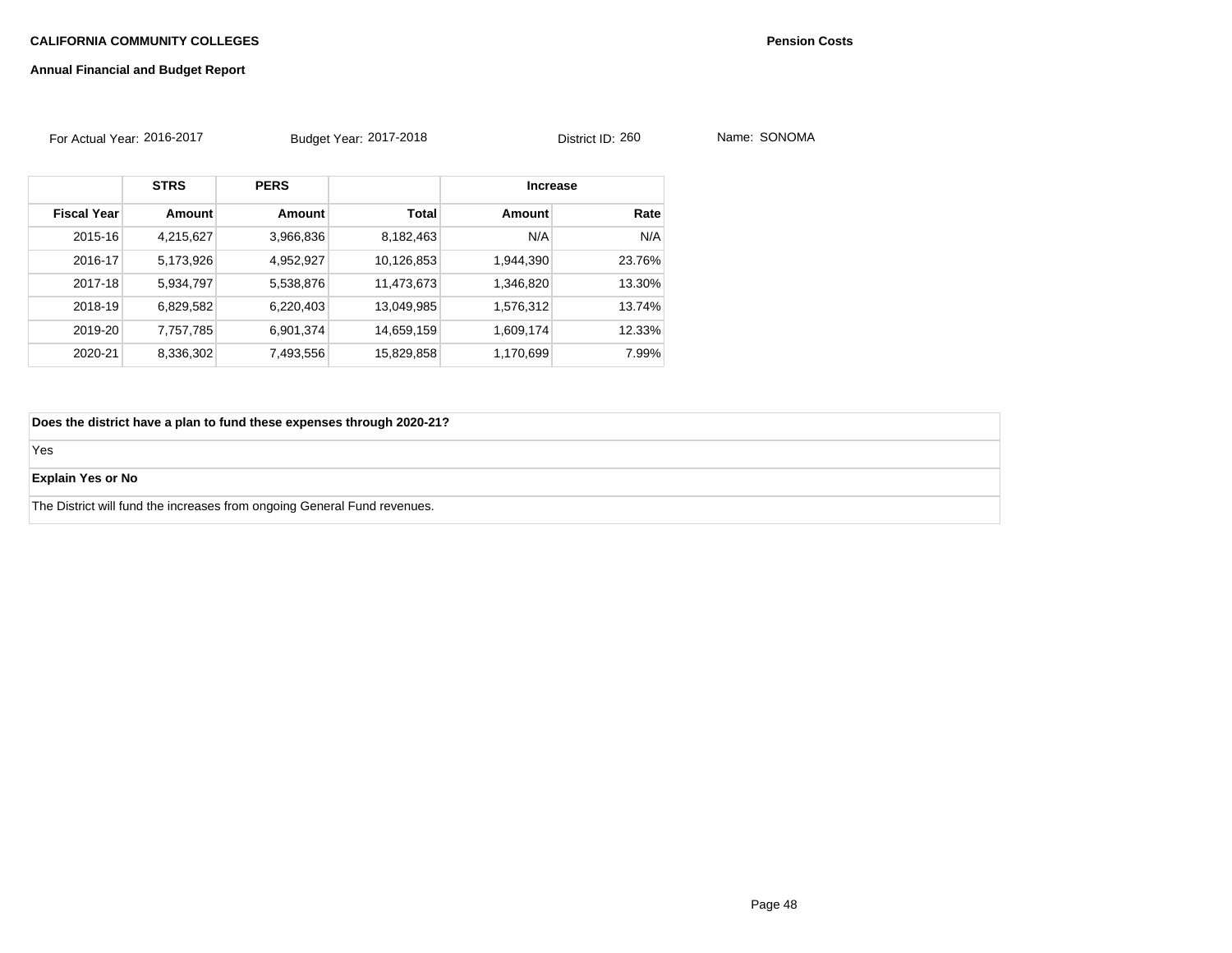**CALIFORNIA COMMUNITY COLLEGES**

**Pension Costs**

**Annual Financial and Budget Report**

For Actual Year: 2016-2017 Budget Year: 2017-2018 District ID: 260 Name: SONOMA

| | STRS | PERS | | Increase | |
|---|---|---|---|---|---|
| **Fiscal Year** | **Amount** | **Amount** | **Total** | **Amount** | **Rate** |
| 2015-16 | 4,215,627 | 3,966,836 | 8,182,463 | N/A | N/A |
| 2016-17 | 5,173,926 | 4,952,927 | 10,126,853 | 1,944,390 | 23.76% |
| 2017-18 | 5,934,797 | 5,538,876 | 11,473,673 | 1,346,820 | 13.30% |
| 2018-19 | 6,829,582 | 6,220,403 | 13,049,985 | 1,576,312 | 13.74% |
| 2019-20 | 7,757,785 | 6,901,374 | 14,659,159 | 1,609,174 | 12.33% |
| 2020-21 | 8,336,302 | 7,493,556 | 15,829,858 | 1,170,699 | 7.99% |

**Does the district have a plan to fund these expenses through 2020-21?**

Yes

**Explain Yes or No**

The District will fund the increases from ongoing General Fund revenues.